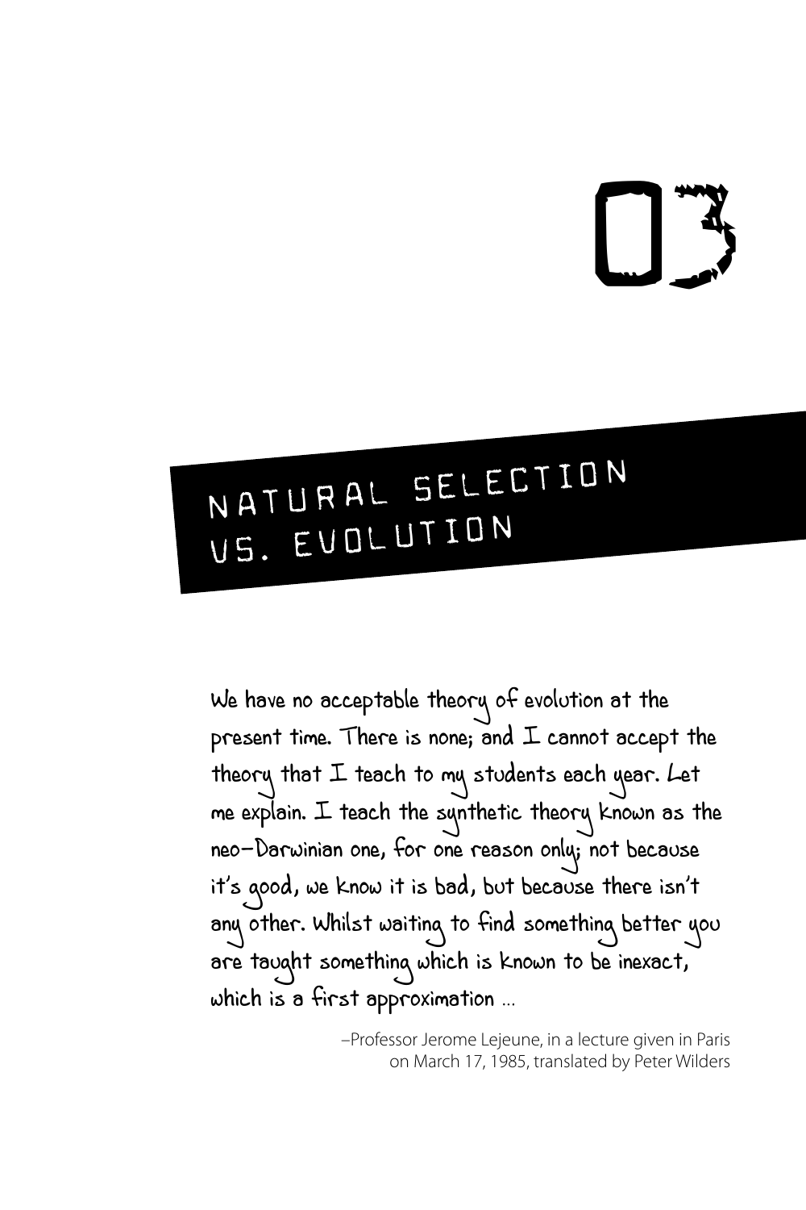# 03

## NATURAL SELECTION VS. EVOLUTION

We have no acceptable theory of evolution at the present time. There is none; and I cannot accept the theory that I teach to my students each year. Let me explain. I teach the synthetic theory known as the neo-Darwinian one, for one reason only; not because it's good, we know it is bad, but because there isn't any other. Whilst waiting to find something better you are taught something which is known to be inexact, which is a first approximation ...

–Professor Jerome Lejeune, in a lecture given in Paris on March 17, 1985, translated by Peter Wilders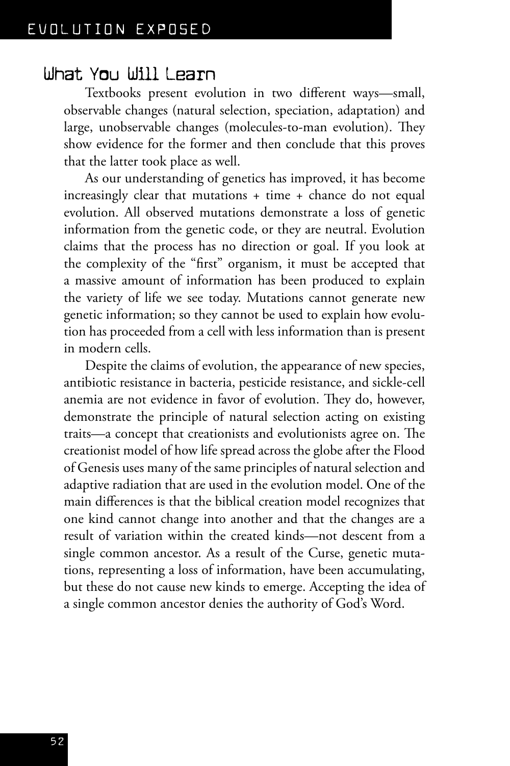## What You Will Learn

Textbooks present evolution in two different ways—small, observable changes (natural selection, speciation, adaptation) and large, unobservable changes (molecules-to-man evolution). They show evidence for the former and then conclude that this proves that the latter took place as well.

As our understanding of genetics has improved, it has become increasingly clear that mutations + time + chance do not equal evolution. All observed mutations demonstrate a loss of genetic information from the genetic code, or they are neutral. Evolution claims that the process has no direction or goal. If you look at the complexity of the "first" organism, it must be accepted that a massive amount of information has been produced to explain the variety of life we see today. Mutations cannot generate new genetic information; so they cannot be used to explain how evolution has proceeded from a cell with less information than is present in modern cells.

Despite the claims of evolution, the appearance of new species, antibiotic resistance in bacteria, pesticide resistance, and sickle-cell anemia are not evidence in favor of evolution. They do, however, demonstrate the principle of natural selection acting on existing traits—a concept that creationists and evolutionists agree on. The creationist model of how life spread across the globe after the Flood of Genesis uses many of the same principles of natural selection and adaptive radiation that are used in the evolution model. One of the main differences is that the biblical creation model recognizes that one kind cannot change into another and that the changes are a result of variation within the created kinds—not descent from a single common ancestor. As a result of the Curse, genetic mutations, representing a loss of information, have been accumulating, but these do not cause new kinds to emerge. Accepting the idea of a single common ancestor denies the authority of God's Word.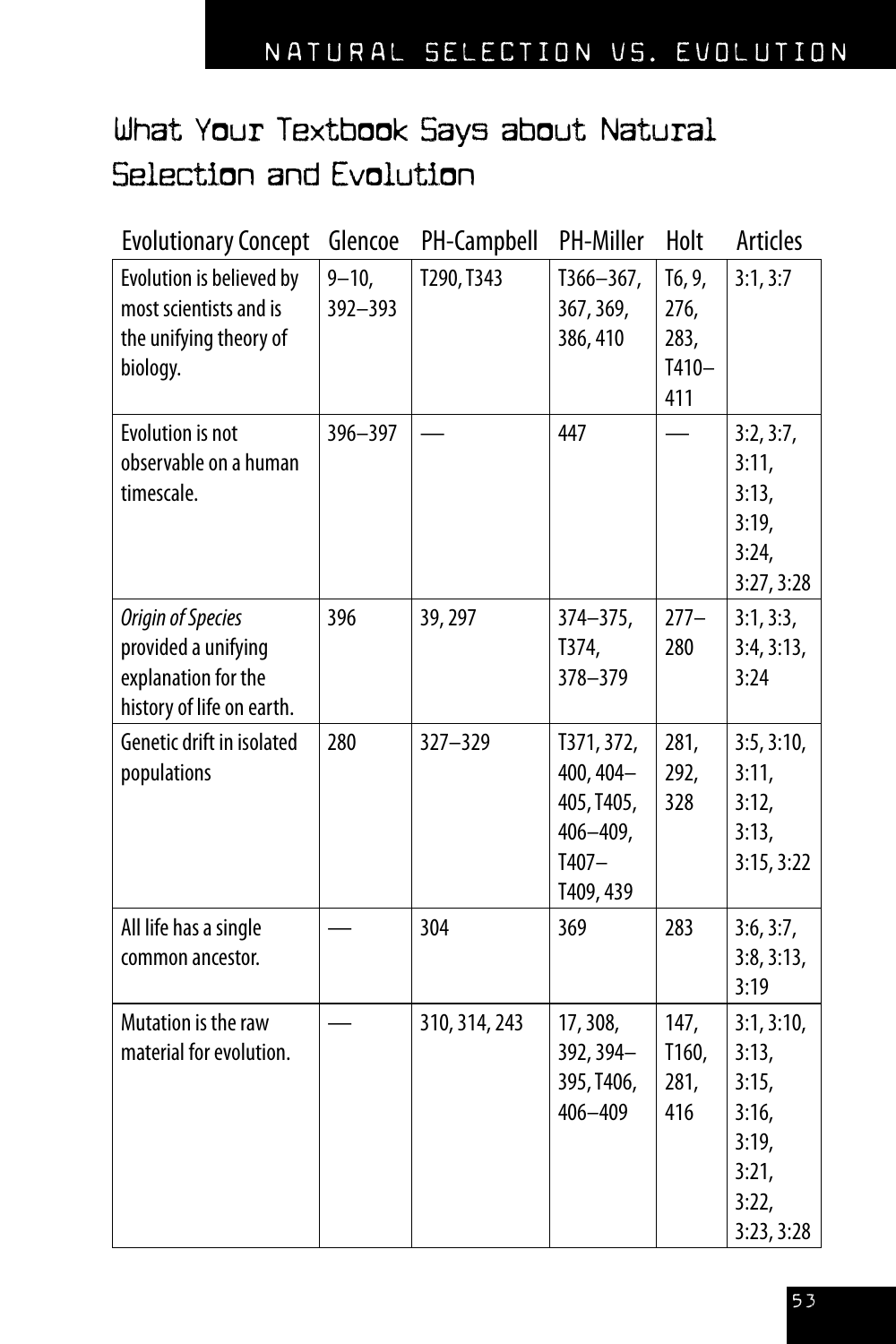## What Your Textbook Says about Natural Selection and Evolution

| Evolutionary Concept | Glencoe | PH-Campbell | PH-Miller | Holt | Articles |
|---|---|---|---|---|---|
| Evolution is believed by most scientists and is the unifying theory of biology. | 9–10, 392–393 | T290, T343 | T366–367, 367, 369, 386, 410 | T6, 9, 276, 283, T410–411 | 3:1, 3:7 |
| Evolution is not observable on a human timescale. | 396–397 | — | 447 | — | 3:2, 3:7, 3:11, 3:13, 3:19, 3:24, 3:27, 3:28 |
| *Origin of Species* provided a unifying explanation for the history of life on earth. | 396 | 39, 297 | 374–375, T374, 378–379 | 277–280 | 3:1, 3:3, 3:4, 3:13, 3:24 |
| Genetic drift in isolated populations | 280 | 327–329 | T371, 372, 400, 404–405, T405, 406–409, T407–T409, 439 | 281, 292, 328 | 3:5, 3:10, 3:11, 3:12, 3:13, 3:15, 3:22 |
| All life has a single common ancestor. | — | 304 | 369 | 283 | 3:6, 3:7, 3:8, 3:13, 3:19 |
| Mutation is the raw material for evolution. | — | 310, 314, 243 | 17, 308, 392, 394–395, T406, 406–409 | 147, T160, 281, 416 | 3:1, 3:10, 3:13, 3:15, 3:16, 3:19, 3:21, 3:22, 3:23, 3:28 |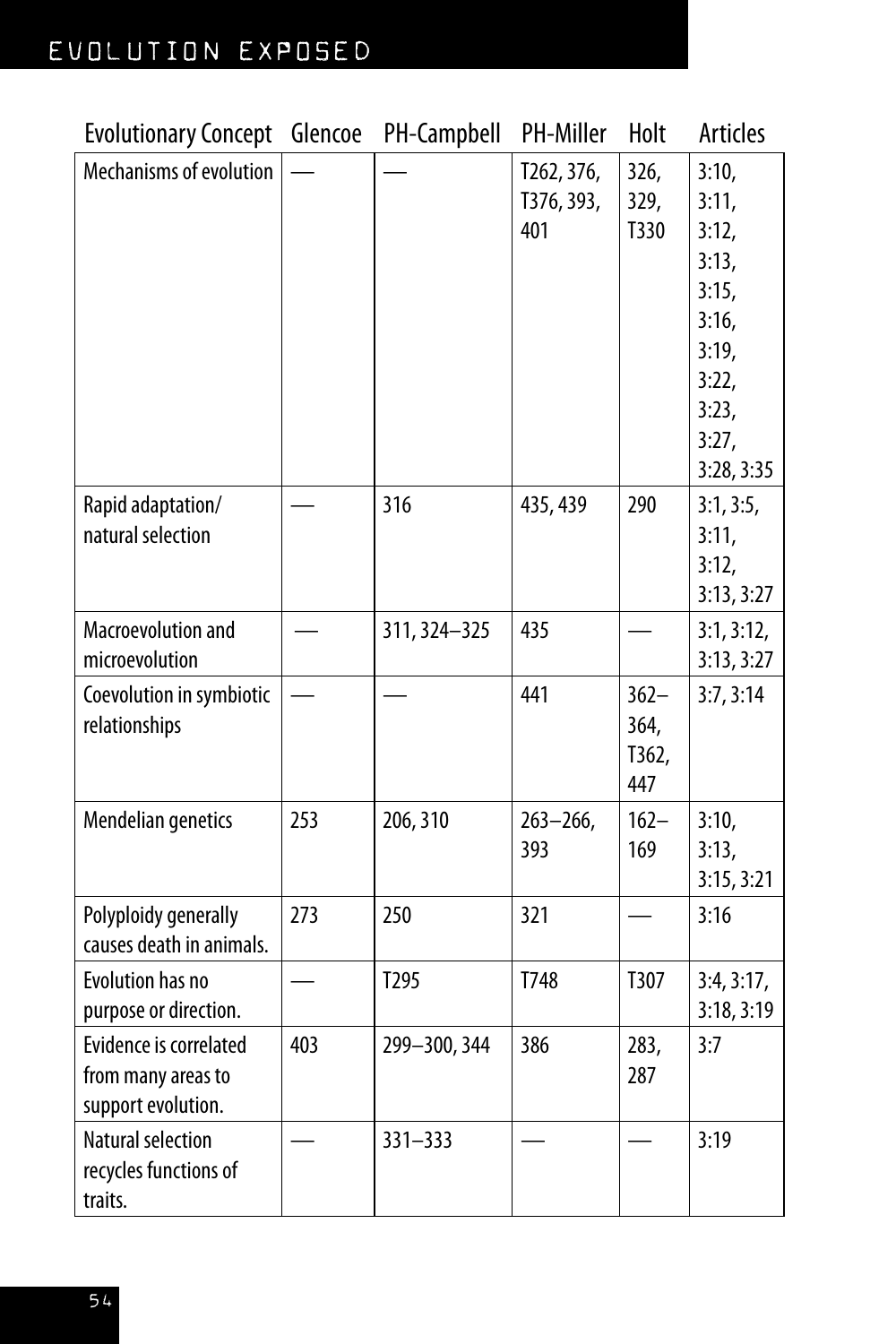| Evolutionary Concept | Glencoe | PH-Campbell | PH-Miller | Holt | Articles |
|---|---|---|---|---|---|
| Mechanisms of evolution | — | — | T262, 376, T376, 393, 401 | 326, 329, T330 | 3:10, 3:11, 3:12, 3:13, 3:15, 3:16, 3:19, 3:22, 3:23, 3:27, 3:28, 3:35 |
| Rapid adaptation/ natural selection | — | 316 | 435, 439 | 290 | 3:1, 3:5, 3:11, 3:12, 3:13, 3:27 |
| Macroevolution and microevolution | — | 311, 324–325 | 435 | — | 3:1, 3:12, 3:13, 3:27 |
| Coevolution in symbiotic relationships | — | — | 441 | 362–364, T362, 447 | 3:7, 3:14 |
| Mendelian genetics | 253 | 206, 310 | 263–266, 393 | 162–169 | 3:10, 3:13, 3:15, 3:21 |
| Polyploidy generally causes death in animals. | 273 | 250 | 321 | — | 3:16 |
| Evolution has no purpose or direction. | — | T295 | T748 | T307 | 3:4, 3:17, 3:18, 3:19 |
| Evidence is correlated from many areas to support evolution. | 403 | 299–300, 344 | 386 | 283, 287 | 3:7 |
| Natural selection recycles functions of traits. | — | 331–333 | — | — | 3:19 |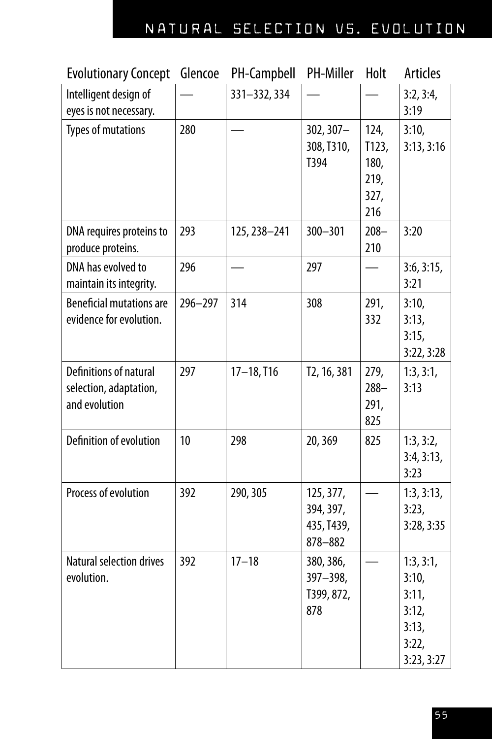| Evolutionary Concept | Glencoe | PH-Campbell | PH-Miller | Holt | Articles |
|---|---|---|---|---|---|
| Intelligent design of eyes is not necessary. | — | 331–332, 334 | — | — | 3:2, 3:4, 3:19 |
| Types of mutations | 280 | — | 302, 307–308, T310, T394 | 124, T123, 180, 219, 327, 216 | 3:10, 3:13, 3:16 |
| DNA requires proteins to produce proteins. | 293 | 125, 238–241 | 300–301 | 208–210 | 3:20 |
| DNA has evolved to maintain its integrity. | 296 | — | 297 | — | 3:6, 3:15, 3:21 |
| Beneficial mutations are evidence for evolution. | 296–297 | 314 | 308 | 291, 332 | 3:10, 3:13, 3:15, 3:22, 3:28 |
| Definitions of natural selection, adaptation, and evolution | 297 | 17–18, T16 | T2, 16, 381 | 279, 288–291, 825 | 1:3, 3:1, 3:13 |
| Definition of evolution | 10 | 298 | 20, 369 | 825 | 1:3, 3:2, 3:4, 3:13, 3:23 |
| Process of evolution | 392 | 290, 305 | 125, 377, 394, 397, 435, T439, 878–882 | — | 1:3, 3:13, 3:23, 3:28, 3:35 |
| Natural selection drives evolution. | 392 | 17–18 | 380, 386, 397–398, T399, 872, 878 | — | 1:3, 3:1, 3:10, 3:11, 3:12, 3:13, 3:22, 3:23, 3:27 |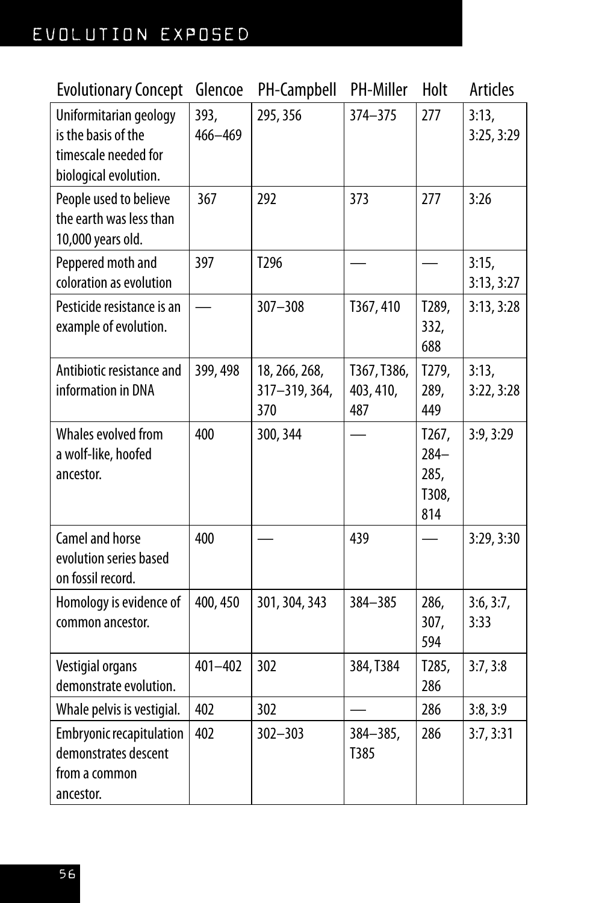| Evolutionary Concept | Glencoe | PH-Campbell | PH-Miller | Holt | Articles |
|---|---|---|---|---|---|
| Uniformitarian geology is the basis of the timescale needed for biological evolution. | 393, 466–469 | 295, 356 | 374–375 | 277 | 3:13, 3:25, 3:29 |
| People used to believe the earth was less than 10,000 years old. | 367 | 292 | 373 | 277 | 3:26 |
| Peppered moth and coloration as evolution | 397 | T296 | — | — | 3:15, 3:13, 3:27 |
| Pesticide resistance is an example of evolution. | — | 307–308 | T367, 410 | T289, 332, 688 | 3:13, 3:28 |
| Antibiotic resistance and information in DNA | 399, 498 | 18, 266, 268, 317–319, 364, 370 | T367, T386, 403, 410, 487 | T279, 289, 449 | 3:13, 3:22, 3:28 |
| Whales evolved from a wolf-like, hoofed ancestor. | 400 | 300, 344 | — | T267, 284–285, T308, 814 | 3:9, 3:29 |
| Camel and horse evolution series based on fossil record. | 400 | — | 439 | — | 3:29, 3:30 |
| Homology is evidence of common ancestor. | 400, 450 | 301, 304, 343 | 384–385 | 286, 307, 594 | 3:6, 3:7, 3:33 |
| Vestigial organs demonstrate evolution. | 401–402 | 302 | 384, T384 | T285, 286 | 3:7, 3:8 |
| Whale pelvis is vestigial. | 402 | 302 | — | 286 | 3:8, 3:9 |
| Embryonic recapitulation demonstrates descent from a common ancestor. | 402 | 302–303 | 384–385, T385 | 286 | 3:7, 3:31 |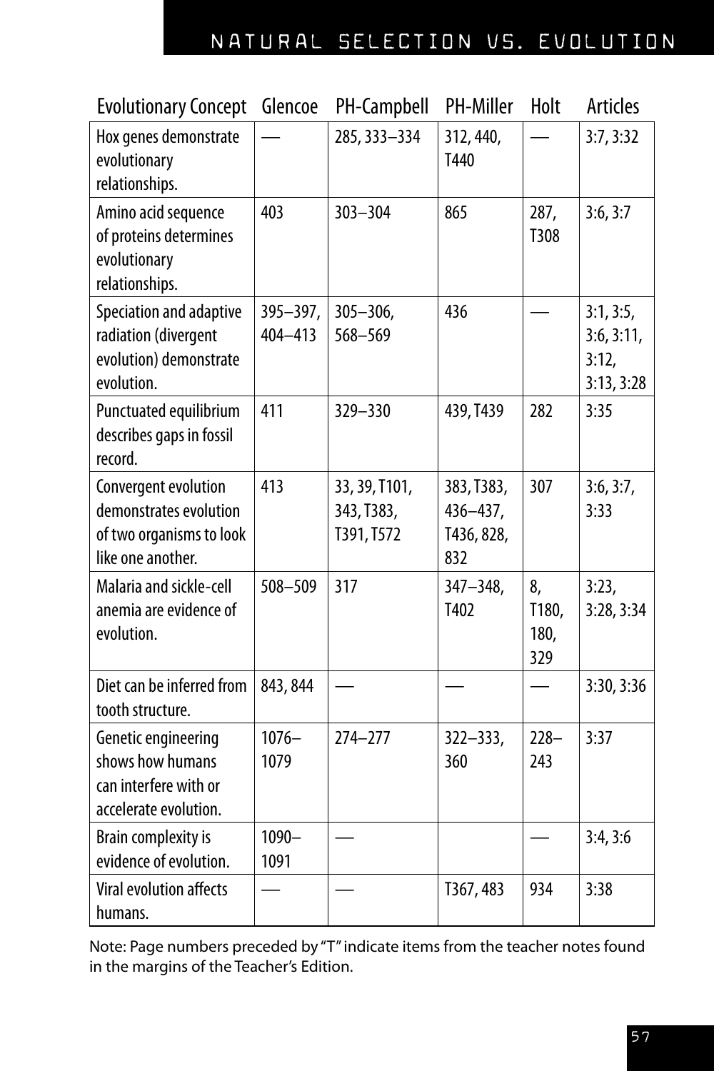| Evolutionary Concept | Glencoe | PH-Campbell | PH-Miller | Holt | Articles |
| --- | --- | --- | --- | --- | --- |
| Hox genes demonstrate evolutionary relationships. | — | 285, 333–334 | 312, 440, T440 | — | 3:7, 3:32 |
| Amino acid sequence of proteins determines evolutionary relationships. | 403 | 303–304 | 865 | 287, T308 | 3:6, 3:7 |
| Speciation and adaptive radiation (divergent evolution) demonstrate evolution. | 395–397, 404–413 | 305–306, 568–569 | 436 | — | 3:1, 3:5, 3:6, 3:11, 3:12, 3:13, 3:28 |
| Punctuated equilibrium describes gaps in fossil record. | 411 | 329–330 | 439, T439 | 282 | 3:35 |
| Convergent evolution demonstrates evolution of two organisms to look like one another. | 413 | 33, 39, T101, 343, T383, T391, T572 | 383, T383, 436–437, T436, 828, 832 | 307 | 3:6, 3:7, 3:33 |
| Malaria and sickle-cell anemia are evidence of evolution. | 508–509 | 317 | 347–348, T402 | 8, T180, 180, 329 | 3:23, 3:28, 3:34 |
| Diet can be inferred from tooth structure. | 843, 844 | — | — | — | 3:30, 3:36 |
| Genetic engineering shows how humans can interfere with or accelerate evolution. | 1076–1079 | 274–277 | 322–333, 360 | 228–243 | 3:37 |
| Brain complexity is evidence of evolution. | 1090–1091 | — | | — | 3:4, 3:6 |
| Viral evolution affects humans. | — | — | T367, 483 | 934 | 3:38 |

Note: Page numbers preceded by "T" indicate items from the teacher notes found in the margins of the Teacher's Edition.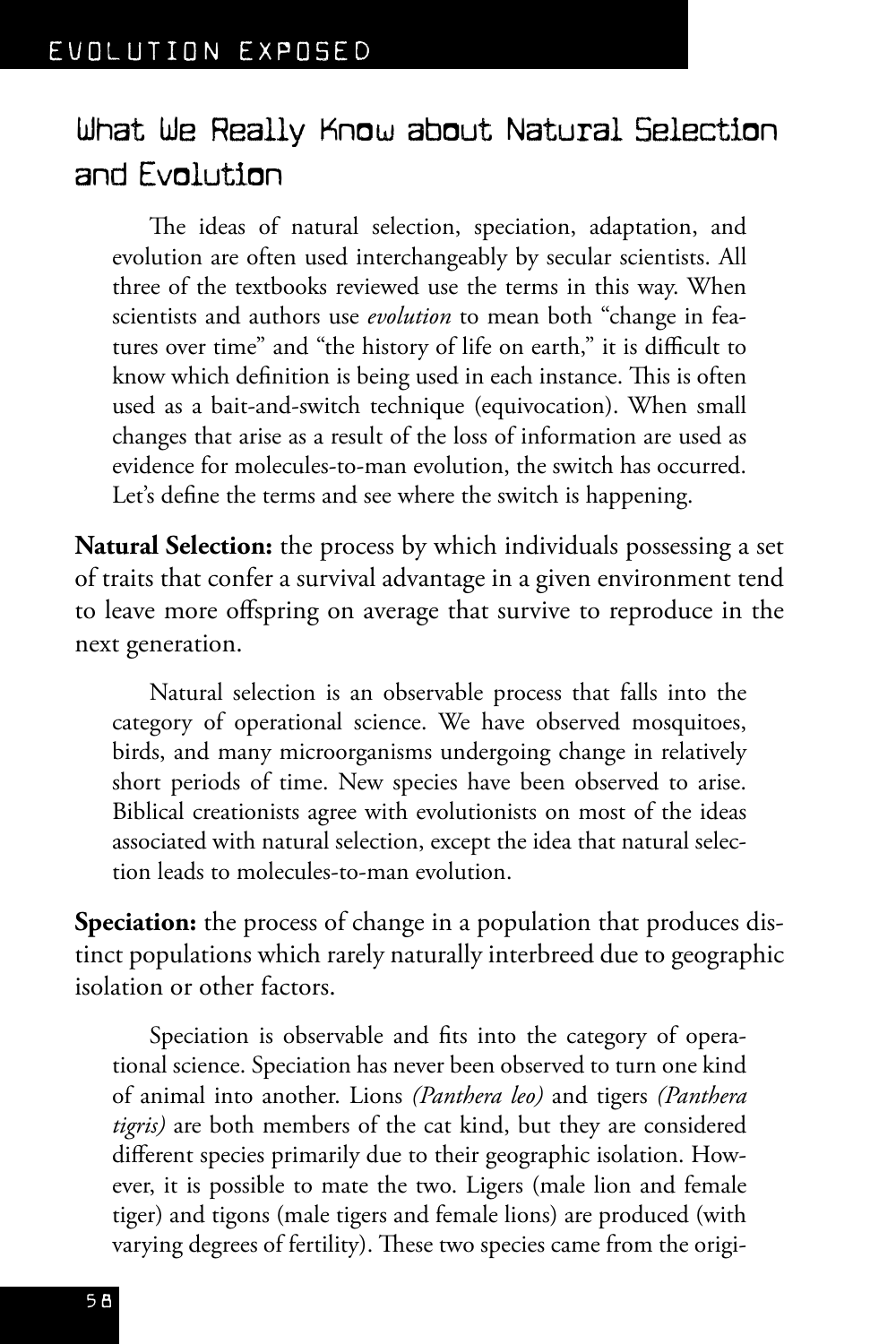## What We Really Know about Natural Selection and Evolution

The ideas of natural selection, speciation, adaptation, and evolution are often used interchangeably by secular scientists. All three of the textbooks reviewed use the terms in this way. When scientists and authors use *evolution* to mean both "change in features over time" and "the history of life on earth," it is difficult to know which definition is being used in each instance. This is often used as a bait-and-switch technique (equivocation). When small changes that arise as a result of the loss of information are used as evidence for molecules-to-man evolution, the switch has occurred. Let's define the terms and see where the switch is happening.

**Natural Selection:** the process by which individuals possessing a set of traits that confer a survival advantage in a given environment tend to leave more offspring on average that survive to reproduce in the next generation.

Natural selection is an observable process that falls into the category of operational science. We have observed mosquitoes, birds, and many microorganisms undergoing change in relatively short periods of time. New species have been observed to arise. Biblical creationists agree with evolutionists on most of the ideas associated with natural selection, except the idea that natural selection leads to molecules-to-man evolution.

**Speciation:** the process of change in a population that produces distinct populations which rarely naturally interbreed due to geographic isolation or other factors.

Speciation is observable and fits into the category of operational science. Speciation has never been observed to turn one kind of animal into another. Lions *(Panthera leo)* and tigers *(Panthera tigris)* are both members of the cat kind, but they are considered different species primarily due to their geographic isolation. However, it is possible to mate the two. Ligers (male lion and female tiger) and tigons (male tigers and female lions) are produced (with varying degrees of fertility). These two species came from the origi-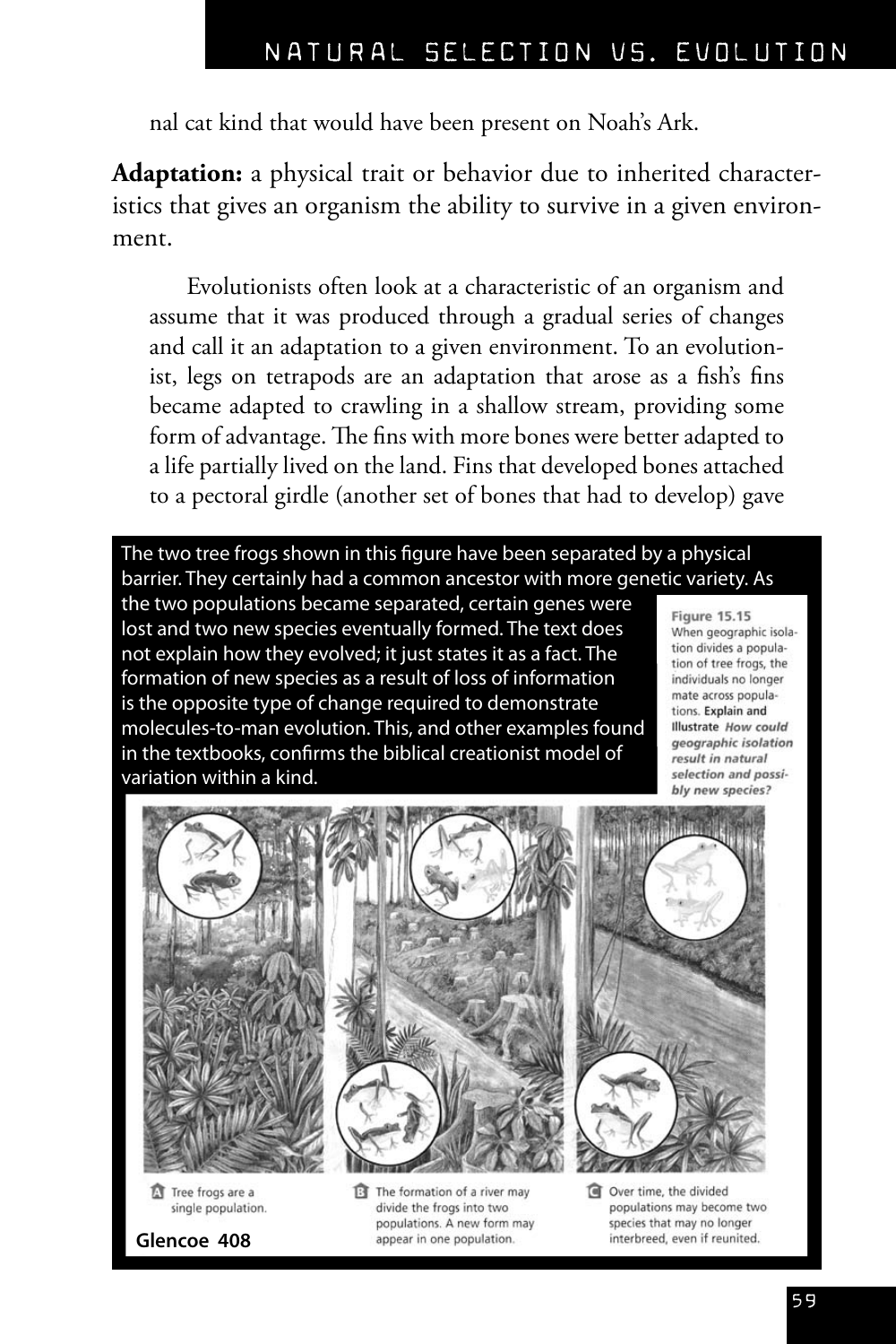nal cat kind that would have been present on Noah's Ark.

**Adaptation:** a physical trait or behavior due to inherited characteristics that gives an organism the ability to survive in a given environment.

Evolutionists often look at a characteristic of an organism and assume that it was produced through a gradual series of changes and call it an adaptation to a given environment. To an evolutionist, legs on tetrapods are an adaptation that arose as a fish's fins became adapted to crawling in a shallow stream, providing some form of advantage. The fins with more bones were better adapted to a life partially lived on the land. Fins that developed bones attached to a pectoral girdle (another set of bones that had to develop) gave

The two tree frogs shown in this figure have been separated by a physical barrier. They certainly had a common ancestor with more genetic variety. As the two populations became separated, certain genes were lost and two new species eventually formed. The text does not explain how they evolved; it just states it as a fact. The formation of new species as a result of loss of information is the opposite type of change required to demonstrate molecules-to-man evolution. This, and other examples found in the textbooks, confirms the biblical creationist model of variation within a kind.

**Figure 15.15** When geographic isolation divides a population of tree frogs, the individuals no longer mate across populations. **Explain and Illustrate** ***How could geographic isolation result in natural selection and possibly new species?***

**A** Tree frogs are a single population.

**B** The formation of a river may divide the frogs into two populations. A new form may appear in one population.

**C** Over time, the divided populations may become two species that may no longer interbreed, even if reunited.

**Glencoe 408**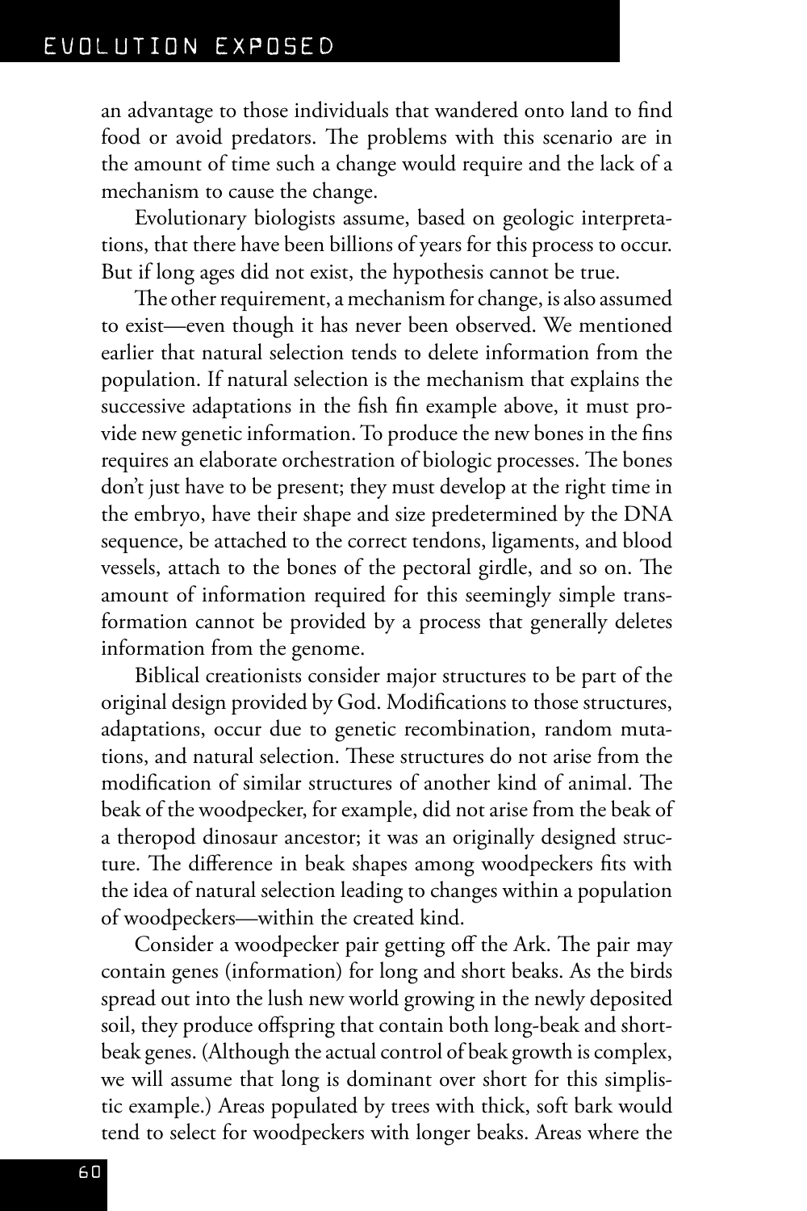an advantage to those individuals that wandered onto land to find food or avoid predators. The problems with this scenario are in the amount of time such a change would require and the lack of a mechanism to cause the change.

Evolutionary biologists assume, based on geologic interpretations, that there have been billions of years for this process to occur. But if long ages did not exist, the hypothesis cannot be true.

The other requirement, a mechanism for change, is also assumed to exist—even though it has never been observed. We mentioned earlier that natural selection tends to delete information from the population. If natural selection is the mechanism that explains the successive adaptations in the fish fin example above, it must provide new genetic information. To produce the new bones in the fins requires an elaborate orchestration of biologic processes. The bones don't just have to be present; they must develop at the right time in the embryo, have their shape and size predetermined by the DNA sequence, be attached to the correct tendons, ligaments, and blood vessels, attach to the bones of the pectoral girdle, and so on. The amount of information required for this seemingly simple transformation cannot be provided by a process that generally deletes information from the genome.

Biblical creationists consider major structures to be part of the original design provided by God. Modifications to those structures, adaptations, occur due to genetic recombination, random mutations, and natural selection. These structures do not arise from the modification of similar structures of another kind of animal. The beak of the woodpecker, for example, did not arise from the beak of a theropod dinosaur ancestor; it was an originally designed structure. The difference in beak shapes among woodpeckers fits with the idea of natural selection leading to changes within a population of woodpeckers—within the created kind.

Consider a woodpecker pair getting off the Ark. The pair may contain genes (information) for long and short beaks. As the birds spread out into the lush new world growing in the newly deposited soil, they produce offspring that contain both long-beak and short-beak genes. (Although the actual control of beak growth is complex, we will assume that long is dominant over short for this simplistic example.) Areas populated by trees with thick, soft bark would tend to select for woodpeckers with longer beaks. Areas where the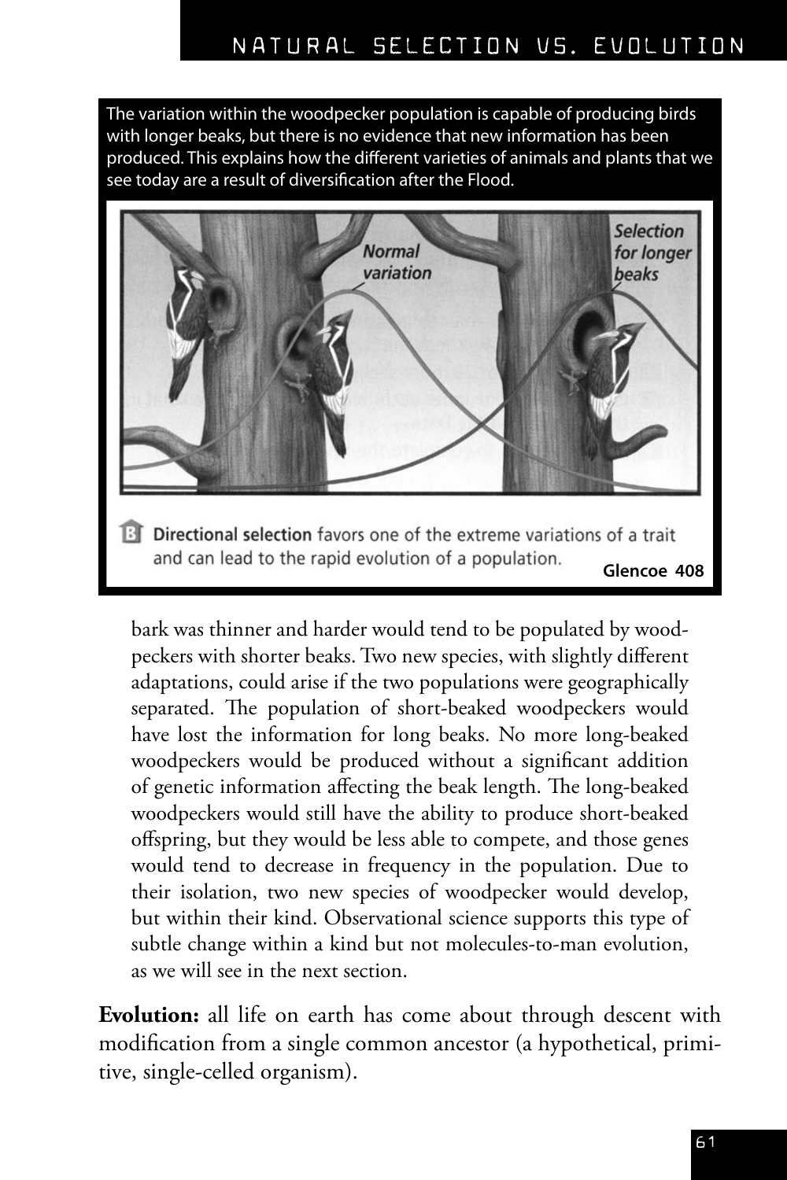The variation within the woodpecker population is capable of producing birds with longer beaks, but there is no evidence that new information has been produced. This explains how the different varieties of animals and plants that we see today are a result of diversification after the Flood.

**B** **Directional selection** favors one of the extreme variations of a trait and can lead to the rapid evolution of a population. **Glencoe 408**

bark was thinner and harder would tend to be populated by woodpeckers with shorter beaks. Two new species, with slightly different adaptations, could arise if the two populations were geographically separated. The population of short-beaked woodpeckers would have lost the information for long beaks. No more long-beaked woodpeckers would be produced without a significant addition of genetic information affecting the beak length. The long-beaked woodpeckers would still have the ability to produce short-beaked offspring, but they would be less able to compete, and those genes would tend to decrease in frequency in the population. Due to their isolation, two new species of woodpecker would develop, but within their kind. Observational science supports this type of subtle change within a kind but not molecules-to-man evolution, as we will see in the next section.

**Evolution:** all life on earth has come about through descent with modification from a single common ancestor (a hypothetical, primitive, single-celled organism).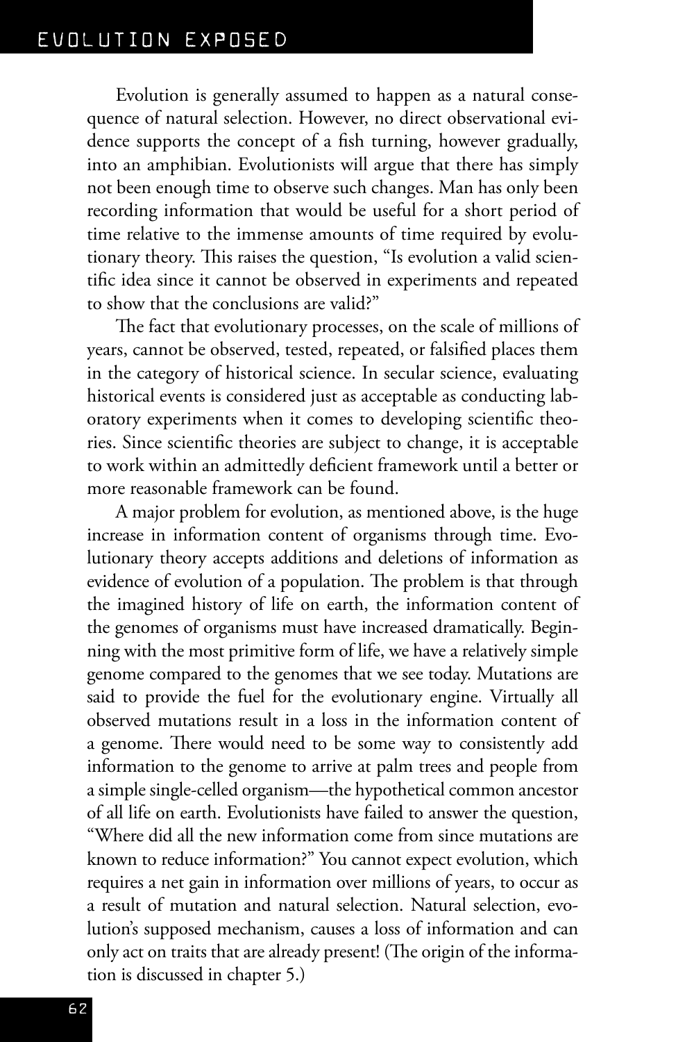Evolution is generally assumed to happen as a natural consequence of natural selection. However, no direct observational evidence supports the concept of a fish turning, however gradually, into an amphibian. Evolutionists will argue that there has simply not been enough time to observe such changes. Man has only been recording information that would be useful for a short period of time relative to the immense amounts of time required by evolutionary theory. This raises the question, "Is evolution a valid scientific idea since it cannot be observed in experiments and repeated to show that the conclusions are valid?"

The fact that evolutionary processes, on the scale of millions of years, cannot be observed, tested, repeated, or falsified places them in the category of historical science. In secular science, evaluating historical events is considered just as acceptable as conducting laboratory experiments when it comes to developing scientific theories. Since scientific theories are subject to change, it is acceptable to work within an admittedly deficient framework until a better or more reasonable framework can be found.

A major problem for evolution, as mentioned above, is the huge increase in information content of organisms through time. Evolutionary theory accepts additions and deletions of information as evidence of evolution of a population. The problem is that through the imagined history of life on earth, the information content of the genomes of organisms must have increased dramatically. Beginning with the most primitive form of life, we have a relatively simple genome compared to the genomes that we see today. Mutations are said to provide the fuel for the evolutionary engine. Virtually all observed mutations result in a loss in the information content of a genome. There would need to be some way to consistently add information to the genome to arrive at palm trees and people from a simple single-celled organism—the hypothetical common ancestor of all life on earth. Evolutionists have failed to answer the question, "Where did all the new information come from since mutations are known to reduce information?" You cannot expect evolution, which requires a net gain in information over millions of years, to occur as a result of mutation and natural selection. Natural selection, evolution's supposed mechanism, causes a loss of information and can only act on traits that are already present! (The origin of the information is discussed in chapter 5.)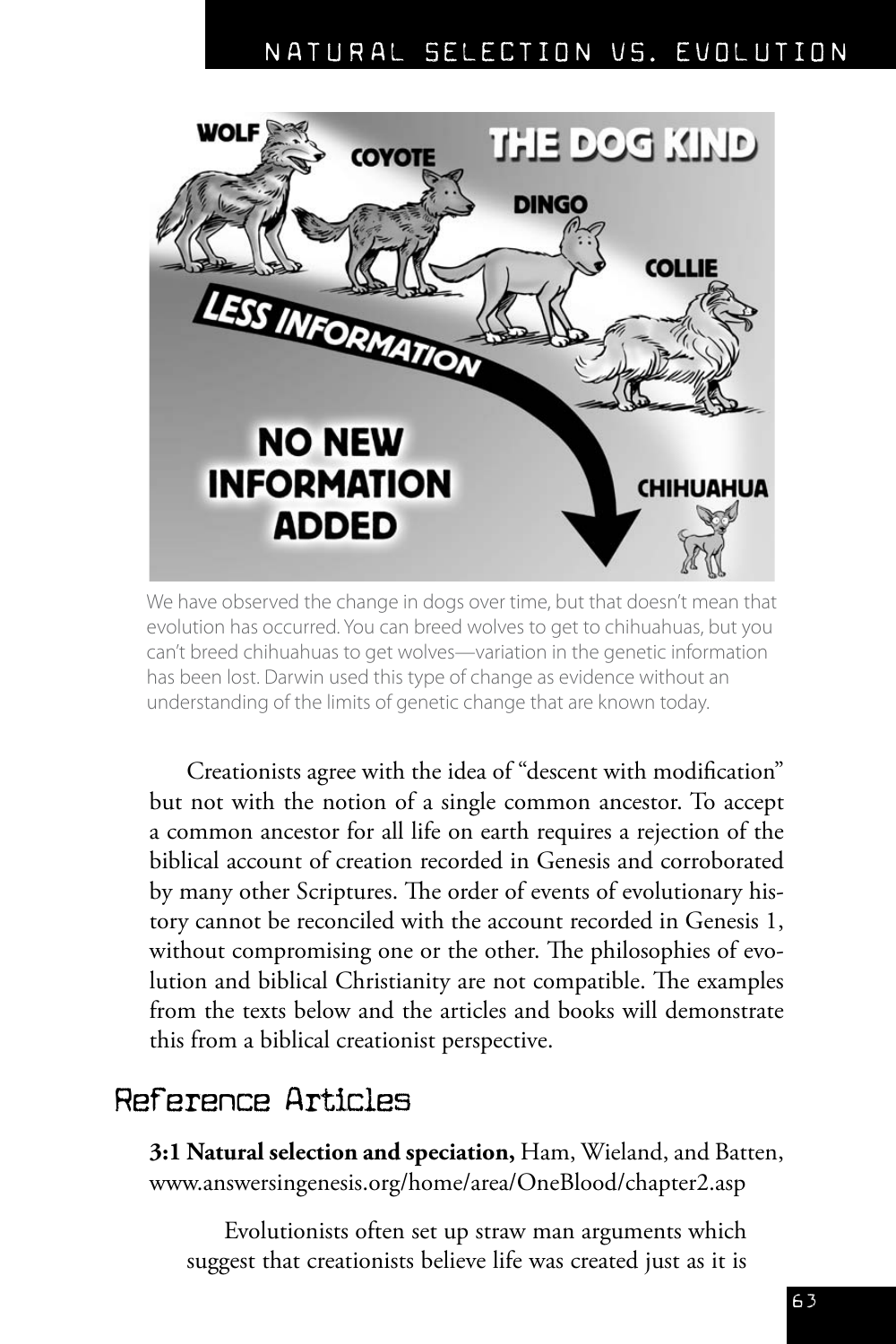We have observed the change in dogs over time, but that doesn't mean that evolution has occurred. You can breed wolves to get to chihuahuas, but you can't breed chihuahuas to get wolves—variation in the genetic information has been lost. Darwin used this type of change as evidence without an understanding of the limits of genetic change that are known today.

Creationists agree with the idea of "descent with modification" but not with the notion of a single common ancestor. To accept a common ancestor for all life on earth requires a rejection of the biblical account of creation recorded in Genesis and corroborated by many other Scriptures. The order of events of evolutionary history cannot be reconciled with the account recorded in Genesis 1, without compromising one or the other. The philosophies of evolution and biblical Christianity are not compatible. The examples from the texts below and the articles and books will demonstrate this from a biblical creationist perspective.

## Reference Articles

**3:1 Natural selection and speciation,** Ham, Wieland, and Batten, www.answersingenesis.org/home/area/OneBlood/chapter2.asp

Evolutionists often set up straw man arguments which suggest that creationists believe life was created just as it is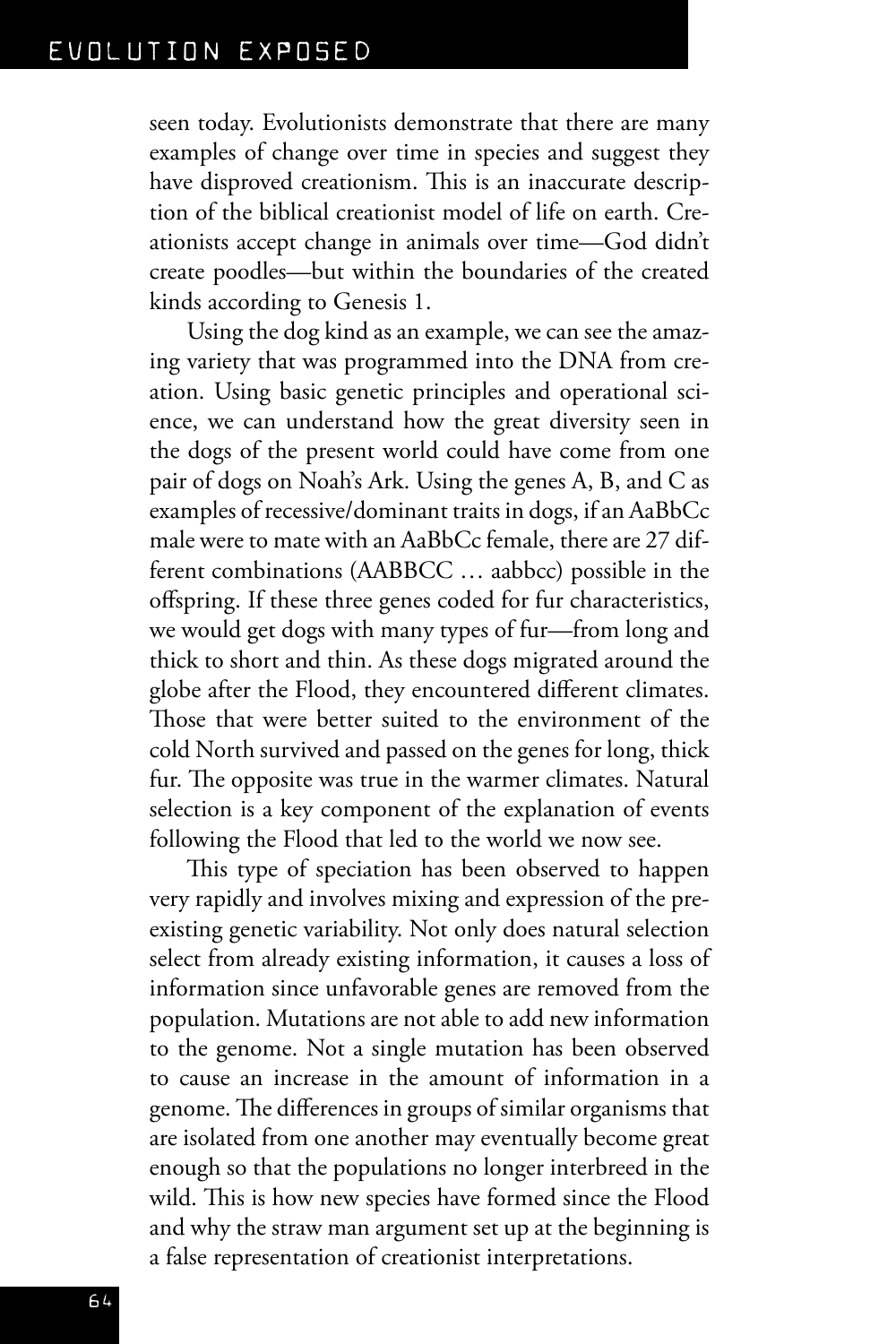seen today. Evolutionists demonstrate that there are many examples of change over time in species and suggest they have disproved creationism. This is an inaccurate description of the biblical creationist model of life on earth. Creationists accept change in animals over time—God didn't create poodles—but within the boundaries of the created kinds according to Genesis 1.

Using the dog kind as an example, we can see the amazing variety that was programmed into the DNA from creation. Using basic genetic principles and operational science, we can understand how the great diversity seen in the dogs of the present world could have come from one pair of dogs on Noah's Ark. Using the genes A, B, and C as examples of recessive/dominant traits in dogs, if an AaBbCc male were to mate with an AaBbCc female, there are 27 different combinations (AABBCC … aabbcc) possible in the offspring. If these three genes coded for fur characteristics, we would get dogs with many types of fur—from long and thick to short and thin. As these dogs migrated around the globe after the Flood, they encountered different climates. Those that were better suited to the environment of the cold North survived and passed on the genes for long, thick fur. The opposite was true in the warmer climates. Natural selection is a key component of the explanation of events following the Flood that led to the world we now see.

This type of speciation has been observed to happen very rapidly and involves mixing and expression of the preexisting genetic variability. Not only does natural selection select from already existing information, it causes a loss of information since unfavorable genes are removed from the population. Mutations are not able to add new information to the genome. Not a single mutation has been observed to cause an increase in the amount of information in a genome. The differences in groups of similar organisms that are isolated from one another may eventually become great enough so that the populations no longer interbreed in the wild. This is how new species have formed since the Flood and why the straw man argument set up at the beginning is a false representation of creationist interpretations.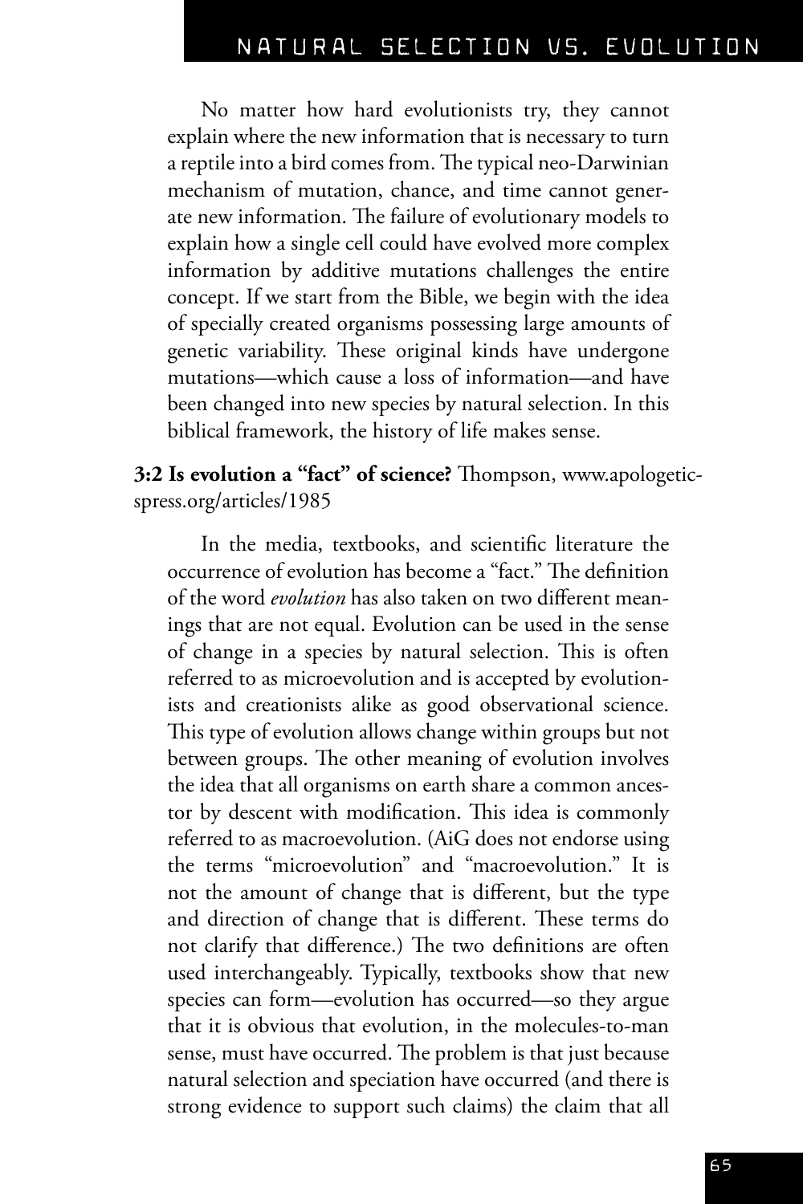No matter how hard evolutionists try, they cannot explain where the new information that is necessary to turn a reptile into a bird comes from. The typical neo-Darwinian mechanism of mutation, chance, and time cannot generate new information. The failure of evolutionary models to explain how a single cell could have evolved more complex information by additive mutations challenges the entire concept. If we start from the Bible, we begin with the idea of specially created organisms possessing large amounts of genetic variability. These original kinds have undergone mutations—which cause a loss of information—and have been changed into new species by natural selection. In this biblical framework, the history of life makes sense.

**3:2 Is evolution a "fact" of science?** Thompson, www.apologeticspress.org/articles/1985

In the media, textbooks, and scientific literature the occurrence of evolution has become a "fact." The definition of the word *evolution* has also taken on two different meanings that are not equal. Evolution can be used in the sense of change in a species by natural selection. This is often referred to as microevolution and is accepted by evolutionists and creationists alike as good observational science. This type of evolution allows change within groups but not between groups. The other meaning of evolution involves the idea that all organisms on earth share a common ancestor by descent with modification. This idea is commonly referred to as macroevolution. (AiG does not endorse using the terms "microevolution" and "macroevolution." It is not the amount of change that is different, but the type and direction of change that is different. These terms do not clarify that difference.) The two definitions are often used interchangeably. Typically, textbooks show that new species can form—evolution has occurred—so they argue that it is obvious that evolution, in the molecules-to-man sense, must have occurred. The problem is that just because natural selection and speciation have occurred (and there is strong evidence to support such claims) the claim that all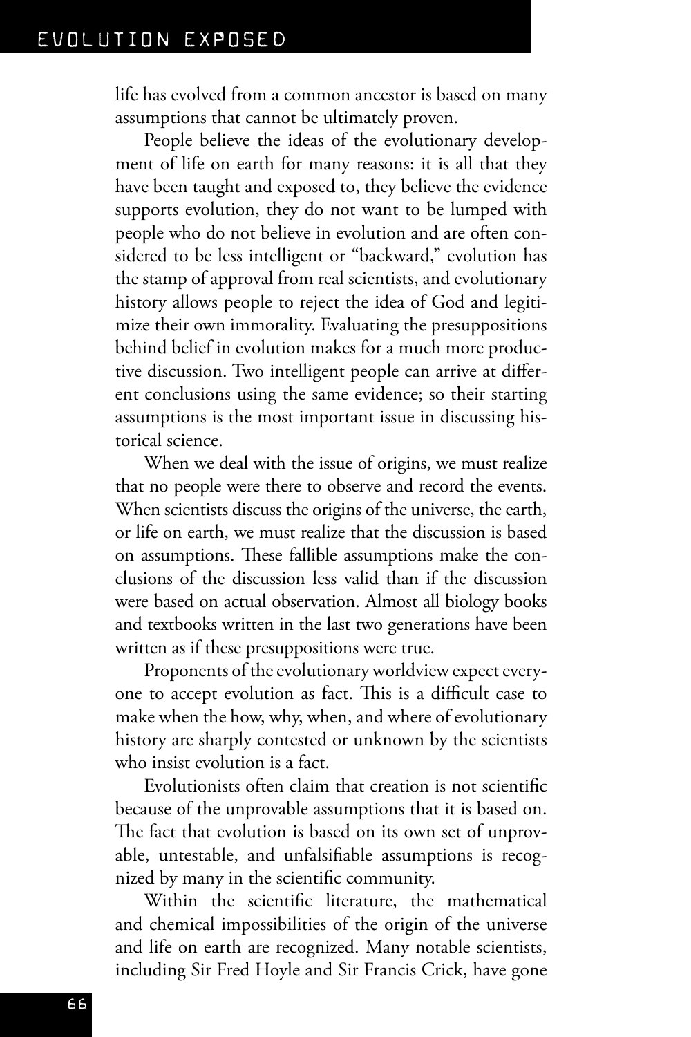life has evolved from a common ancestor is based on many assumptions that cannot be ultimately proven.

People believe the ideas of the evolutionary development of life on earth for many reasons: it is all that they have been taught and exposed to, they believe the evidence supports evolution, they do not want to be lumped with people who do not believe in evolution and are often considered to be less intelligent or "backward," evolution has the stamp of approval from real scientists, and evolutionary history allows people to reject the idea of God and legitimize their own immorality. Evaluating the presuppositions behind belief in evolution makes for a much more productive discussion. Two intelligent people can arrive at different conclusions using the same evidence; so their starting assumptions is the most important issue in discussing historical science.

When we deal with the issue of origins, we must realize that no people were there to observe and record the events. When scientists discuss the origins of the universe, the earth, or life on earth, we must realize that the discussion is based on assumptions. These fallible assumptions make the conclusions of the discussion less valid than if the discussion were based on actual observation. Almost all biology books and textbooks written in the last two generations have been written as if these presuppositions were true.

Proponents of the evolutionary worldview expect everyone to accept evolution as fact. This is a difficult case to make when the how, why, when, and where of evolutionary history are sharply contested or unknown by the scientists who insist evolution is a fact.

Evolutionists often claim that creation is not scientific because of the unprovable assumptions that it is based on. The fact that evolution is based on its own set of unprovable, untestable, and unfalsifiable assumptions is recognized by many in the scientific community.

Within the scientific literature, the mathematical and chemical impossibilities of the origin of the universe and life on earth are recognized. Many notable scientists, including Sir Fred Hoyle and Sir Francis Crick, have gone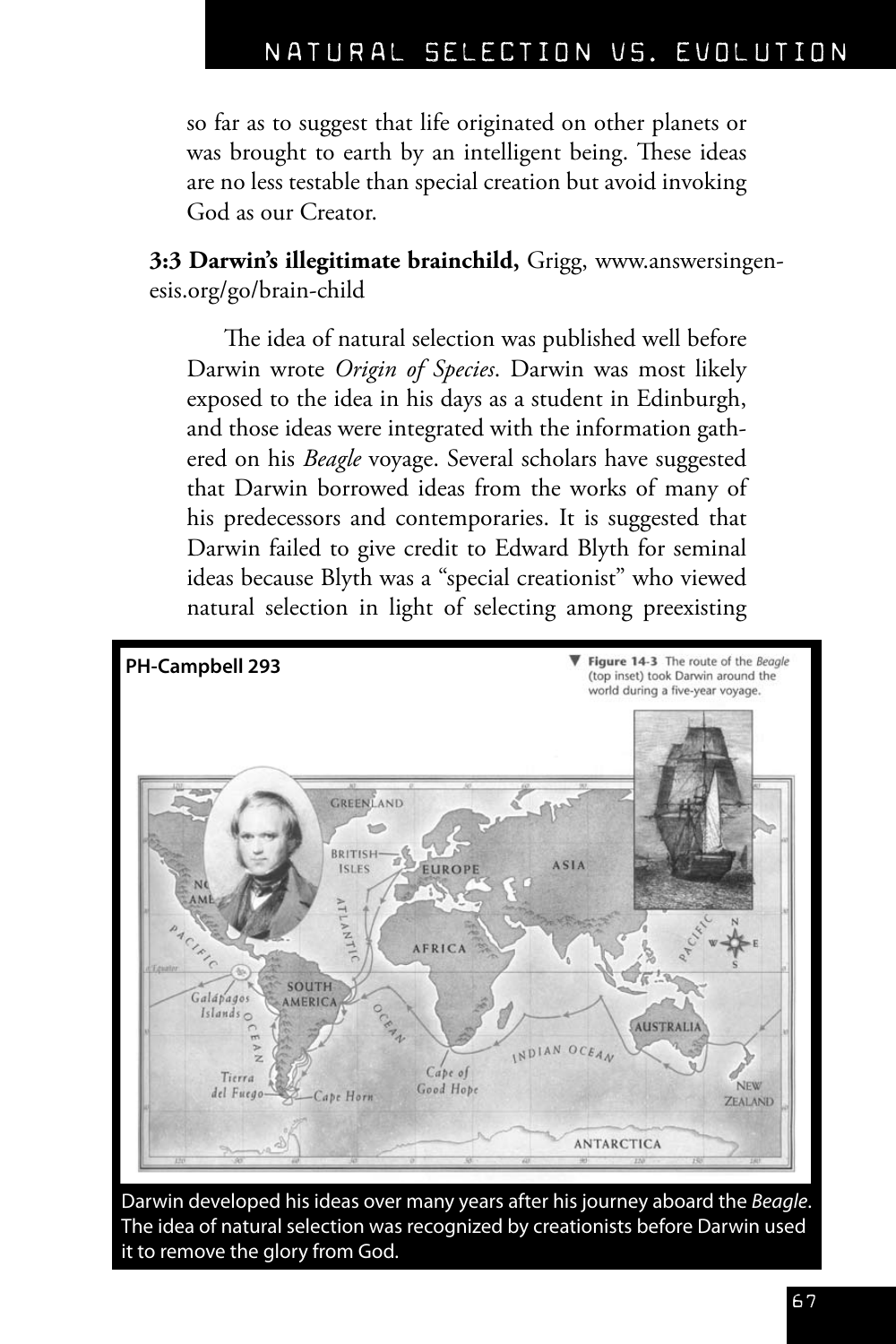so far as to suggest that life originated on other planets or was brought to earth by an intelligent being. These ideas are no less testable than special creation but avoid invoking God as our Creator.

**3:3 Darwin's illegitimate brainchild,** Grigg, www.answersingenesis.org/go/brain-child

The idea of natural selection was published well before Darwin wrote *Origin of Species*. Darwin was most likely exposed to the idea in his days as a student in Edinburgh, and those ideas were integrated with the information gathered on his *Beagle* voyage. Several scholars have suggested that Darwin borrowed ideas from the works of many of his predecessors and contemporaries. It is suggested that Darwin failed to give credit to Edward Blyth for seminal ideas because Blyth was a "special creationist" who viewed natural selection in light of selecting among preexisting

**PH-Campbell 293**

**Figure 14-3** The route of the *Beagle* (top inset) took Darwin around the world during a five-year voyage.

Darwin developed his ideas over many years after his journey aboard the *Beagle*. The idea of natural selection was recognized by creationists before Darwin used it to remove the glory from God.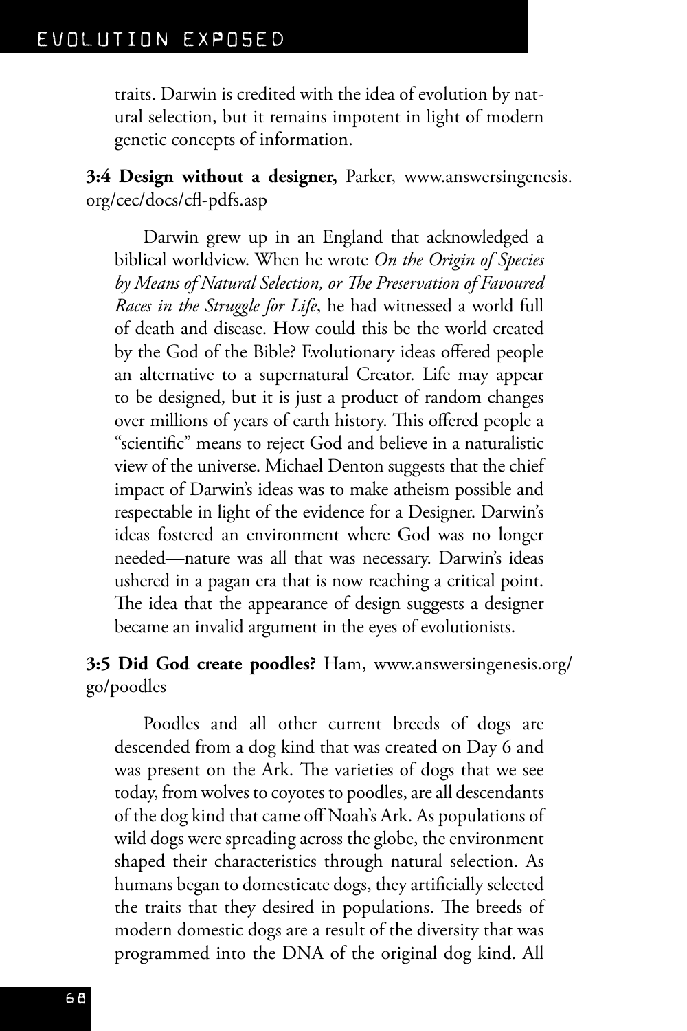traits. Darwin is credited with the idea of evolution by natural selection, but it remains impotent in light of modern genetic concepts of information.

**3:4 Design without a designer,** Parker, www.answersingenesis.org/cec/docs/cfl-pdfs.asp

Darwin grew up in an England that acknowledged a biblical worldview. When he wrote *On the Origin of Species by Means of Natural Selection, or The Preservation of Favoured Races in the Struggle for Life*, he had witnessed a world full of death and disease. How could this be the world created by the God of the Bible? Evolutionary ideas offered people an alternative to a supernatural Creator. Life may appear to be designed, but it is just a product of random changes over millions of years of earth history. This offered people a "scientific" means to reject God and believe in a naturalistic view of the universe. Michael Denton suggests that the chief impact of Darwin's ideas was to make atheism possible and respectable in light of the evidence for a Designer. Darwin's ideas fostered an environment where God was no longer needed—nature was all that was necessary. Darwin's ideas ushered in a pagan era that is now reaching a critical point. The idea that the appearance of design suggests a designer became an invalid argument in the eyes of evolutionists.

**3:5 Did God create poodles?** Ham, www.answersingenesis.org/go/poodles

Poodles and all other current breeds of dogs are descended from a dog kind that was created on Day 6 and was present on the Ark. The varieties of dogs that we see today, from wolves to coyotes to poodles, are all descendants of the dog kind that came off Noah's Ark. As populations of wild dogs were spreading across the globe, the environment shaped their characteristics through natural selection. As humans began to domesticate dogs, they artificially selected the traits that they desired in populations. The breeds of modern domestic dogs are a result of the diversity that was programmed into the DNA of the original dog kind. All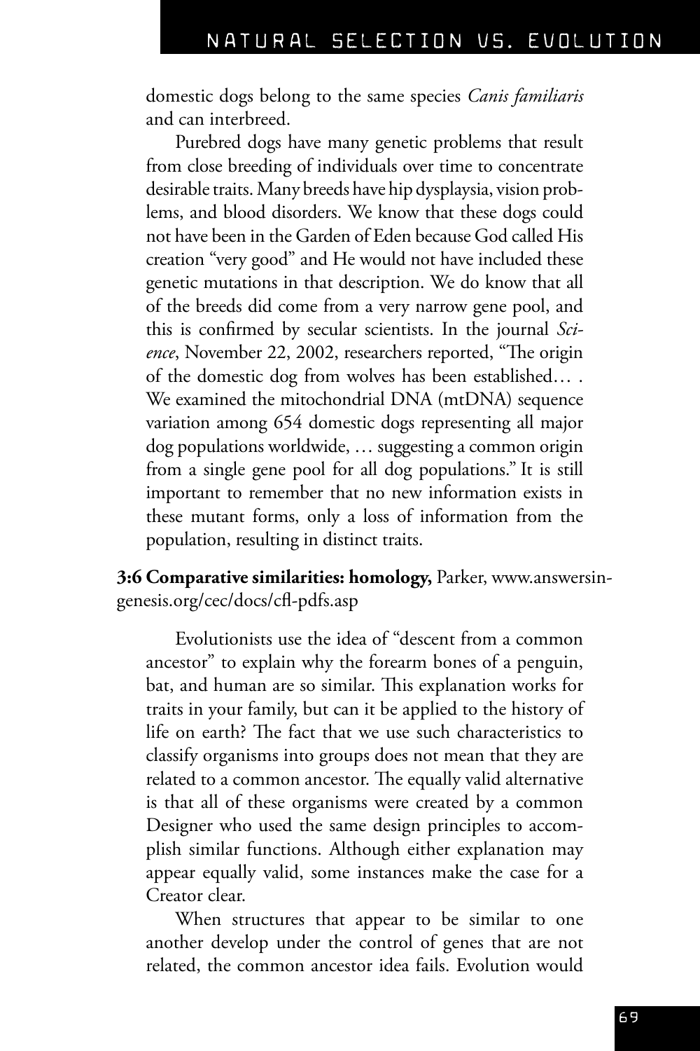domestic dogs belong to the same species *Canis familiaris* and can interbreed.

Purebred dogs have many genetic problems that result from close breeding of individuals over time to concentrate desirable traits. Many breeds have hip dysplaysia, vision problems, and blood disorders. We know that these dogs could not have been in the Garden of Eden because God called His creation "very good" and He would not have included these genetic mutations in that description. We do know that all of the breeds did come from a very narrow gene pool, and this is confirmed by secular scientists. In the journal *Science*, November 22, 2002, researchers reported, "The origin of the domestic dog from wolves has been established… . We examined the mitochondrial DNA (mtDNA) sequence variation among 654 domestic dogs representing all major dog populations worldwide, … suggesting a common origin from a single gene pool for all dog populations." It is still important to remember that no new information exists in these mutant forms, only a loss of information from the population, resulting in distinct traits.

**3:6 Comparative similarities: homology,** Parker, www.answersingenesis.org/cec/docs/cfl-pdfs.asp

Evolutionists use the idea of "descent from a common ancestor" to explain why the forearm bones of a penguin, bat, and human are so similar. This explanation works for traits in your family, but can it be applied to the history of life on earth? The fact that we use such characteristics to classify organisms into groups does not mean that they are related to a common ancestor. The equally valid alternative is that all of these organisms were created by a common Designer who used the same design principles to accomplish similar functions. Although either explanation may appear equally valid, some instances make the case for a Creator clear.

When structures that appear to be similar to one another develop under the control of genes that are not related, the common ancestor idea fails. Evolution would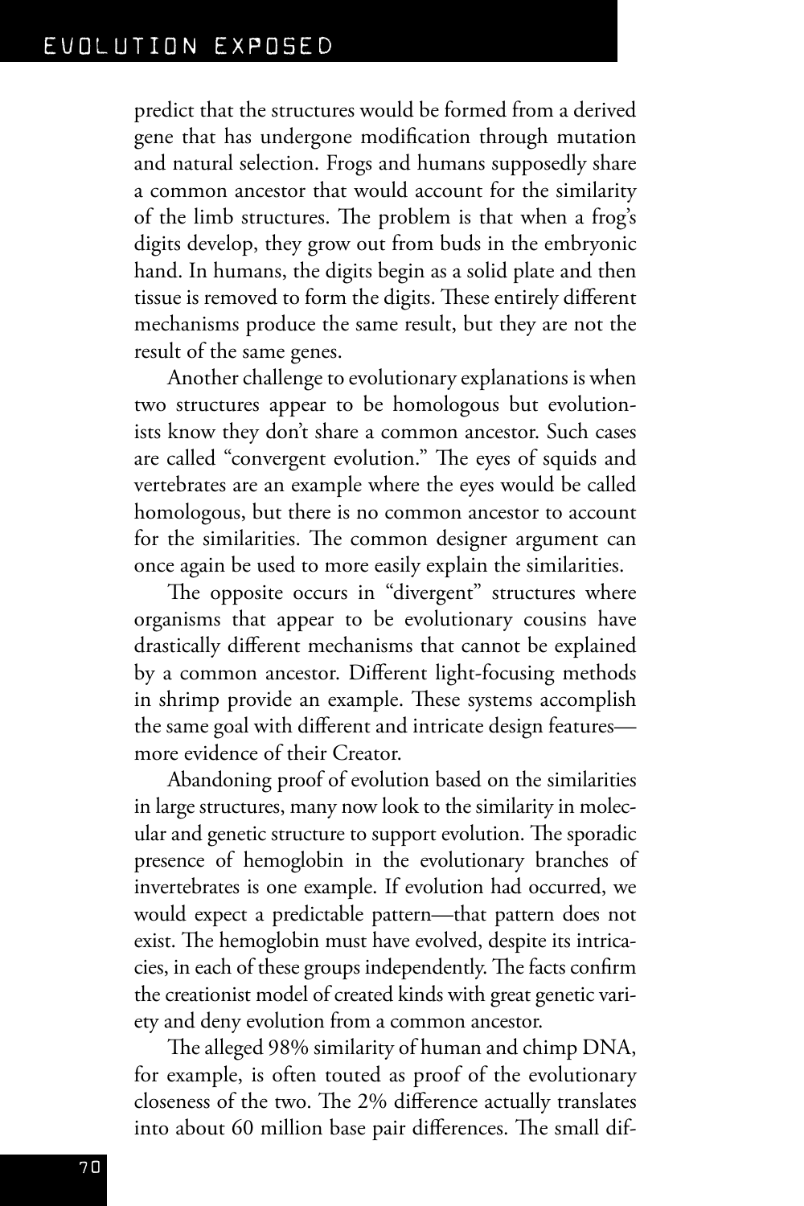predict that the structures would be formed from a derived gene that has undergone modification through mutation and natural selection. Frogs and humans supposedly share a common ancestor that would account for the similarity of the limb structures. The problem is that when a frog's digits develop, they grow out from buds in the embryonic hand. In humans, the digits begin as a solid plate and then tissue is removed to form the digits. These entirely different mechanisms produce the same result, but they are not the result of the same genes.

Another challenge to evolutionary explanations is when two structures appear to be homologous but evolutionists know they don't share a common ancestor. Such cases are called "convergent evolution." The eyes of squids and vertebrates are an example where the eyes would be called homologous, but there is no common ancestor to account for the similarities. The common designer argument can once again be used to more easily explain the similarities.

The opposite occurs in "divergent" structures where organisms that appear to be evolutionary cousins have drastically different mechanisms that cannot be explained by a common ancestor. Different light-focusing methods in shrimp provide an example. These systems accomplish the same goal with different and intricate design features—more evidence of their Creator.

Abandoning proof of evolution based on the similarities in large structures, many now look to the similarity in molecular and genetic structure to support evolution. The sporadic presence of hemoglobin in the evolutionary branches of invertebrates is one example. If evolution had occurred, we would expect a predictable pattern—that pattern does not exist. The hemoglobin must have evolved, despite its intricacies, in each of these groups independently. The facts confirm the creationist model of created kinds with great genetic variety and deny evolution from a common ancestor.

The alleged 98% similarity of human and chimp DNA, for example, is often touted as proof of the evolutionary closeness of the two. The 2% difference actually translates into about 60 million base pair differences. The small dif-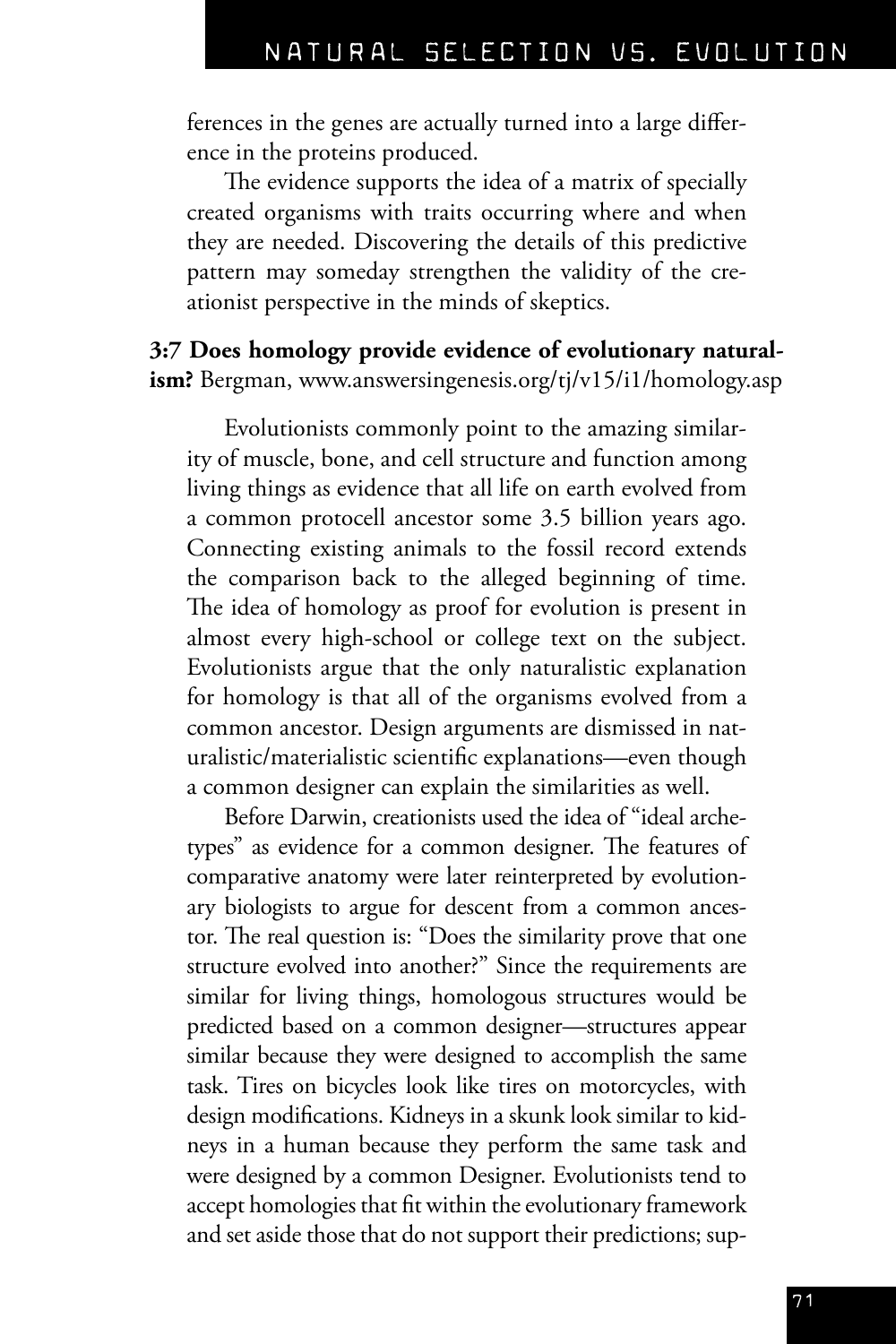ferences in the genes are actually turned into a large difference in the proteins produced.

The evidence supports the idea of a matrix of specially created organisms with traits occurring where and when they are needed. Discovering the details of this predictive pattern may someday strengthen the validity of the creationist perspective in the minds of skeptics.

**3:7 Does homology provide evidence of evolutionary naturalism?** Bergman, www.answersingenesis.org/tj/v15/i1/homology.asp

Evolutionists commonly point to the amazing similarity of muscle, bone, and cell structure and function among living things as evidence that all life on earth evolved from a common protocell ancestor some 3.5 billion years ago. Connecting existing animals to the fossil record extends the comparison back to the alleged beginning of time. The idea of homology as proof for evolution is present in almost every high-school or college text on the subject. Evolutionists argue that the only naturalistic explanation for homology is that all of the organisms evolved from a common ancestor. Design arguments are dismissed in naturalistic/materialistic scientific explanations—even though a common designer can explain the similarities as well.

Before Darwin, creationists used the idea of "ideal archetypes" as evidence for a common designer. The features of comparative anatomy were later reinterpreted by evolutionary biologists to argue for descent from a common ancestor. The real question is: "Does the similarity prove that one structure evolved into another?" Since the requirements are similar for living things, homologous structures would be predicted based on a common designer—structures appear similar because they were designed to accomplish the same task. Tires on bicycles look like tires on motorcycles, with design modifications. Kidneys in a skunk look similar to kidneys in a human because they perform the same task and were designed by a common Designer. Evolutionists tend to accept homologies that fit within the evolutionary framework and set aside those that do not support their predictions; sup-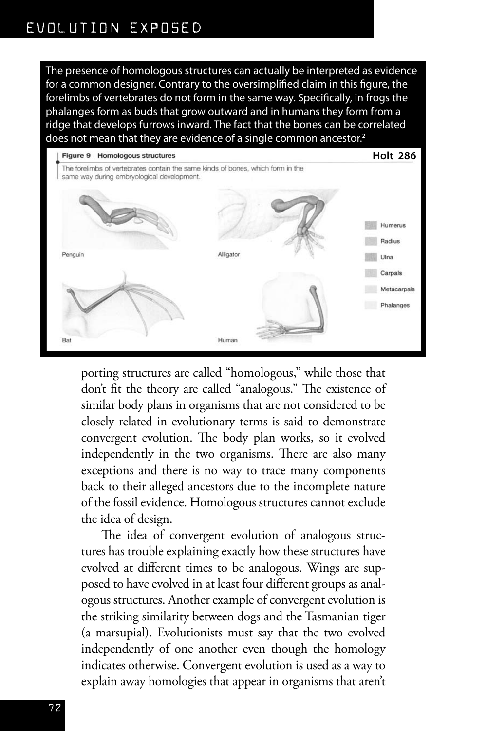The presence of homologous structures can actually be interpreted as evidence for a common designer. Contrary to the oversimplified claim in this figure, the forelimbs of vertebrates do not form in the same way. Specifically, in frogs the phalanges form as buds that grow outward and in humans they form from a ridge that develops furrows inward. The fact that the bones can be correlated does not mean that they are evidence of a single common ancestor.[2]

**Figure 9 Homologous structures** **Holt 286**

The forelimbs of vertebrates contain the same kinds of bones, which form in the same way during embryological development.

Penguin, Alligator, Bat, Human

Humerus, Radius, Ulna, Carpals, Metacarpals, Phalanges

porting structures are called "homologous," while those that don't fit the theory are called "analogous." The existence of similar body plans in organisms that are not considered to be closely related in evolutionary terms is said to demonstrate convergent evolution. The body plan works, so it evolved independently in the two organisms. There are also many exceptions and there is no way to trace many components back to their alleged ancestors due to the incomplete nature of the fossil evidence. Homologous structures cannot exclude the idea of design.

The idea of convergent evolution of analogous structures has trouble explaining exactly how these structures have evolved at different times to be analogous. Wings are supposed to have evolved in at least four different groups as analogous structures. Another example of convergent evolution is the striking similarity between dogs and the Tasmanian tiger (a marsupial). Evolutionists must say that the two evolved independently of one another even though the homology indicates otherwise. Convergent evolution is used as a way to explain away homologies that appear in organisms that aren't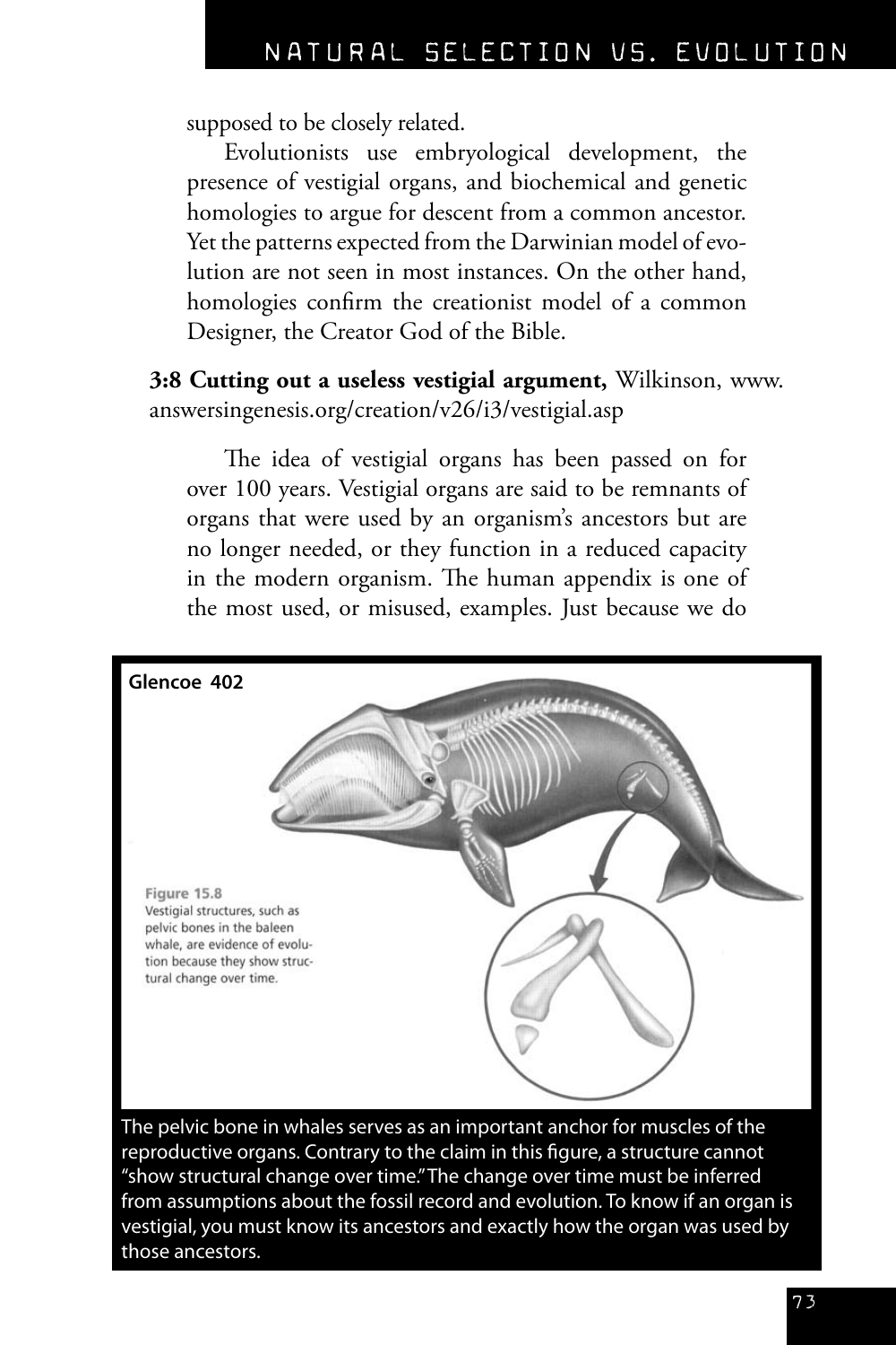supposed to be closely related.

Evolutionists use embryological development, the presence of vestigial organs, and biochemical and genetic homologies to argue for descent from a common ancestor. Yet the patterns expected from the Darwinian model of evolution are not seen in most instances. On the other hand, homologies confirm the creationist model of a common Designer, the Creator God of the Bible.

**3:8 Cutting out a useless vestigial argument,** Wilkinson, www.answersingenesis.org/creation/v26/i3/vestigial.asp

The idea of vestigial organs has been passed on for over 100 years. Vestigial organs are said to be remnants of organs that were used by an organism's ancestors but are no longer needed, or they function in a reduced capacity in the modern organism. The human appendix is one of the most used, or misused, examples. Just because we do

**Glencoe 402**

Figure 15.8
Vestigial structures, such as pelvic bones in the baleen whale, are evidence of evolution because they show structural change over time.

The pelvic bone in whales serves as an important anchor for muscles of the reproductive organs. Contrary to the claim in this figure, a structure cannot "show structural change over time." The change over time must be inferred from assumptions about the fossil record and evolution. To know if an organ is vestigial, you must know its ancestors and exactly how the organ was used by those ancestors.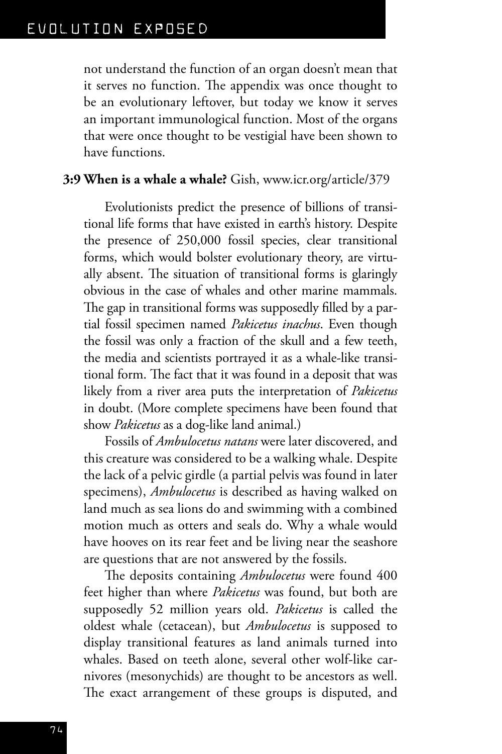not understand the function of an organ doesn't mean that it serves no function. The appendix was once thought to be an evolutionary leftover, but today we know it serves an important immunological function. Most of the organs that were once thought to be vestigial have been shown to have functions.

**3:9 When is a whale a whale?** Gish, www.icr.org/article/379

Evolutionists predict the presence of billions of transitional life forms that have existed in earth's history. Despite the presence of 250,000 fossil species, clear transitional forms, which would bolster evolutionary theory, are virtually absent. The situation of transitional forms is glaringly obvious in the case of whales and other marine mammals. The gap in transitional forms was supposedly filled by a partial fossil specimen named *Pakicetus inachus*. Even though the fossil was only a fraction of the skull and a few teeth, the media and scientists portrayed it as a whale-like transitional form. The fact that it was found in a deposit that was likely from a river area puts the interpretation of *Pakicetus* in doubt. (More complete specimens have been found that show *Pakicetus* as a dog-like land animal.)

Fossils of *Ambulocetus natans* were later discovered, and this creature was considered to be a walking whale. Despite the lack of a pelvic girdle (a partial pelvis was found in later specimens), *Ambulocetus* is described as having walked on land much as sea lions do and swimming with a combined motion much as otters and seals do. Why a whale would have hooves on its rear feet and be living near the seashore are questions that are not answered by the fossils.

The deposits containing *Ambulocetus* were found 400 feet higher than where *Pakicetus* was found, but both are supposedly 52 million years old. *Pakicetus* is called the oldest whale (cetacean), but *Ambulocetus* is supposed to display transitional features as land animals turned into whales. Based on teeth alone, several other wolf-like carnivores (mesonychids) are thought to be ancestors as well. The exact arrangement of these groups is disputed, and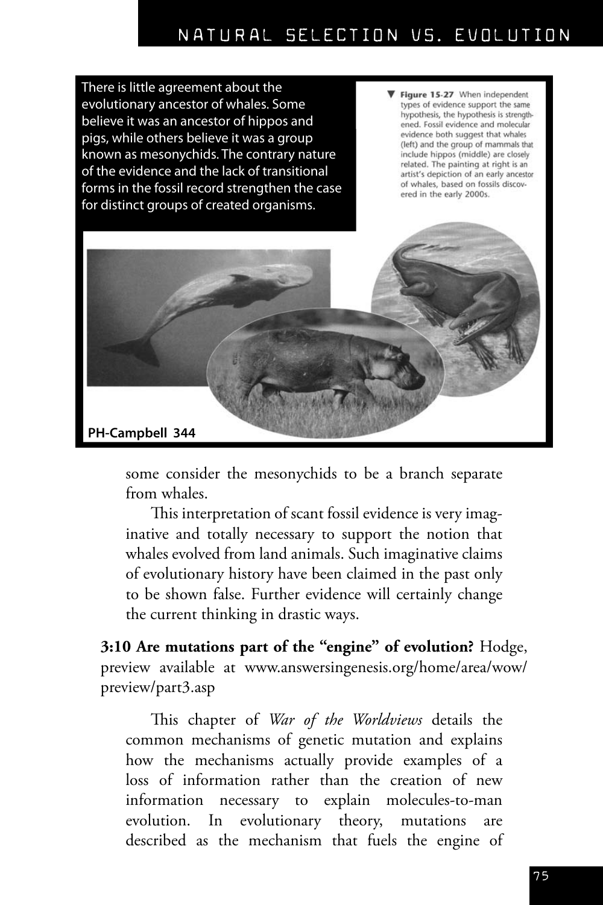There is little agreement about the evolutionary ancestor of whales. Some believe it was an ancestor of hippos and pigs, while others believe it was a group known as mesonychids. The contrary nature of the evidence and the lack of transitional forms in the fossil record strengthen the case for distinct groups of created organisms.

▼ **Figure 15-27** When independent types of evidence support the same hypothesis, the hypothesis is strengthened. Fossil evidence and molecular evidence both suggest that whales (left) and the group of mammals that include hippos (middle) are closely related. The painting at right is an artist's depiction of an early ancestor of whales, based on fossils discovered in the early 2000s.

**PH-Campbell 344**

some consider the mesonychids to be a branch separate from whales.

This interpretation of scant fossil evidence is very imaginative and totally necessary to support the notion that whales evolved from land animals. Such imaginative claims of evolutionary history have been claimed in the past only to be shown false. Further evidence will certainly change the current thinking in drastic ways.

**3:10 Are mutations part of the "engine" of evolution?** Hodge, preview available at www.answersingenesis.org/home/area/wow/preview/part3.asp

This chapter of *War of the Worldviews* details the common mechanisms of genetic mutation and explains how the mechanisms actually provide examples of a loss of information rather than the creation of new information necessary to explain molecules-to-man evolution. In evolutionary theory, mutations are described as the mechanism that fuels the engine of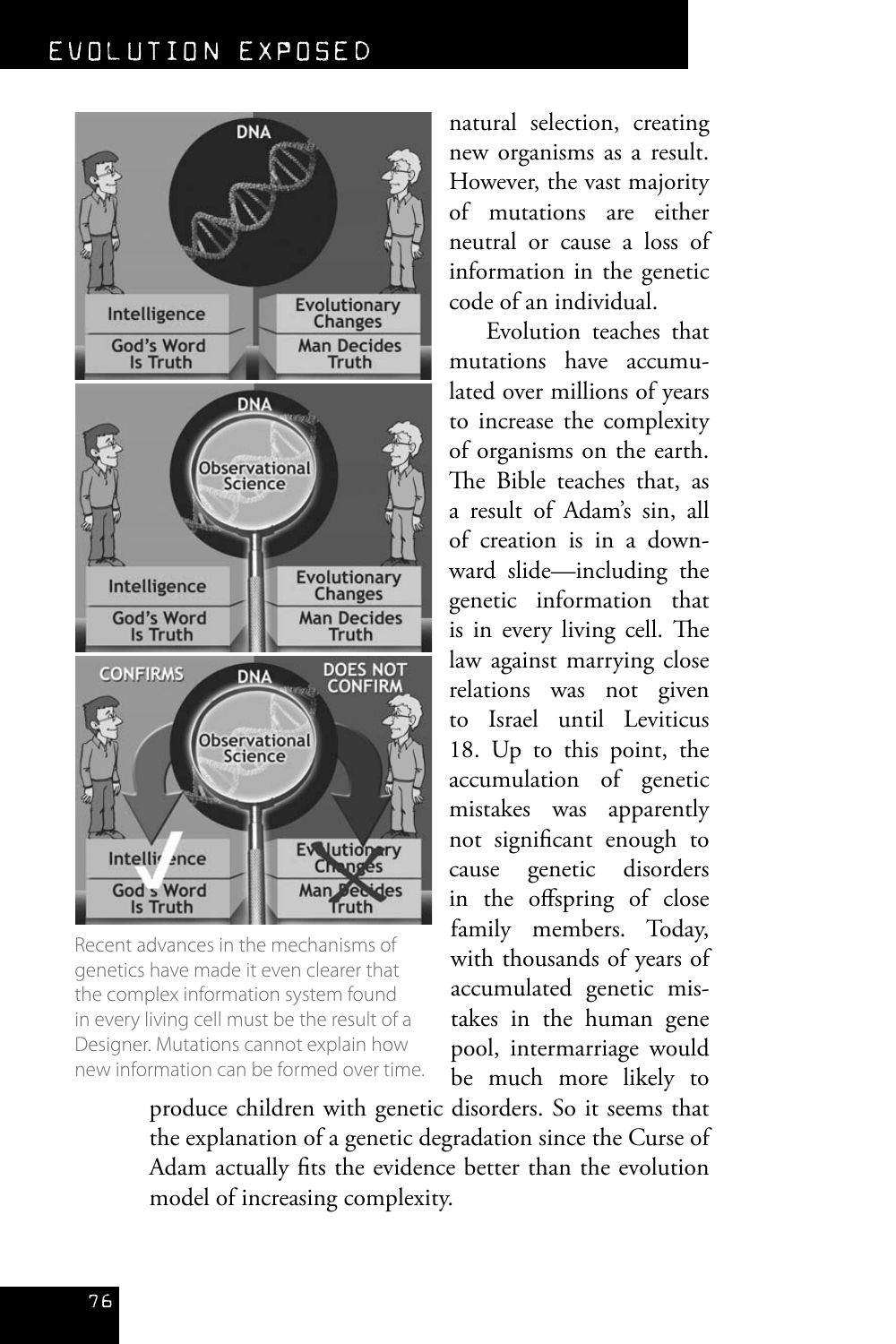natural selection, creating new organisms as a result. However, the vast majority of mutations are either neutral or cause a loss of information in the genetic code of an individual.

Evolution teaches that mutations have accumulated over millions of years to increase the complexity of organisms on the earth. The Bible teaches that, as a result of Adam's sin, all of creation is in a downward slide—including the genetic information that is in every living cell. The law against marrying close relations was not given to Israel until Leviticus 18. Up to this point, the accumulation of genetic mistakes was apparently not significant enough to cause genetic disorders in the offspring of close family members. Today, with thousands of years of accumulated genetic mistakes in the human gene pool, intermarriage would be much more likely to produce children with genetic disorders. So it seems that the explanation of a genetic degradation since the Curse of Adam actually fits the evidence better than the evolution model of increasing complexity.

Recent advances in the mechanisms of genetics have made it even clearer that the complex information system found in every living cell must be the result of a Designer. Mutations cannot explain how new information can be formed over time.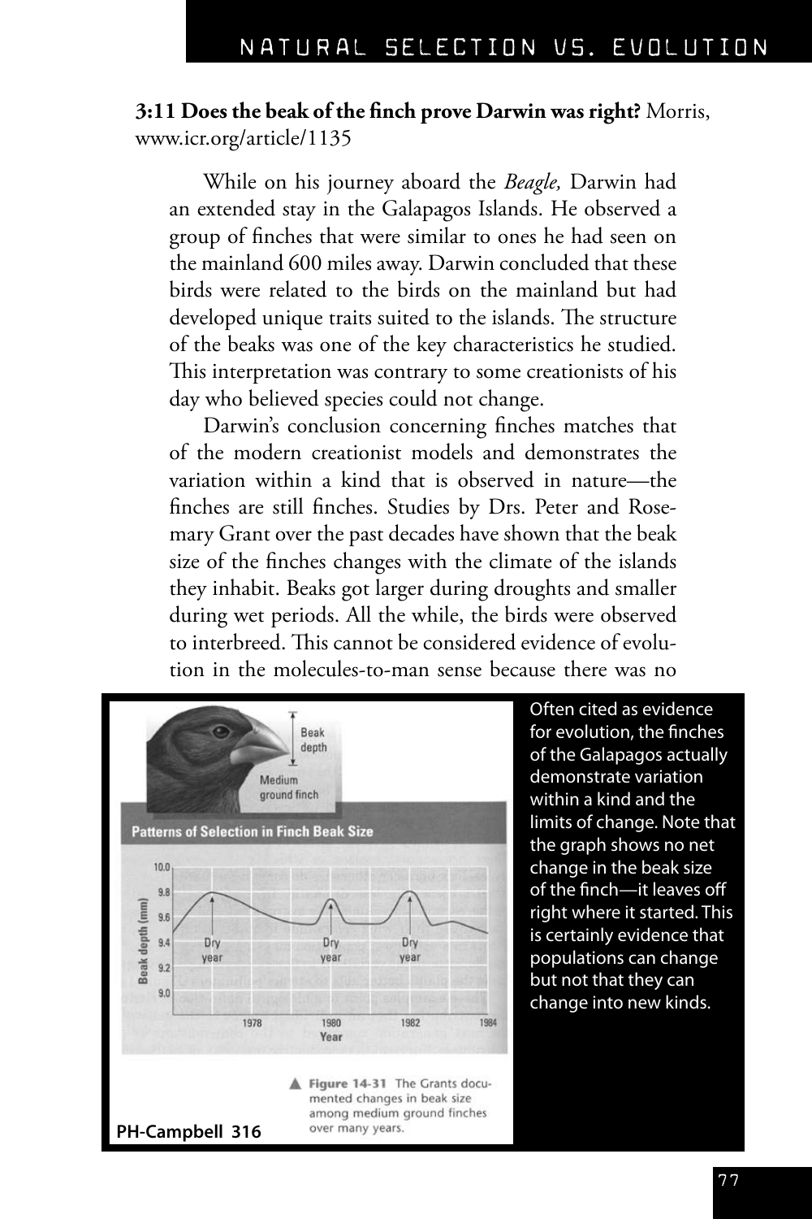**3:11 Does the beak of the finch prove Darwin was right?** Morris, www.icr.org/article/1135

While on his journey aboard the *Beagle,* Darwin had an extended stay in the Galapagos Islands. He observed a group of finches that were similar to ones he had seen on the mainland 600 miles away. Darwin concluded that these birds were related to the birds on the mainland but had developed unique traits suited to the islands. The structure of the beaks was one of the key characteristics he studied. This interpretation was contrary to some creationists of his day who believed species could not change.

Darwin's conclusion concerning finches matches that of the modern creationist models and demonstrates the variation within a kind that is observed in nature—the finches are still finches. Studies by Drs. Peter and Rosemary Grant over the past decades have shown that the beak size of the finches changes with the climate of the islands they inhabit. Beaks got larger during droughts and smaller during wet periods. All the while, the birds were observed to interbreed. This cannot be considered evidence of evolution in the molecules-to-man sense because there was no

Figure 14-31 The Grants documented changes in beak size among medium ground finches over many years.

PH-Campbell 316

Often cited as evidence for evolution, the finches of the Galapagos actually demonstrate variation within a kind and the limits of change. Note that the graph shows no net change in the beak size of the finch—it leaves off right where it started. This is certainly evidence that populations can change but not that they can change into new kinds.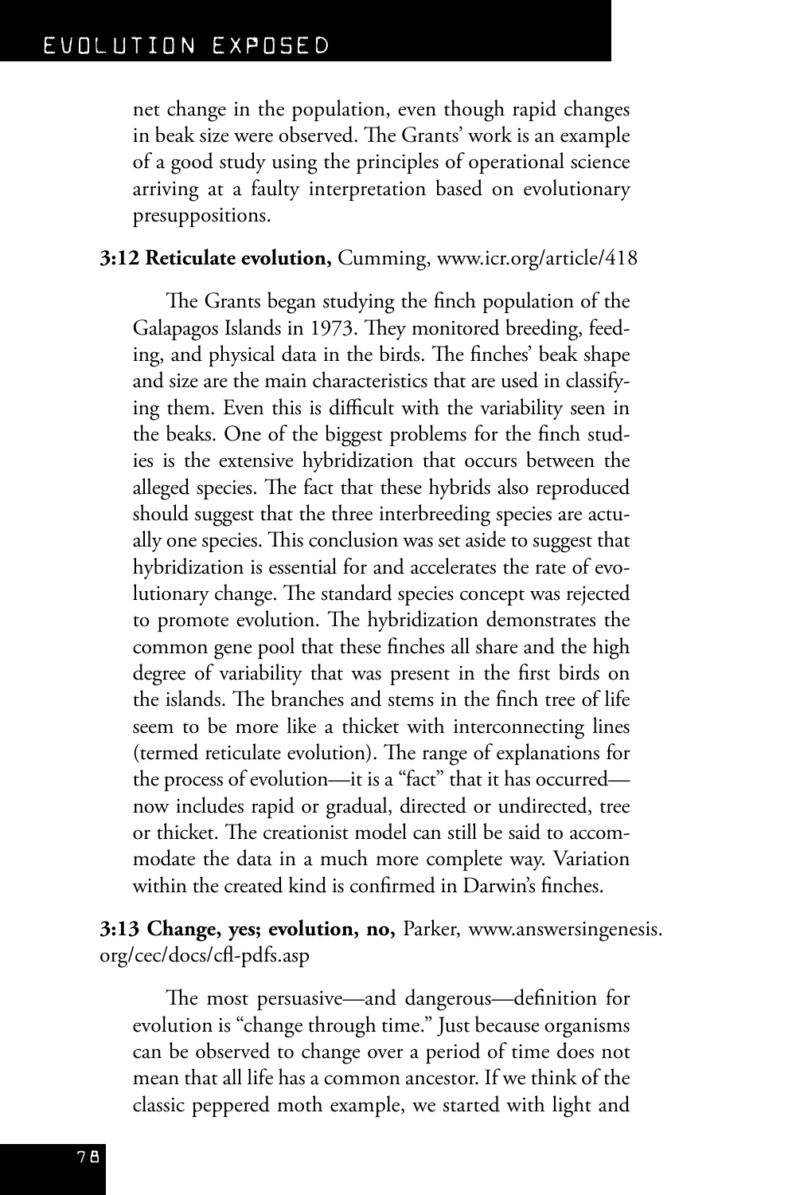net change in the population, even though rapid changes in beak size were observed. The Grants' work is an example of a good study using the principles of operational science arriving at a faulty interpretation based on evolutionary presuppositions.

**3:12 Reticulate evolution,** Cumming, www.icr.org/article/418

The Grants began studying the finch population of the Galapagos Islands in 1973. They monitored breeding, feeding, and physical data in the birds. The finches' beak shape and size are the main characteristics that are used in classifying them. Even this is difficult with the variability seen in the beaks. One of the biggest problems for the finch studies is the extensive hybridization that occurs between the alleged species. The fact that these hybrids also reproduced should suggest that the three interbreeding species are actually one species. This conclusion was set aside to suggest that hybridization is essential for and accelerates the rate of evolutionary change. The standard species concept was rejected to promote evolution. The hybridization demonstrates the common gene pool that these finches all share and the high degree of variability that was present in the first birds on the islands. The branches and stems in the finch tree of life seem to be more like a thicket with interconnecting lines (termed reticulate evolution). The range of explanations for the process of evolution—it is a "fact" that it has occurred—now includes rapid or gradual, directed or undirected, tree or thicket. The creationist model can still be said to accommodate the data in a much more complete way. Variation within the created kind is confirmed in Darwin's finches.

**3:13 Change, yes; evolution, no,** Parker, www.answersingenesis.org/cec/docs/cfl-pdfs.asp

The most persuasive—and dangerous—definition for evolution is "change through time." Just because organisms can be observed to change over a period of time does not mean that all life has a common ancestor. If we think of the classic peppered moth example, we started with light and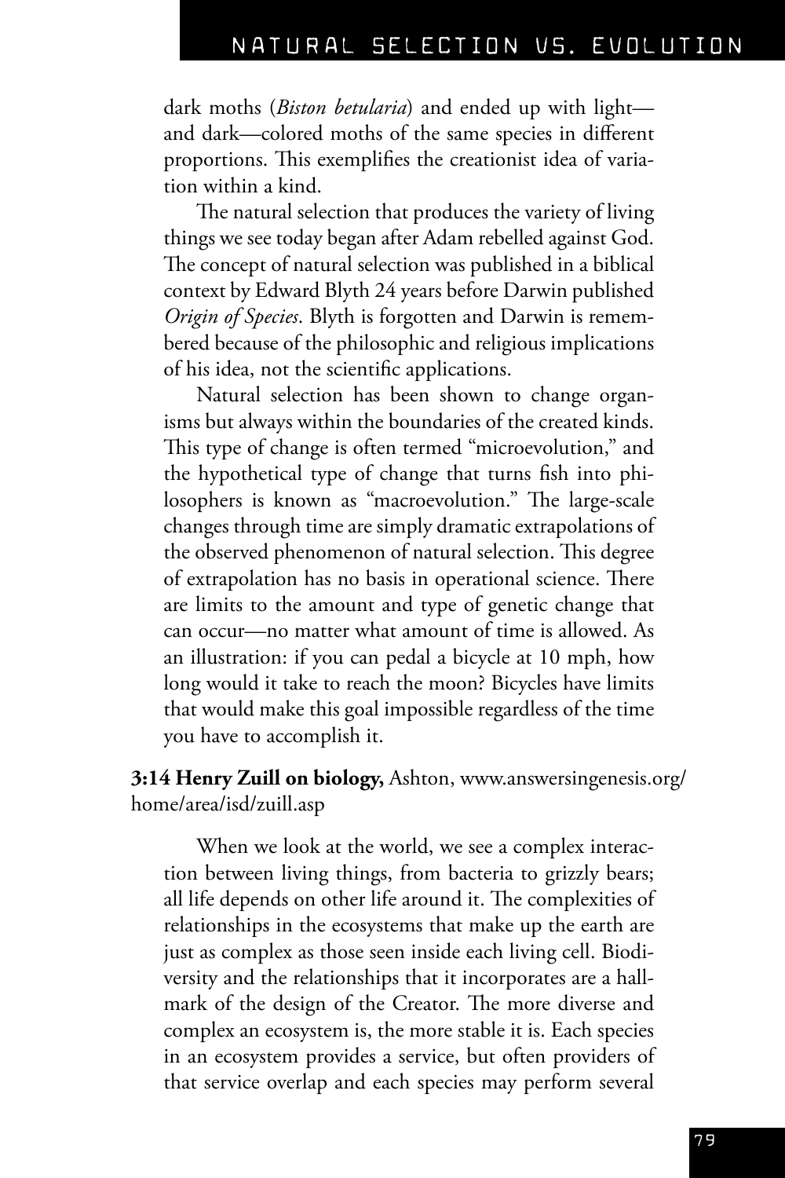dark moths (*Biston betularia*) and ended up with light—and dark—colored moths of the same species in different proportions. This exemplifies the creationist idea of variation within a kind.

The natural selection that produces the variety of living things we see today began after Adam rebelled against God. The concept of natural selection was published in a biblical context by Edward Blyth 24 years before Darwin published *Origin of Species*. Blyth is forgotten and Darwin is remembered because of the philosophic and religious implications of his idea, not the scientific applications.

Natural selection has been shown to change organisms but always within the boundaries of the created kinds. This type of change is often termed "microevolution," and the hypothetical type of change that turns fish into philosophers is known as "macroevolution." The large-scale changes through time are simply dramatic extrapolations of the observed phenomenon of natural selection. This degree of extrapolation has no basis in operational science. There are limits to the amount and type of genetic change that can occur—no matter what amount of time is allowed. As an illustration: if you can pedal a bicycle at 10 mph, how long would it take to reach the moon? Bicycles have limits that would make this goal impossible regardless of the time you have to accomplish it.

**3:14 Henry Zuill on biology,** Ashton, www.answersingenesis.org/home/area/isd/zuill.asp

When we look at the world, we see a complex interaction between living things, from bacteria to grizzly bears; all life depends on other life around it. The complexities of relationships in the ecosystems that make up the earth are just as complex as those seen inside each living cell. Biodiversity and the relationships that it incorporates are a hallmark of the design of the Creator. The more diverse and complex an ecosystem is, the more stable it is. Each species in an ecosystem provides a service, but often providers of that service overlap and each species may perform several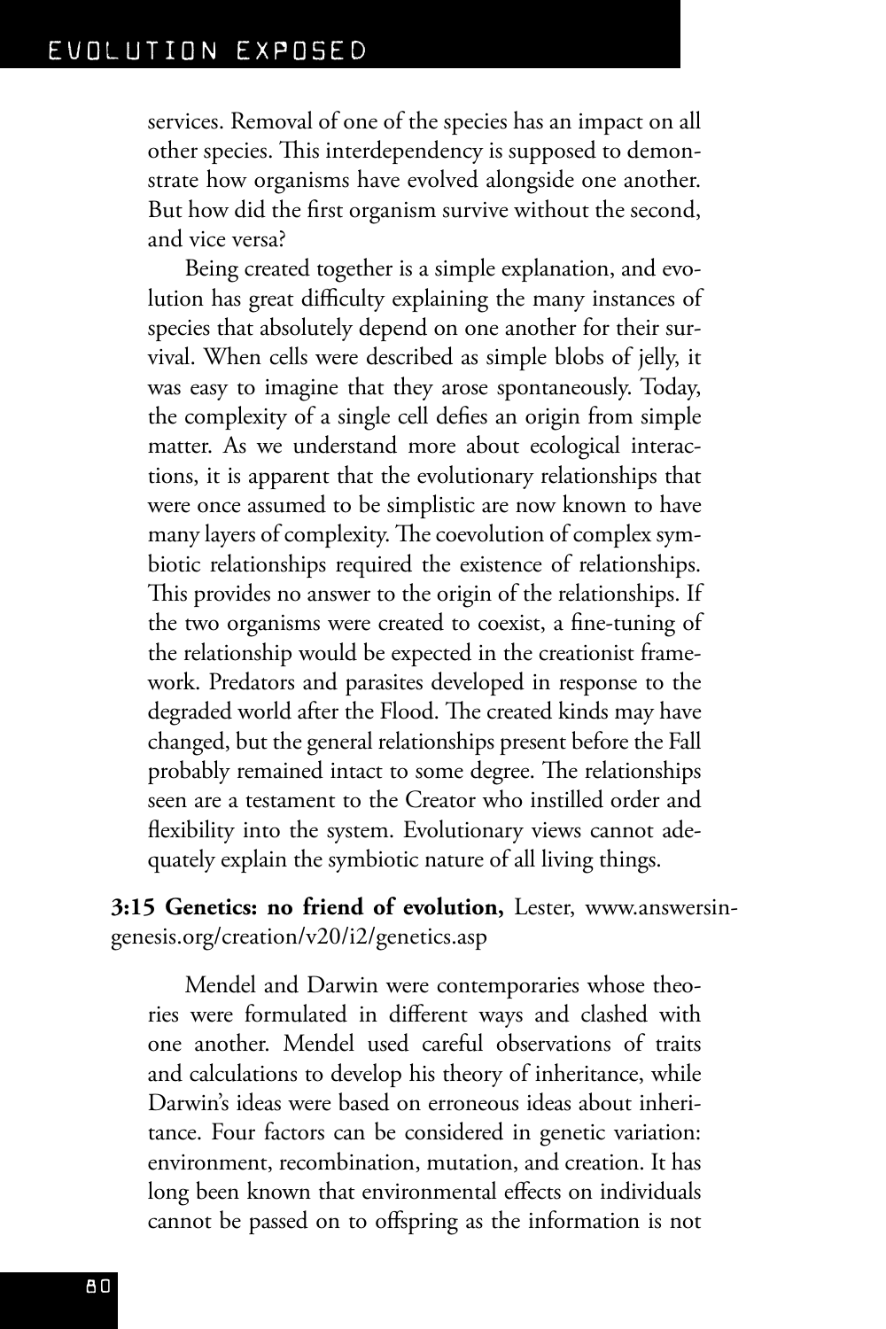services. Removal of one of the species has an impact on all other species. This interdependency is supposed to demonstrate how organisms have evolved alongside one another. But how did the first organism survive without the second, and vice versa?

Being created together is a simple explanation, and evolution has great difficulty explaining the many instances of species that absolutely depend on one another for their survival. When cells were described as simple blobs of jelly, it was easy to imagine that they arose spontaneously. Today, the complexity of a single cell defies an origin from simple matter. As we understand more about ecological interactions, it is apparent that the evolutionary relationships that were once assumed to be simplistic are now known to have many layers of complexity. The coevolution of complex symbiotic relationships required the existence of relationships. This provides no answer to the origin of the relationships. If the two organisms were created to coexist, a fine-tuning of the relationship would be expected in the creationist framework. Predators and parasites developed in response to the degraded world after the Flood. The created kinds may have changed, but the general relationships present before the Fall probably remained intact to some degree. The relationships seen are a testament to the Creator who instilled order and flexibility into the system. Evolutionary views cannot adequately explain the symbiotic nature of all living things.

**3:15 Genetics: no friend of evolution,** Lester, www.answersingenesis.org/creation/v20/i2/genetics.asp

Mendel and Darwin were contemporaries whose theories were formulated in different ways and clashed with one another. Mendel used careful observations of traits and calculations to develop his theory of inheritance, while Darwin's ideas were based on erroneous ideas about inheritance. Four factors can be considered in genetic variation: environment, recombination, mutation, and creation. It has long been known that environmental effects on individuals cannot be passed on to offspring as the information is not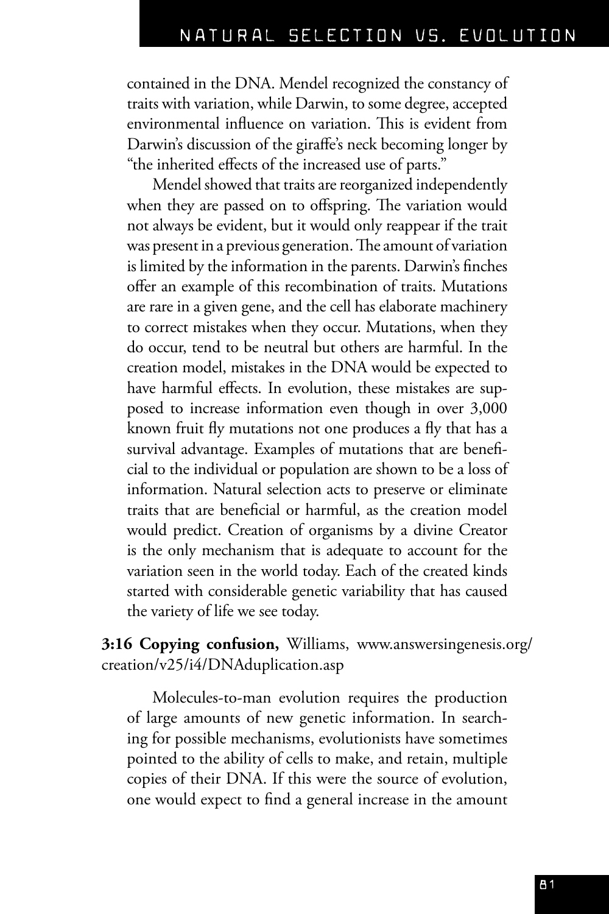contained in the DNA. Mendel recognized the constancy of traits with variation, while Darwin, to some degree, accepted environmental influence on variation. This is evident from Darwin's discussion of the giraffe's neck becoming longer by "the inherited effects of the increased use of parts."

Mendel showed that traits are reorganized independently when they are passed on to offspring. The variation would not always be evident, but it would only reappear if the trait was present in a previous generation. The amount of variation is limited by the information in the parents. Darwin's finches offer an example of this recombination of traits. Mutations are rare in a given gene, and the cell has elaborate machinery to correct mistakes when they occur. Mutations, when they do occur, tend to be neutral but others are harmful. In the creation model, mistakes in the DNA would be expected to have harmful effects. In evolution, these mistakes are supposed to increase information even though in over 3,000 known fruit fly mutations not one produces a fly that has a survival advantage. Examples of mutations that are beneficial to the individual or population are shown to be a loss of information. Natural selection acts to preserve or eliminate traits that are beneficial or harmful, as the creation model would predict. Creation of organisms by a divine Creator is the only mechanism that is adequate to account for the variation seen in the world today. Each of the created kinds started with considerable genetic variability that has caused the variety of life we see today.

**3:16 Copying confusion,** Williams, www.answersingenesis.org/creation/v25/i4/DNAduplication.asp

Molecules-to-man evolution requires the production of large amounts of new genetic information. In searching for possible mechanisms, evolutionists have sometimes pointed to the ability of cells to make, and retain, multiple copies of their DNA. If this were the source of evolution, one would expect to find a general increase in the amount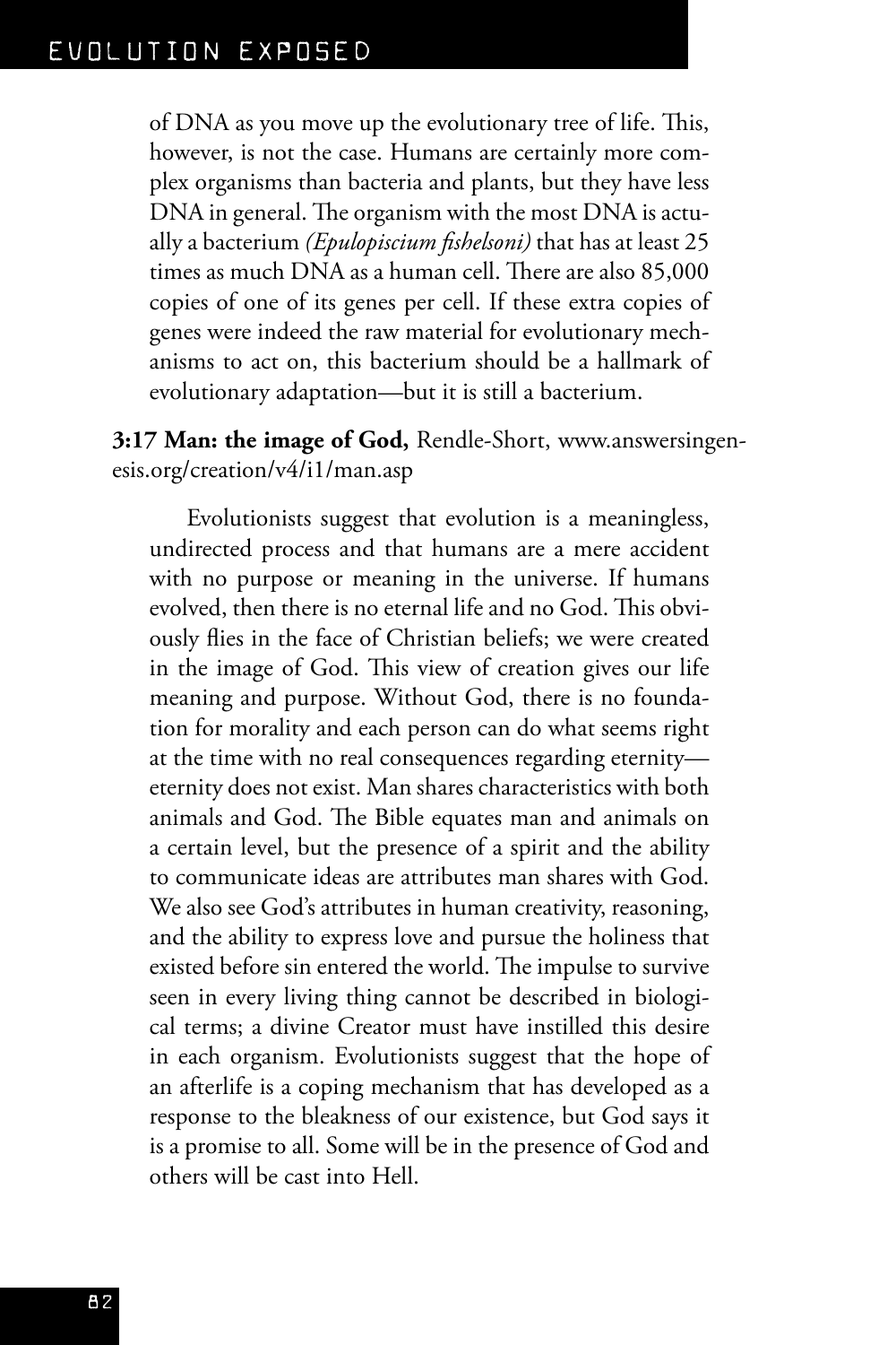of DNA as you move up the evolutionary tree of life. This, however, is not the case. Humans are certainly more complex organisms than bacteria and plants, but they have less DNA in general. The organism with the most DNA is actually a bacterium *(Epulopiscium fishelsoni)* that has at least 25 times as much DNA as a human cell. There are also 85,000 copies of one of its genes per cell. If these extra copies of genes were indeed the raw material for evolutionary mechanisms to act on, this bacterium should be a hallmark of evolutionary adaptation—but it is still a bacterium.

**3:17 Man: the image of God,** Rendle-Short, www.answersingenesis.org/creation/v4/i1/man.asp

Evolutionists suggest that evolution is a meaningless, undirected process and that humans are a mere accident with no purpose or meaning in the universe. If humans evolved, then there is no eternal life and no God. This obviously flies in the face of Christian beliefs; we were created in the image of God. This view of creation gives our life meaning and purpose. Without God, there is no foundation for morality and each person can do what seems right at the time with no real consequences regarding eternity—eternity does not exist. Man shares characteristics with both animals and God. The Bible equates man and animals on a certain level, but the presence of a spirit and the ability to communicate ideas are attributes man shares with God. We also see God's attributes in human creativity, reasoning, and the ability to express love and pursue the holiness that existed before sin entered the world. The impulse to survive seen in every living thing cannot be described in biological terms; a divine Creator must have instilled this desire in each organism. Evolutionists suggest that the hope of an afterlife is a coping mechanism that has developed as a response to the bleakness of our existence, but God says it is a promise to all. Some will be in the presence of God and others will be cast into Hell.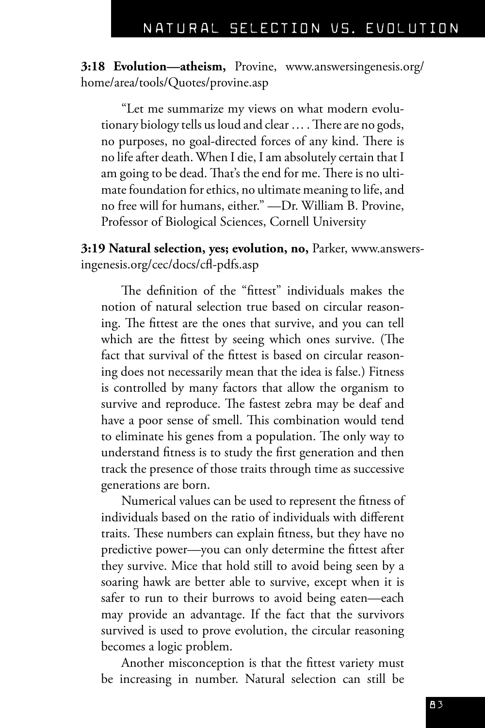**3:18 Evolution—atheism,** Provine, www.answersingenesis.org/home/area/tools/Quotes/provine.asp

> "Let me summarize my views on what modern evolutionary biology tells us loud and clear . . . . There are no gods, no purposes, no goal-directed forces of any kind. There is no life after death. When I die, I am absolutely certain that I am going to be dead. That's the end for me. There is no ultimate foundation for ethics, no ultimate meaning to life, and no free will for humans, either." —Dr. William B. Provine, Professor of Biological Sciences, Cornell University

**3:19 Natural selection, yes; evolution, no,** Parker, www.answersingenesis.org/cec/docs/cfl-pdfs.asp

> The definition of the "fittest" individuals makes the notion of natural selection true based on circular reasoning. The fittest are the ones that survive, and you can tell which are the fittest by seeing which ones survive. (The fact that survival of the fittest is based on circular reasoning does not necessarily mean that the idea is false.) Fitness is controlled by many factors that allow the organism to survive and reproduce. The fastest zebra may be deaf and have a poor sense of smell. This combination would tend to eliminate his genes from a population. The only way to understand fitness is to study the first generation and then track the presence of those traits through time as successive generations are born.
>
> Numerical values can be used to represent the fitness of individuals based on the ratio of individuals with different traits. These numbers can explain fitness, but they have no predictive power—you can only determine the fittest after they survive. Mice that hold still to avoid being seen by a soaring hawk are better able to survive, except when it is safer to run to their burrows to avoid being eaten—each may provide an advantage. If the fact that the survivors survived is used to prove evolution, the circular reasoning becomes a logic problem.
>
> Another misconception is that the fittest variety must be increasing in number. Natural selection can still be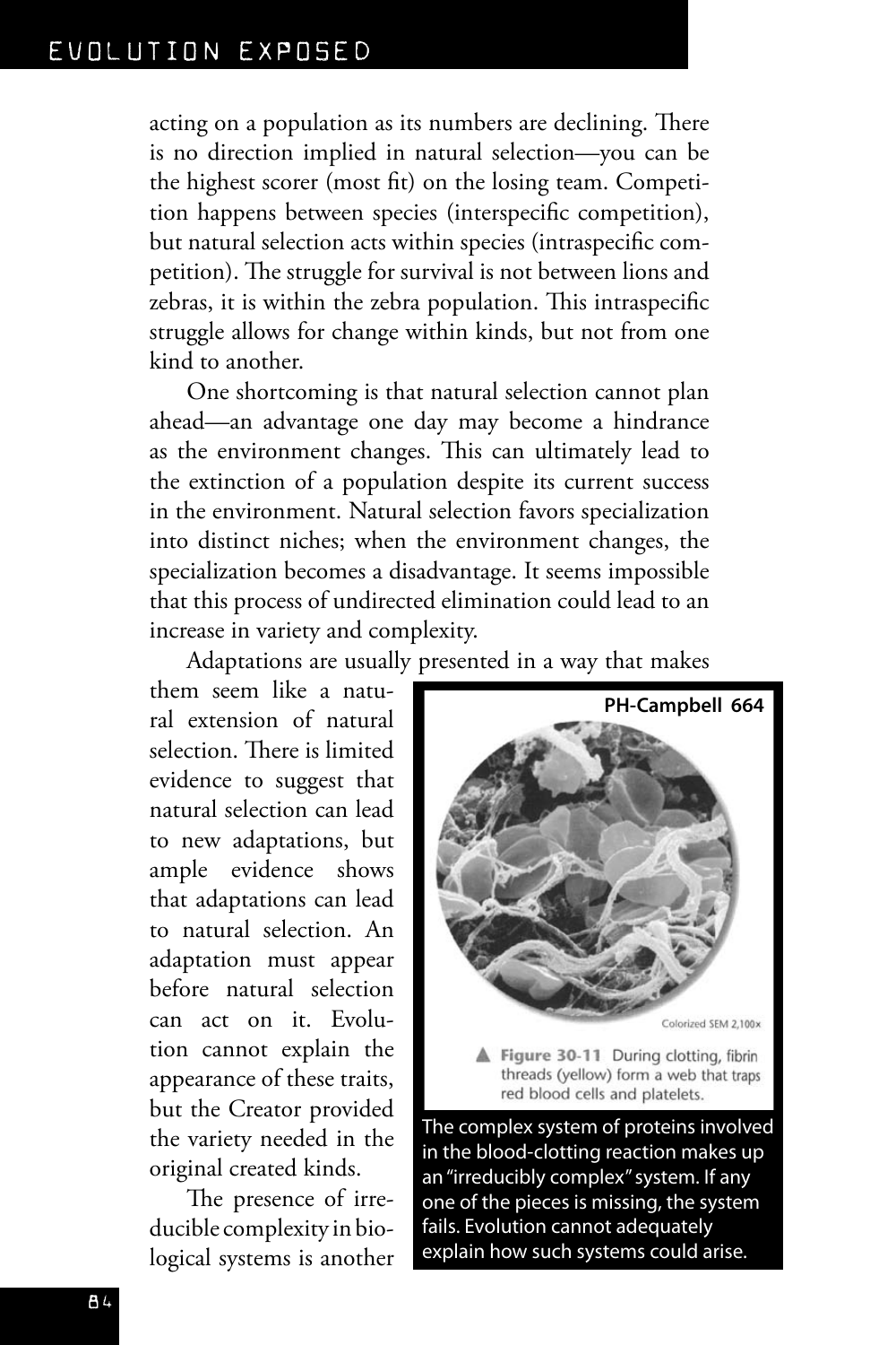acting on a population as its numbers are declining. There is no direction implied in natural selection—you can be the highest scorer (most fit) on the losing team. Competition happens between species (interspecific competition), but natural selection acts within species (intraspecific competition). The struggle for survival is not between lions and zebras, it is within the zebra population. This intraspecific struggle allows for change within kinds, but not from one kind to another.

One shortcoming is that natural selection cannot plan ahead—an advantage one day may become a hindrance as the environment changes. This can ultimately lead to the extinction of a population despite its current success in the environment. Natural selection favors specialization into distinct niches; when the environment changes, the specialization becomes a disadvantage. It seems impossible that this process of undirected elimination could lead to an increase in variety and complexity.

Adaptations are usually presented in a way that makes them seem like a natural extension of natural selection. There is limited evidence to suggest that natural selection can lead to new adaptations, but ample evidence shows that adaptations can lead to natural selection. An adaptation must appear before natural selection can act on it. Evolution cannot explain the appearance of these traits, but the Creator provided the variety needed in the original created kinds.

PH-Campbell 664

Colorized SEM 2,100×

▲ **Figure 30-11** During clotting, fibrin threads (yellow) form a web that traps red blood cells and platelets.

The complex system of proteins involved in the blood-clotting reaction makes up an "irreducibly complex" system. If any one of the pieces is missing, the system fails. Evolution cannot adequately explain how such systems could arise.

The presence of irreducible complexity in biological systems is another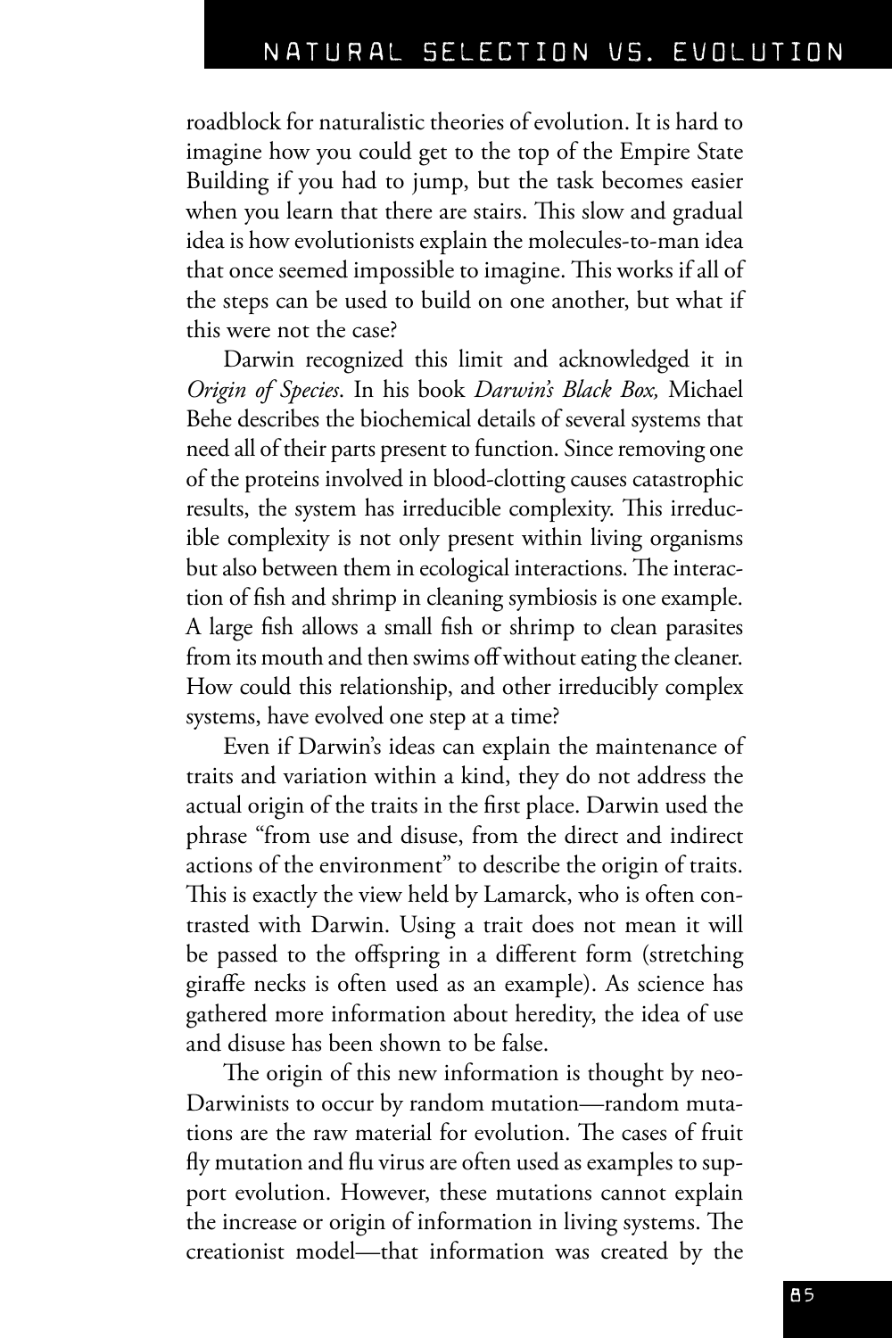roadblock for naturalistic theories of evolution. It is hard to imagine how you could get to the top of the Empire State Building if you had to jump, but the task becomes easier when you learn that there are stairs. This slow and gradual idea is how evolutionists explain the molecules-to-man idea that once seemed impossible to imagine. This works if all of the steps can be used to build on one another, but what if this were not the case?

Darwin recognized this limit and acknowledged it in *Origin of Species*. In his book *Darwin's Black Box,* Michael Behe describes the biochemical details of several systems that need all of their parts present to function. Since removing one of the proteins involved in blood-clotting causes catastrophic results, the system has irreducible complexity. This irreducible complexity is not only present within living organisms but also between them in ecological interactions. The interaction of fish and shrimp in cleaning symbiosis is one example. A large fish allows a small fish or shrimp to clean parasites from its mouth and then swims off without eating the cleaner. How could this relationship, and other irreducibly complex systems, have evolved one step at a time?

Even if Darwin's ideas can explain the maintenance of traits and variation within a kind, they do not address the actual origin of the traits in the first place. Darwin used the phrase "from use and disuse, from the direct and indirect actions of the environment" to describe the origin of traits. This is exactly the view held by Lamarck, who is often contrasted with Darwin. Using a trait does not mean it will be passed to the offspring in a different form (stretching giraffe necks is often used as an example). As science has gathered more information about heredity, the idea of use and disuse has been shown to be false.

The origin of this new information is thought by neo-Darwinists to occur by random mutation—random mutations are the raw material for evolution. The cases of fruit fly mutation and flu virus are often used as examples to support evolution. However, these mutations cannot explain the increase or origin of information in living systems. The creationist model—that information was created by the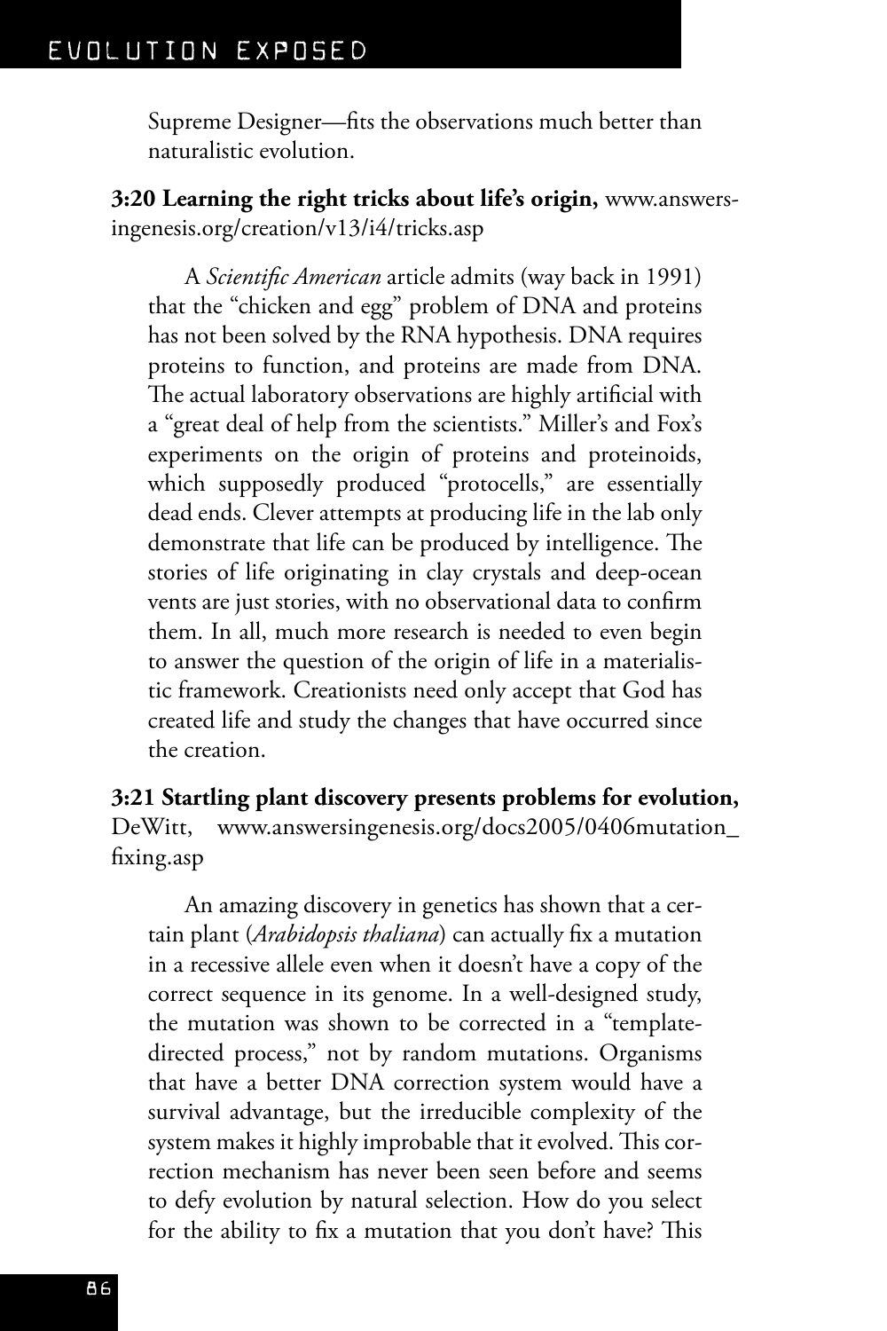Supreme Designer—fits the observations much better than naturalistic evolution.

**3:20 Learning the right tricks about life's origin,** www.answersingenesis.org/creation/v13/i4/tricks.asp

A *Scientific American* article admits (way back in 1991) that the "chicken and egg" problem of DNA and proteins has not been solved by the RNA hypothesis. DNA requires proteins to function, and proteins are made from DNA. The actual laboratory observations are highly artificial with a "great deal of help from the scientists." Miller's and Fox's experiments on the origin of proteins and proteinoids, which supposedly produced "protocells," are essentially dead ends. Clever attempts at producing life in the lab only demonstrate that life can be produced by intelligence. The stories of life originating in clay crystals and deep-ocean vents are just stories, with no observational data to confirm them. In all, much more research is needed to even begin to answer the question of the origin of life in a materialistic framework. Creationists need only accept that God has created life and study the changes that have occurred since the creation.

**3:21 Startling plant discovery presents problems for evolution,** DeWitt, www.answersingenesis.org/docs2005/0406mutation_fixing.asp

An amazing discovery in genetics has shown that a certain plant (*Arabidopsis thaliana*) can actually fix a mutation in a recessive allele even when it doesn't have a copy of the correct sequence in its genome. In a well-designed study, the mutation was shown to be corrected in a "template-directed process," not by random mutations. Organisms that have a better DNA correction system would have a survival advantage, but the irreducible complexity of the system makes it highly improbable that it evolved. This correction mechanism has never been seen before and seems to defy evolution by natural selection. How do you select for the ability to fix a mutation that you don't have? This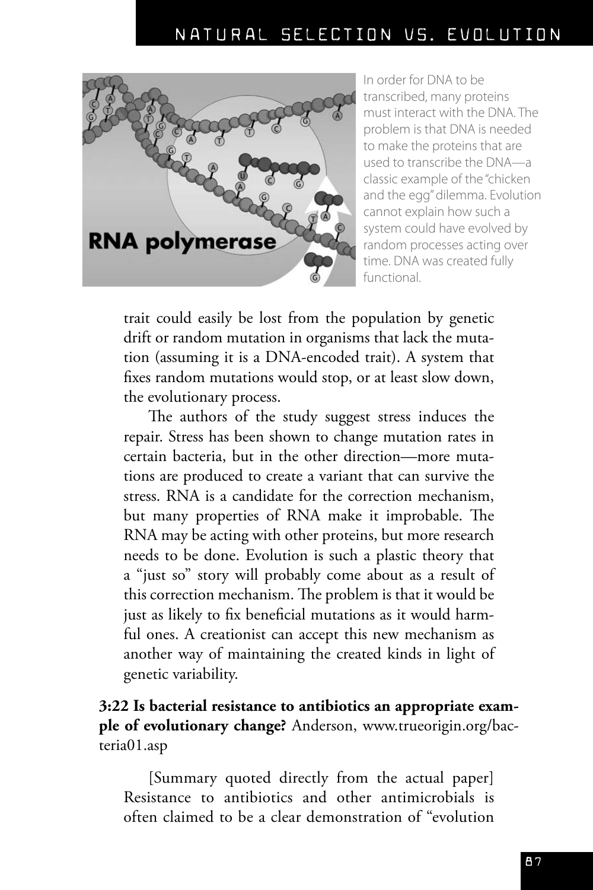In order for DNA to be transcribed, many proteins must interact with the DNA. The problem is that DNA is needed to make the proteins that are used to transcribe the DNA—a classic example of the "chicken and the egg" dilemma. Evolution cannot explain how such a system could have evolved by random processes acting over time. DNA was created fully functional.

trait could easily be lost from the population by genetic drift or random mutation in organisms that lack the mutation (assuming it is a DNA-encoded trait). A system that fixes random mutations would stop, or at least slow down, the evolutionary process.

The authors of the study suggest stress induces the repair. Stress has been shown to change mutation rates in certain bacteria, but in the other direction—more mutations are produced to create a variant that can survive the stress. RNA is a candidate for the correction mechanism, but many properties of RNA make it improbable. The RNA may be acting with other proteins, but more research needs to be done. Evolution is such a plastic theory that a "just so" story will probably come about as a result of this correction mechanism. The problem is that it would be just as likely to fix beneficial mutations as it would harmful ones. A creationist can accept this new mechanism as another way of maintaining the created kinds in light of genetic variability.

**3:22 Is bacterial resistance to antibiotics an appropriate example of evolutionary change?** Anderson, www.trueorigin.org/bacteria01.asp

[Summary quoted directly from the actual paper] Resistance to antibiotics and other antimicrobials is often claimed to be a clear demonstration of "evolution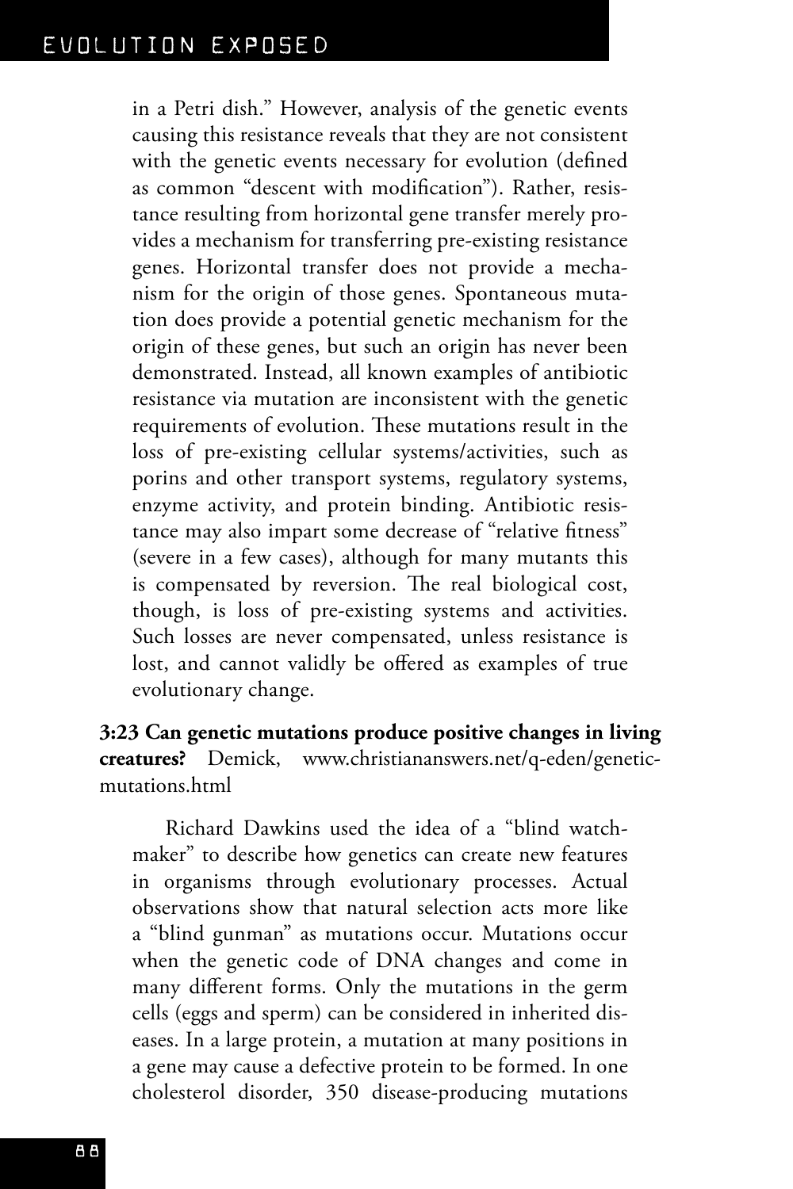in a Petri dish." However, analysis of the genetic events causing this resistance reveals that they are not consistent with the genetic events necessary for evolution (defined as common "descent with modification"). Rather, resistance resulting from horizontal gene transfer merely provides a mechanism for transferring pre-existing resistance genes. Horizontal transfer does not provide a mechanism for the origin of those genes. Spontaneous mutation does provide a potential genetic mechanism for the origin of these genes, but such an origin has never been demonstrated. Instead, all known examples of antibiotic resistance via mutation are inconsistent with the genetic requirements of evolution. These mutations result in the loss of pre-existing cellular systems/activities, such as porins and other transport systems, regulatory systems, enzyme activity, and protein binding. Antibiotic resistance may also impart some decrease of "relative fitness" (severe in a few cases), although for many mutants this is compensated by reversion. The real biological cost, though, is loss of pre-existing systems and activities. Such losses are never compensated, unless resistance is lost, and cannot validly be offered as examples of true evolutionary change.

**3:23 Can genetic mutations produce positive changes in living creatures?** Demick, www.christiananswers.net/q-eden/genetic-mutations.html

Richard Dawkins used the idea of a "blind watchmaker" to describe how genetics can create new features in organisms through evolutionary processes. Actual observations show that natural selection acts more like a "blind gunman" as mutations occur. Mutations occur when the genetic code of DNA changes and come in many different forms. Only the mutations in the germ cells (eggs and sperm) can be considered in inherited diseases. In a large protein, a mutation at many positions in a gene may cause a defective protein to be formed. In one cholesterol disorder, 350 disease-producing mutations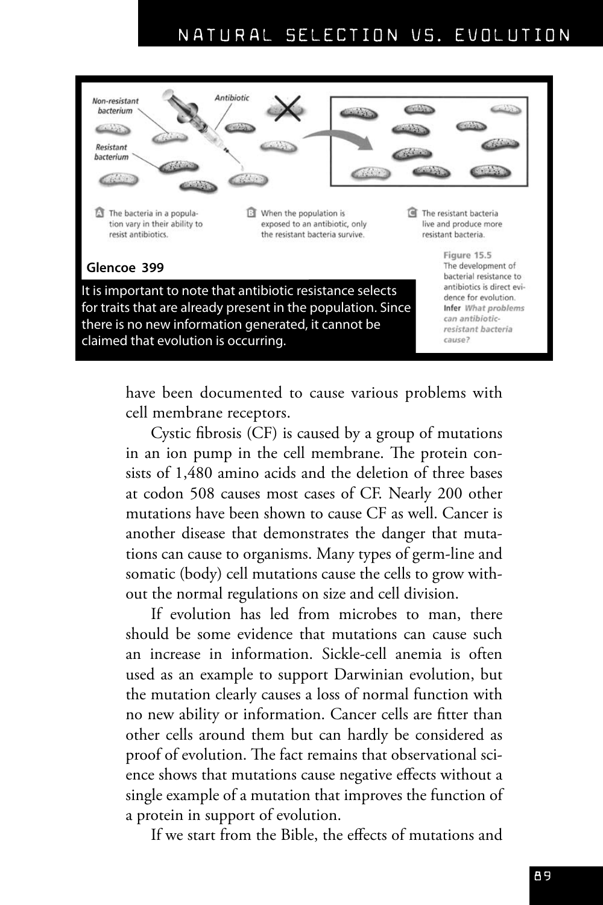Non-resistant bacterium

Antibiotic

Resistant bacterium

A The bacteria in a population vary in their ability to resist antibiotics.

B When the population is exposed to an antibiotic, only the resistant bacteria survive.

C The resistant bacteria live and produce more resistant bacteria.

**Figure 15.5** The development of bacterial resistance to antibiotics is direct evidence for evolution. **Infer** *What problems can antibiotic-resistant bacteria cause?*

**Glencoe 399**

It is important to note that antibiotic resistance selects for traits that are already present in the population. Since there is no new information generated, it cannot be claimed that evolution is occurring.

have been documented to cause various problems with cell membrane receptors.

Cystic fibrosis (CF) is caused by a group of mutations in an ion pump in the cell membrane. The protein consists of 1,480 amino acids and the deletion of three bases at codon 508 causes most cases of CF. Nearly 200 other mutations have been shown to cause CF as well. Cancer is another disease that demonstrates the danger that mutations can cause to organisms. Many types of germ-line and somatic (body) cell mutations cause the cells to grow without the normal regulations on size and cell division.

If evolution has led from microbes to man, there should be some evidence that mutations can cause such an increase in information. Sickle-cell anemia is often used as an example to support Darwinian evolution, but the mutation clearly causes a loss of normal function with no new ability or information. Cancer cells are fitter than other cells around them but can hardly be considered as proof of evolution. The fact remains that observational science shows that mutations cause negative effects without a single example of a mutation that improves the function of a protein in support of evolution.

If we start from the Bible, the effects of mutations and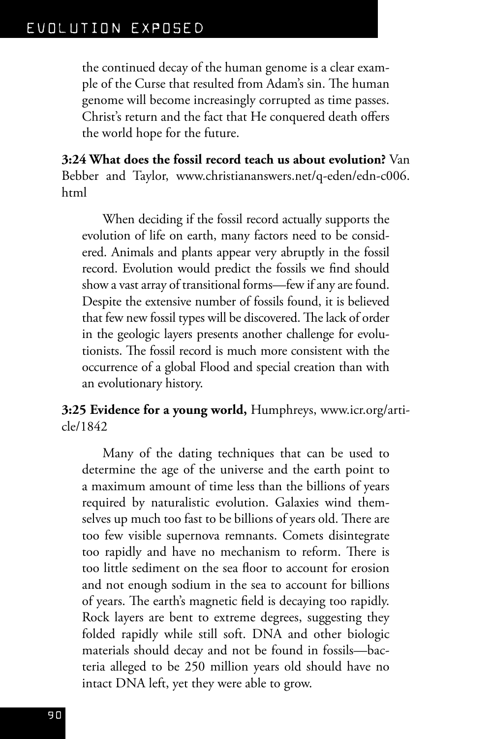the continued decay of the human genome is a clear example of the Curse that resulted from Adam's sin. The human genome will become increasingly corrupted as time passes. Christ's return and the fact that He conquered death offers the world hope for the future.

**3:24 What does the fossil record teach us about evolution?** Van Bebber and Taylor, www.christiananswers.net/q-eden/edn-c006.html

When deciding if the fossil record actually supports the evolution of life on earth, many factors need to be considered. Animals and plants appear very abruptly in the fossil record. Evolution would predict the fossils we find should show a vast array of transitional forms—few if any are found. Despite the extensive number of fossils found, it is believed that few new fossil types will be discovered. The lack of order in the geologic layers presents another challenge for evolutionists. The fossil record is much more consistent with the occurrence of a global Flood and special creation than with an evolutionary history.

**3:25 Evidence for a young world,** Humphreys, www.icr.org/article/1842

Many of the dating techniques that can be used to determine the age of the universe and the earth point to a maximum amount of time less than the billions of years required by naturalistic evolution. Galaxies wind themselves up much too fast to be billions of years old. There are too few visible supernova remnants. Comets disintegrate too rapidly and have no mechanism to reform. There is too little sediment on the sea floor to account for erosion and not enough sodium in the sea to account for billions of years. The earth's magnetic field is decaying too rapidly. Rock layers are bent to extreme degrees, suggesting they folded rapidly while still soft. DNA and other biologic materials should decay and not be found in fossils—bacteria alleged to be 250 million years old should have no intact DNA left, yet they were able to grow.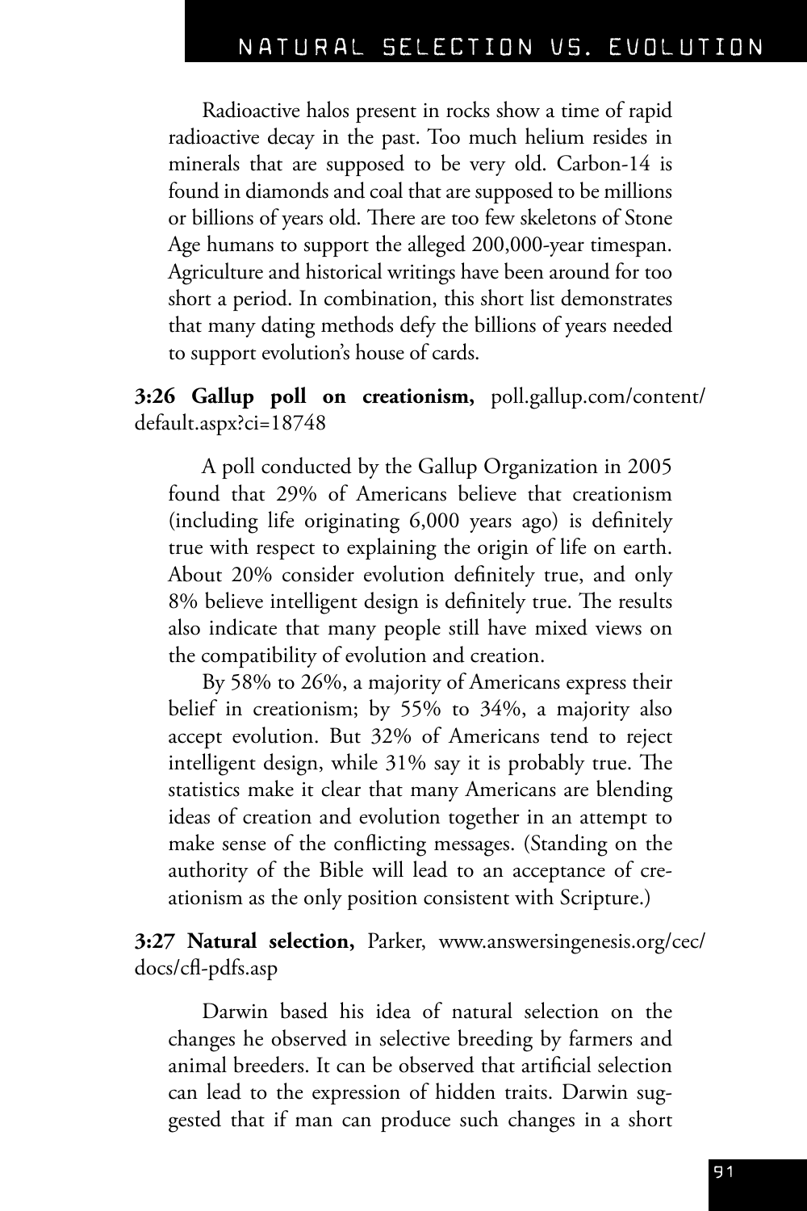Radioactive halos present in rocks show a time of rapid radioactive decay in the past. Too much helium resides in minerals that are supposed to be very old. Carbon-14 is found in diamonds and coal that are supposed to be millions or billions of years old. There are too few skeletons of Stone Age humans to support the alleged 200,000-year timespan. Agriculture and historical writings have been around for too short a period. In combination, this short list demonstrates that many dating methods defy the billions of years needed to support evolution's house of cards.

**3:26 Gallup poll on creationism,** poll.gallup.com/content/default.aspx?ci=18748

A poll conducted by the Gallup Organization in 2005 found that 29% of Americans believe that creationism (including life originating 6,000 years ago) is definitely true with respect to explaining the origin of life on earth. About 20% consider evolution definitely true, and only 8% believe intelligent design is definitely true. The results also indicate that many people still have mixed views on the compatibility of evolution and creation.

By 58% to 26%, a majority of Americans express their belief in creationism; by 55% to 34%, a majority also accept evolution. But 32% of Americans tend to reject intelligent design, while 31% say it is probably true. The statistics make it clear that many Americans are blending ideas of creation and evolution together in an attempt to make sense of the conflicting messages. (Standing on the authority of the Bible will lead to an acceptance of creationism as the only position consistent with Scripture.)

**3:27 Natural selection,** Parker, www.answersingenesis.org/cec/docs/cfl-pdfs.asp

Darwin based his idea of natural selection on the changes he observed in selective breeding by farmers and animal breeders. It can be observed that artificial selection can lead to the expression of hidden traits. Darwin suggested that if man can produce such changes in a short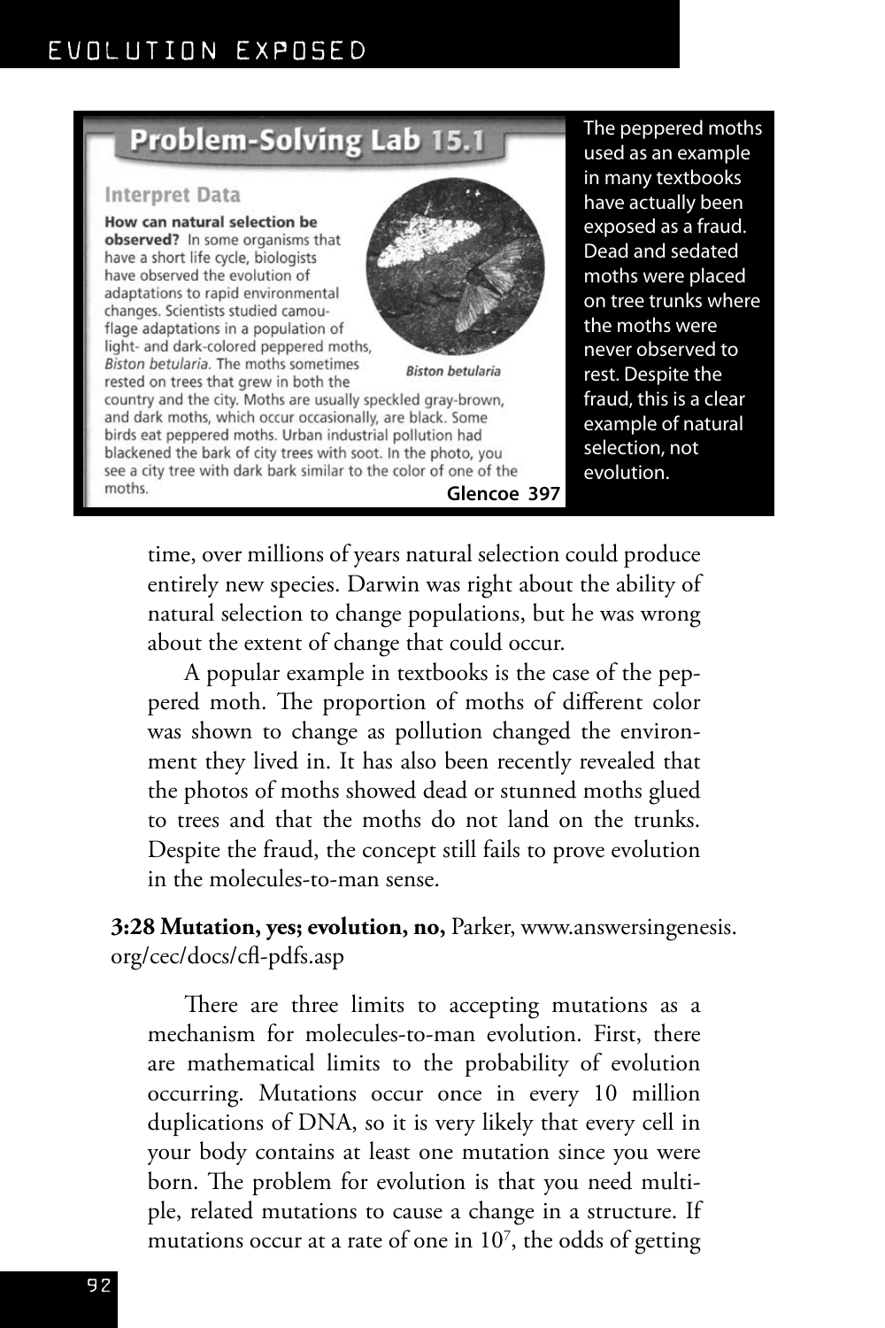## Problem-Solving Lab 15.1

### Interpret Data

**How can natural selection be observed?** In some organisms that have a short life cycle, biologists have observed the evolution of adaptations to rapid environmental changes. Scientists studied camouflage adaptations in a population of light- and dark-colored peppered moths, *Biston betularia*. The moths sometimes rested on trees that grew in both the country and the city. Moths are usually speckled gray-brown, and dark moths, which occur occasionally, are black. Some birds eat peppered moths. Urban industrial pollution had blackened the bark of city trees with soot. In the photo, you see a city tree with dark bark similar to the color of one of the moths.

*Biston betularia*

**Glencoe 397**

The peppered moths used as an example in many textbooks have actually been exposed as a fraud. Dead and sedated moths were placed on tree trunks where the moths were never observed to rest. Despite the fraud, this is a clear example of natural selection, not evolution.

time, over millions of years natural selection could produce entirely new species. Darwin was right about the ability of natural selection to change populations, but he was wrong about the extent of change that could occur.

A popular example in textbooks is the case of the peppered moth. The proportion of moths of different color was shown to change as pollution changed the environment they lived in. It has also been recently revealed that the photos of moths showed dead or stunned moths glued to trees and that the moths do not land on the trunks. Despite the fraud, the concept still fails to prove evolution in the molecules-to-man sense.

**3:28 Mutation, yes; evolution, no,** Parker, www.answersingenesis.org/cec/docs/cfl-pdfs.asp

There are three limits to accepting mutations as a mechanism for molecules-to-man evolution. First, there are mathematical limits to the probability of evolution occurring. Mutations occur once in every 10 million duplications of DNA, so it is very likely that every cell in your body contains at least one mutation since you were born. The problem for evolution is that you need multiple, related mutations to cause a change in a structure. If mutations occur at a rate of one in $10^7$, the odds of getting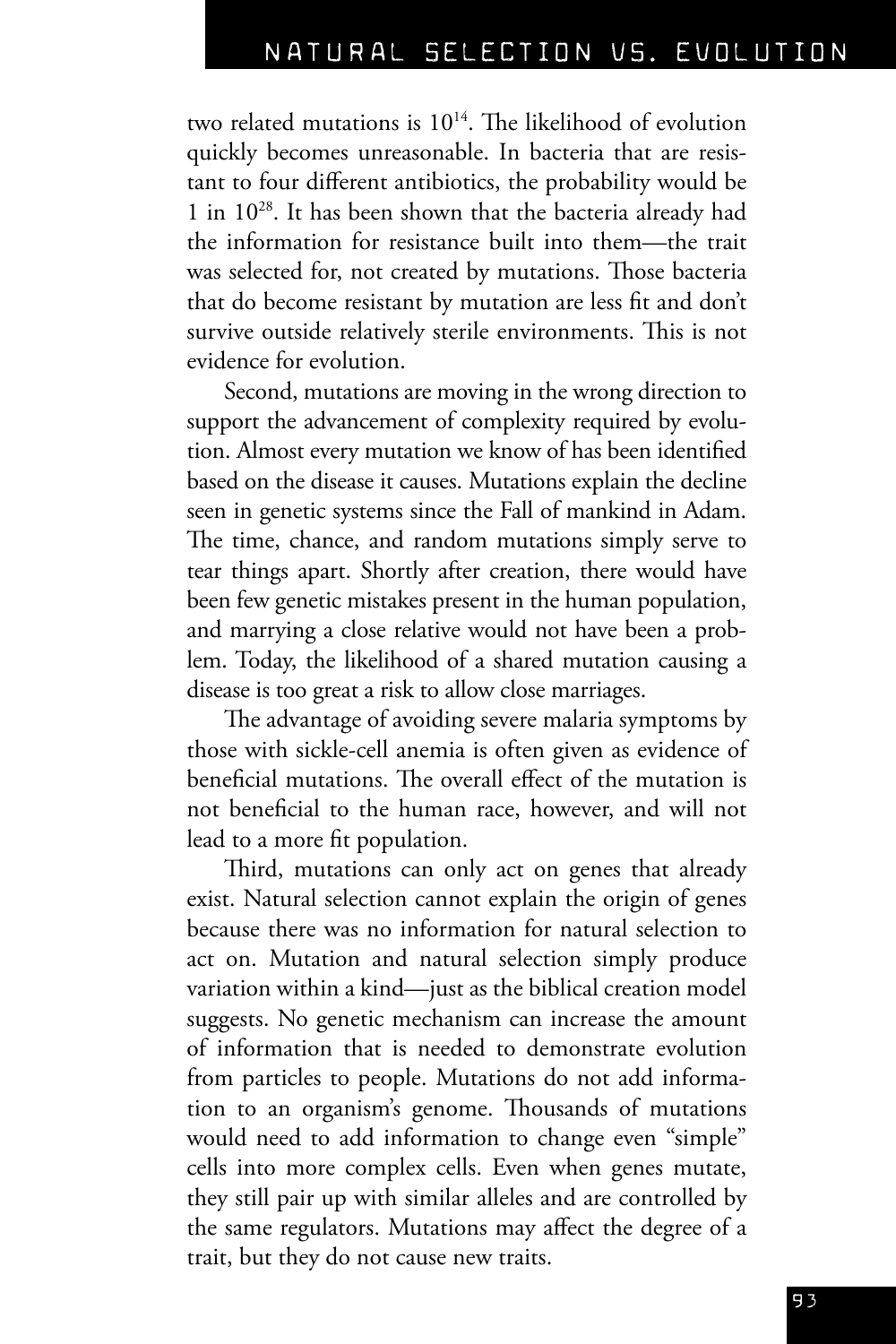two related mutations is $10^{14}$. The likelihood of evolution quickly becomes unreasonable. In bacteria that are resistant to four different antibiotics, the probability would be 1 in $10^{28}$. It has been shown that the bacteria already had the information for resistance built into them—the trait was selected for, not created by mutations. Those bacteria that do become resistant by mutation are less fit and don't survive outside relatively sterile environments. This is not evidence for evolution.

Second, mutations are moving in the wrong direction to support the advancement of complexity required by evolution. Almost every mutation we know of has been identified based on the disease it causes. Mutations explain the decline seen in genetic systems since the Fall of mankind in Adam. The time, chance, and random mutations simply serve to tear things apart. Shortly after creation, there would have been few genetic mistakes present in the human population, and marrying a close relative would not have been a problem. Today, the likelihood of a shared mutation causing a disease is too great a risk to allow close marriages.

The advantage of avoiding severe malaria symptoms by those with sickle-cell anemia is often given as evidence of beneficial mutations. The overall effect of the mutation is not beneficial to the human race, however, and will not lead to a more fit population.

Third, mutations can only act on genes that already exist. Natural selection cannot explain the origin of genes because there was no information for natural selection to act on. Mutation and natural selection simply produce variation within a kind—just as the biblical creation model suggests. No genetic mechanism can increase the amount of information that is needed to demonstrate evolution from particles to people. Mutations do not add information to an organism's genome. Thousands of mutations would need to add information to change even "simple" cells into more complex cells. Even when genes mutate, they still pair up with similar alleles and are controlled by the same regulators. Mutations may affect the degree of a trait, but they do not cause new traits.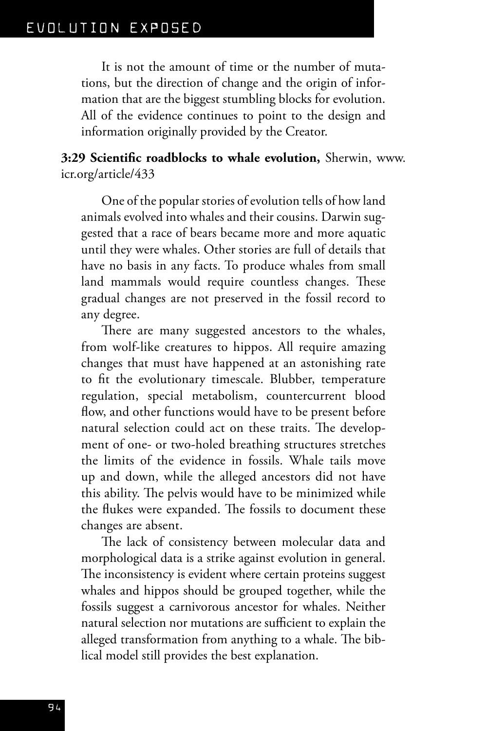It is not the amount of time or the number of mutations, but the direction of change and the origin of information that are the biggest stumbling blocks for evolution. All of the evidence continues to point to the design and information originally provided by the Creator.

**3:29 Scientific roadblocks to whale evolution,** Sherwin, www.icr.org/article/433

One of the popular stories of evolution tells of how land animals evolved into whales and their cousins. Darwin suggested that a race of bears became more and more aquatic until they were whales. Other stories are full of details that have no basis in any facts. To produce whales from small land mammals would require countless changes. These gradual changes are not preserved in the fossil record to any degree.

There are many suggested ancestors to the whales, from wolf-like creatures to hippos. All require amazing changes that must have happened at an astonishing rate to fit the evolutionary timescale. Blubber, temperature regulation, special metabolism, countercurrent blood flow, and other functions would have to be present before natural selection could act on these traits. The development of one- or two-holed breathing structures stretches the limits of the evidence in fossils. Whale tails move up and down, while the alleged ancestors did not have this ability. The pelvis would have to be minimized while the flukes were expanded. The fossils to document these changes are absent.

The lack of consistency between molecular data and morphological data is a strike against evolution in general. The inconsistency is evident where certain proteins suggest whales and hippos should be grouped together, while the fossils suggest a carnivorous ancestor for whales. Neither natural selection nor mutations are sufficient to explain the alleged transformation from anything to a whale. The biblical model still provides the best explanation.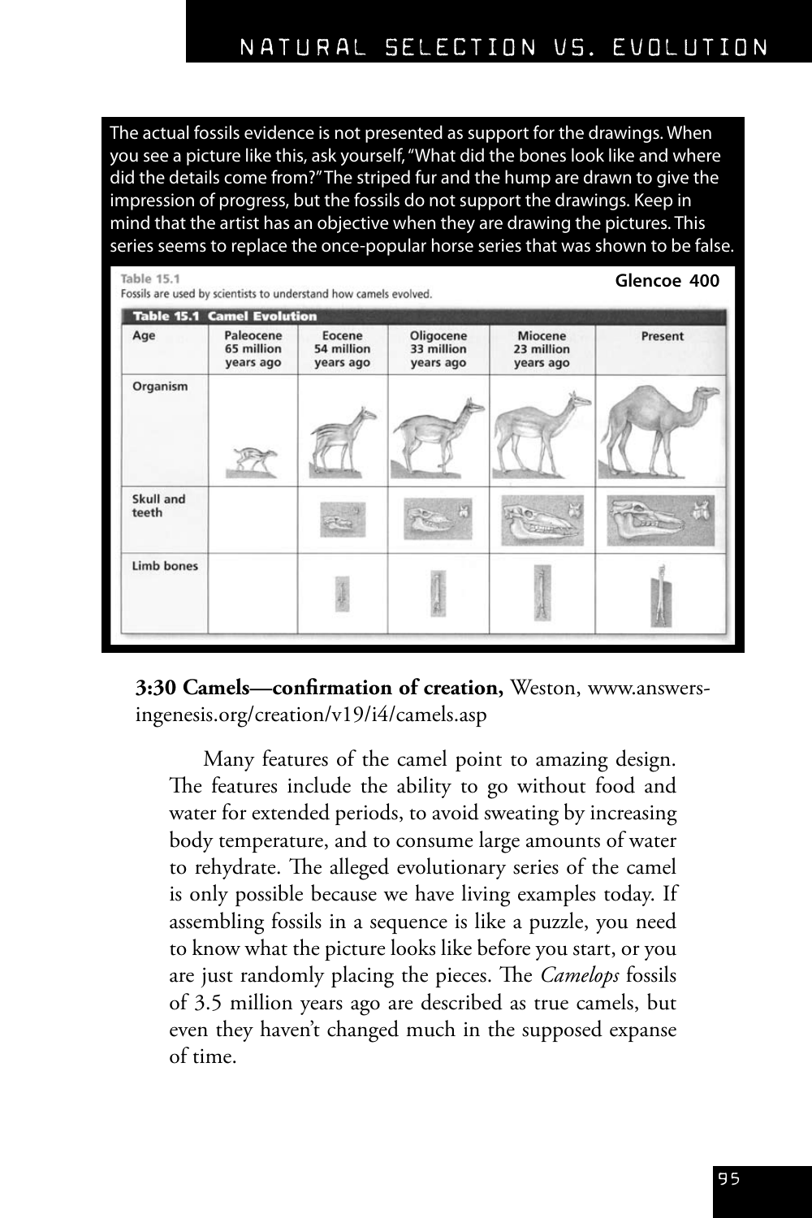The actual fossils evidence is not presented as support for the drawings. When you see a picture like this, ask yourself, "What did the bones look like and where did the details come from?" The striped fur and the hump are drawn to give the impression of progress, but the fossils do not support the drawings. Keep in mind that the artist has an objective when they are drawing the pictures. This series seems to replace the once-popular horse series that was shown to be false.

Table 15.1
Fossils are used by scientists to understand how camels evolved.

**Glencoe 400**

**Table 15.1 Camel Evolution**

| Age | Paleocene 65 million years ago | Eocene 54 million years ago | Oligocene 33 million years ago | Miocene 23 million years ago | Present |
|---|---|---|---|---|---|
| Organism | | | | | |
| Skull and teeth | | | | | |
| Limb bones | | | | | |

**3:30 Camels—confirmation of creation,** Weston, www.answersingenesis.org/creation/v19/i4/camels.asp

> Many features of the camel point to amazing design. The features include the ability to go without food and water for extended periods, to avoid sweating by increasing body temperature, and to consume large amounts of water to rehydrate. The alleged evolutionary series of the camel is only possible because we have living examples today. If assembling fossils in a sequence is like a puzzle, you need to know what the picture looks like before you start, or you are just randomly placing the pieces. The *Camelops* fossils of 3.5 million years ago are described as true camels, but even they haven't changed much in the supposed expanse of time.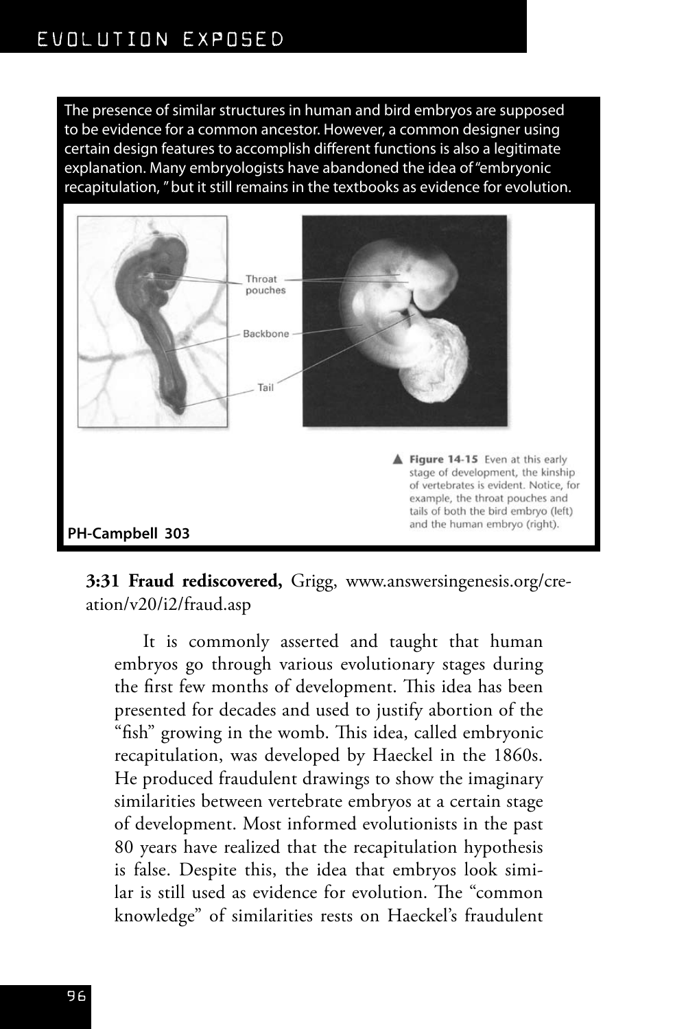The presence of similar structures in human and bird embryos are supposed to be evidence for a common ancestor. However, a common designer using certain design features to accomplish different functions is also a legitimate explanation. Many embryologists have abandoned the idea of "embryonic recapitulation, " but it still remains in the textbooks as evidence for evolution.

Throat pouches

Backbone

Tail

▲ **Figure 14-15** Even at this early stage of development, the kinship of vertebrates is evident. Notice, for example, the throat pouches and tails of both the bird embryo (left) and the human embryo (right).

**PH-Campbell 303**

**3:31 Fraud rediscovered,** Grigg, www.answersingenesis.org/creation/v20/i2/fraud.asp

> It is commonly asserted and taught that human embryos go through various evolutionary stages during the first few months of development. This idea has been presented for decades and used to justify abortion of the "fish" growing in the womb. This idea, called embryonic recapitulation, was developed by Haeckel in the 1860s. He produced fraudulent drawings to show the imaginary similarities between vertebrate embryos at a certain stage of development. Most informed evolutionists in the past 80 years have realized that the recapitulation hypothesis is false. Despite this, the idea that embryos look similar is still used as evidence for evolution. The "common knowledge" of similarities rests on Haeckel's fraudulent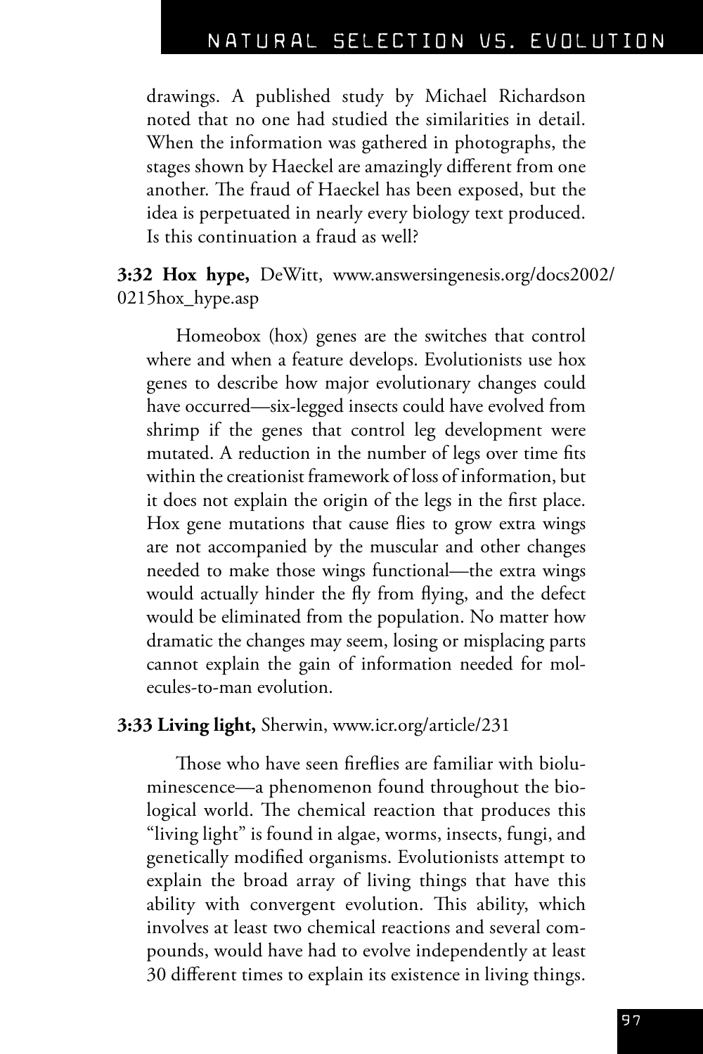drawings. A published study by Michael Richardson noted that no one had studied the similarities in detail. When the information was gathered in photographs, the stages shown by Haeckel are amazingly different from one another. The fraud of Haeckel has been exposed, but the idea is perpetuated in nearly every biology text produced. Is this continuation a fraud as well?

**3:32 Hox hype,** DeWitt, www.answersingenesis.org/docs2002/0215hox_hype.asp

Homeobox (hox) genes are the switches that control where and when a feature develops. Evolutionists use hox genes to describe how major evolutionary changes could have occurred—six-legged insects could have evolved from shrimp if the genes that control leg development were mutated. A reduction in the number of legs over time fits within the creationist framework of loss of information, but it does not explain the origin of the legs in the first place. Hox gene mutations that cause flies to grow extra wings are not accompanied by the muscular and other changes needed to make those wings functional—the extra wings would actually hinder the fly from flying, and the defect would be eliminated from the population. No matter how dramatic the changes may seem, losing or misplacing parts cannot explain the gain of information needed for molecules-to-man evolution.

**3:33 Living light,** Sherwin, www.icr.org/article/231

Those who have seen fireflies are familiar with bioluminescence—a phenomenon found throughout the biological world. The chemical reaction that produces this "living light" is found in algae, worms, insects, fungi, and genetically modified organisms. Evolutionists attempt to explain the broad array of living things that have this ability with convergent evolution. This ability, which involves at least two chemical reactions and several compounds, would have had to evolve independently at least 30 different times to explain its existence in living things.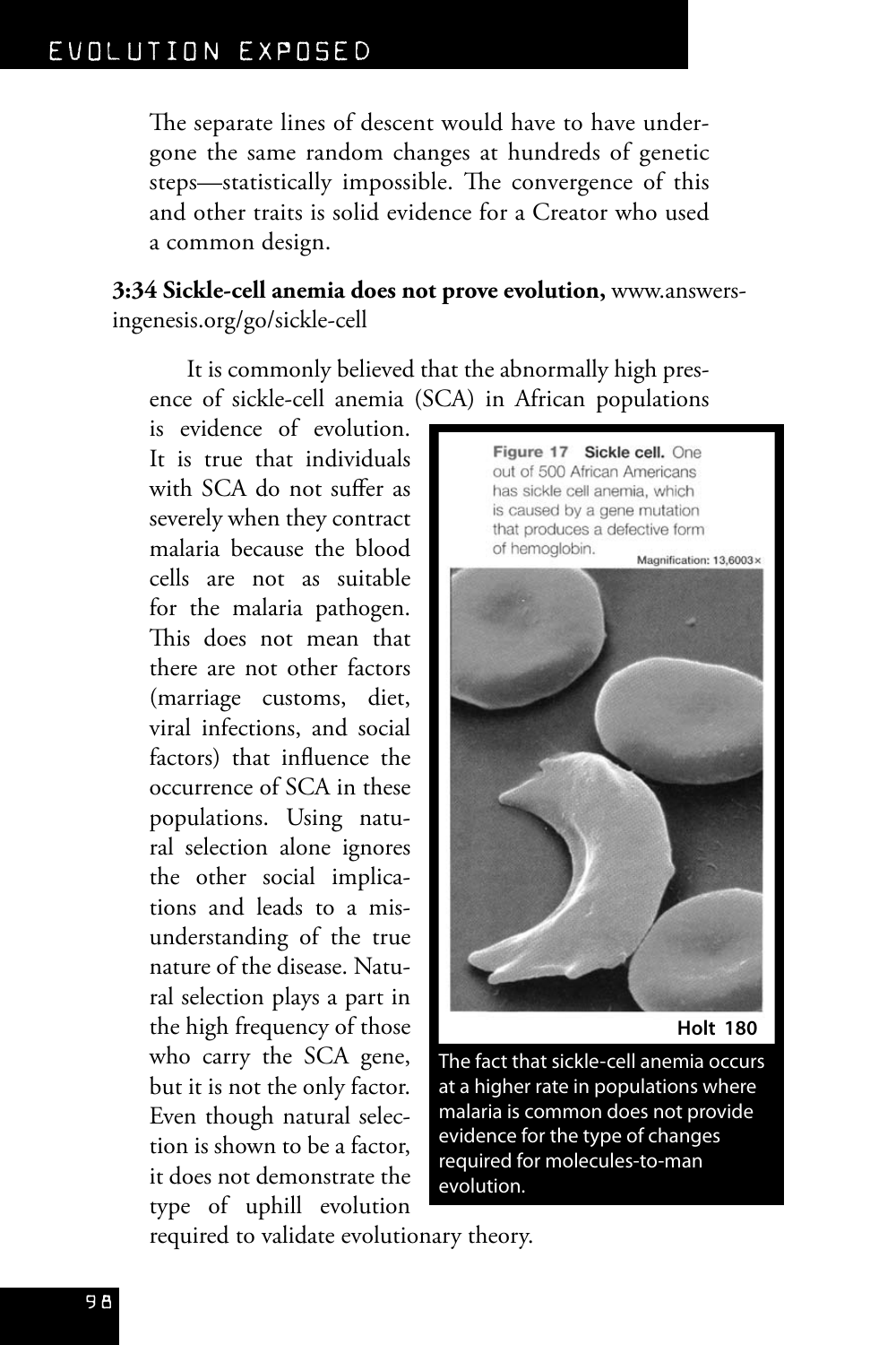The separate lines of descent would have to have undergone the same random changes at hundreds of genetic steps—statistically impossible. The convergence of this and other traits is solid evidence for a Creator who used a common design.

**3:34 Sickle-cell anemia does not prove evolution,** www.answersingenesis.org/go/sickle-cell

It is commonly believed that the abnormally high presence of sickle-cell anemia (SCA) in African populations is evidence of evolution. It is true that individuals with SCA do not suffer as severely when they contract malaria because the blood cells are not as suitable for the malaria pathogen. This does not mean that there are not other factors (marriage customs, diet, viral infections, and social factors) that influence the occurrence of SCA in these populations. Using natural selection alone ignores the other social implications and leads to a misunderstanding of the true nature of the disease. Natural selection plays a part in the high frequency of those who carry the SCA gene, but it is not the only factor. Even though natural selection is shown to be a factor, it does not demonstrate the type of uphill evolution required to validate evolutionary theory.

**Figure 17 Sickle cell.** One out of 500 African Americans has sickle cell anemia, which is caused by a gene mutation that produces a defective form of hemoglobin. Magnification: 13,6003×

**Holt 180**

The fact that sickle-cell anemia occurs at a higher rate in populations where malaria is common does not provide evidence for the type of changes required for molecules-to-man evolution.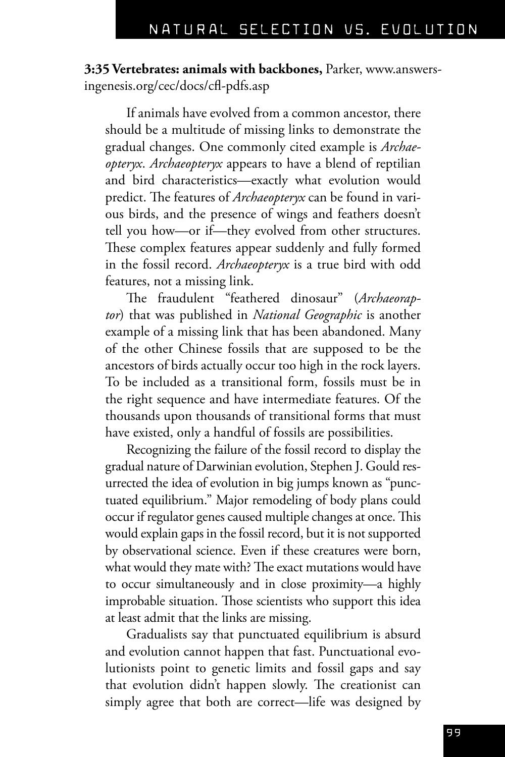**3:35 Vertebrates: animals with backbones,** Parker, www.answersingenesis.org/cec/docs/cfl-pdfs.asp

If animals have evolved from a common ancestor, there should be a multitude of missing links to demonstrate the gradual changes. One commonly cited example is *Archaeopteryx*. *Archaeopteryx* appears to have a blend of reptilian and bird characteristics—exactly what evolution would predict. The features of *Archaeopteryx* can be found in various birds, and the presence of wings and feathers doesn't tell you how—or if—they evolved from other structures. These complex features appear suddenly and fully formed in the fossil record. *Archaeopteryx* is a true bird with odd features, not a missing link.

The fraudulent "feathered dinosaur" (*Archaeoraptor*) that was published in *National Geographic* is another example of a missing link that has been abandoned. Many of the other Chinese fossils that are supposed to be the ancestors of birds actually occur too high in the rock layers. To be included as a transitional form, fossils must be in the right sequence and have intermediate features. Of the thousands upon thousands of transitional forms that must have existed, only a handful of fossils are possibilities.

Recognizing the failure of the fossil record to display the gradual nature of Darwinian evolution, Stephen J. Gould resurrected the idea of evolution in big jumps known as "punctuated equilibrium." Major remodeling of body plans could occur if regulator genes caused multiple changes at once. This would explain gaps in the fossil record, but it is not supported by observational science. Even if these creatures were born, what would they mate with? The exact mutations would have to occur simultaneously and in close proximity—a highly improbable situation. Those scientists who support this idea at least admit that the links are missing.

Gradualists say that punctuated equilibrium is absurd and evolution cannot happen that fast. Punctuational evolutionists point to genetic limits and fossil gaps and say that evolution didn't happen slowly. The creationist can simply agree that both are correct—life was designed by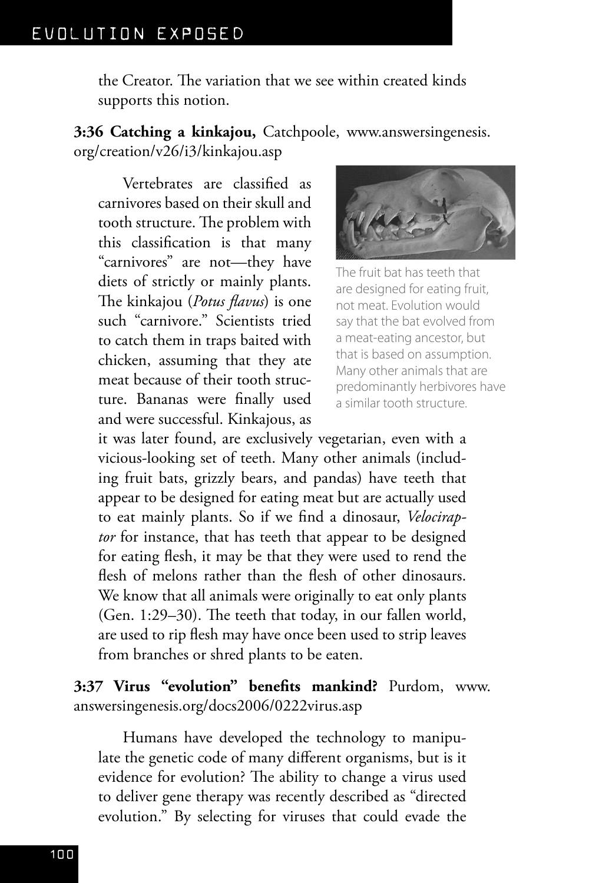the Creator. The variation that we see within created kinds supports this notion.

**3:36 Catching a kinkajou,** Catchpoole, www.answersingenesis.org/creation/v26/i3/kinkajou.asp

Vertebrates are classified as carnivores based on their skull and tooth structure. The problem with this classification is that many "carnivores" are not—they have diets of strictly or mainly plants. The kinkajou (*Potus flavus*) is one such "carnivore." Scientists tried to catch them in traps baited with chicken, assuming that they ate meat because of their tooth structure. Bananas were finally used and were successful. Kinkajous, as it was later found, are exclusively vegetarian, even with a vicious-looking set of teeth. Many other animals (including fruit bats, grizzly bears, and pandas) have teeth that appear to be designed for eating meat but are actually used to eat mainly plants. So if we find a dinosaur, *Velociraptor* for instance, that has teeth that appear to be designed for eating flesh, it may be that they were used to rend the flesh of melons rather than the flesh of other dinosaurs. We know that all animals were originally to eat only plants (Gen. 1:29–30). The teeth that today, in our fallen world, are used to rip flesh may have once been used to strip leaves from branches or shred plants to be eaten.

The fruit bat has teeth that are designed for eating fruit, not meat. Evolution would say that the bat evolved from a meat-eating ancestor, but that is based on assumption. Many other animals that are predominantly herbivores have a similar tooth structure.

**3:37 Virus "evolution" benefits mankind?** Purdom, www.answersingenesis.org/docs2006/0222virus.asp

Humans have developed the technology to manipulate the genetic code of many different organisms, but is it evidence for evolution? The ability to change a virus used to deliver gene therapy was recently described as "directed evolution." By selecting for viruses that could evade the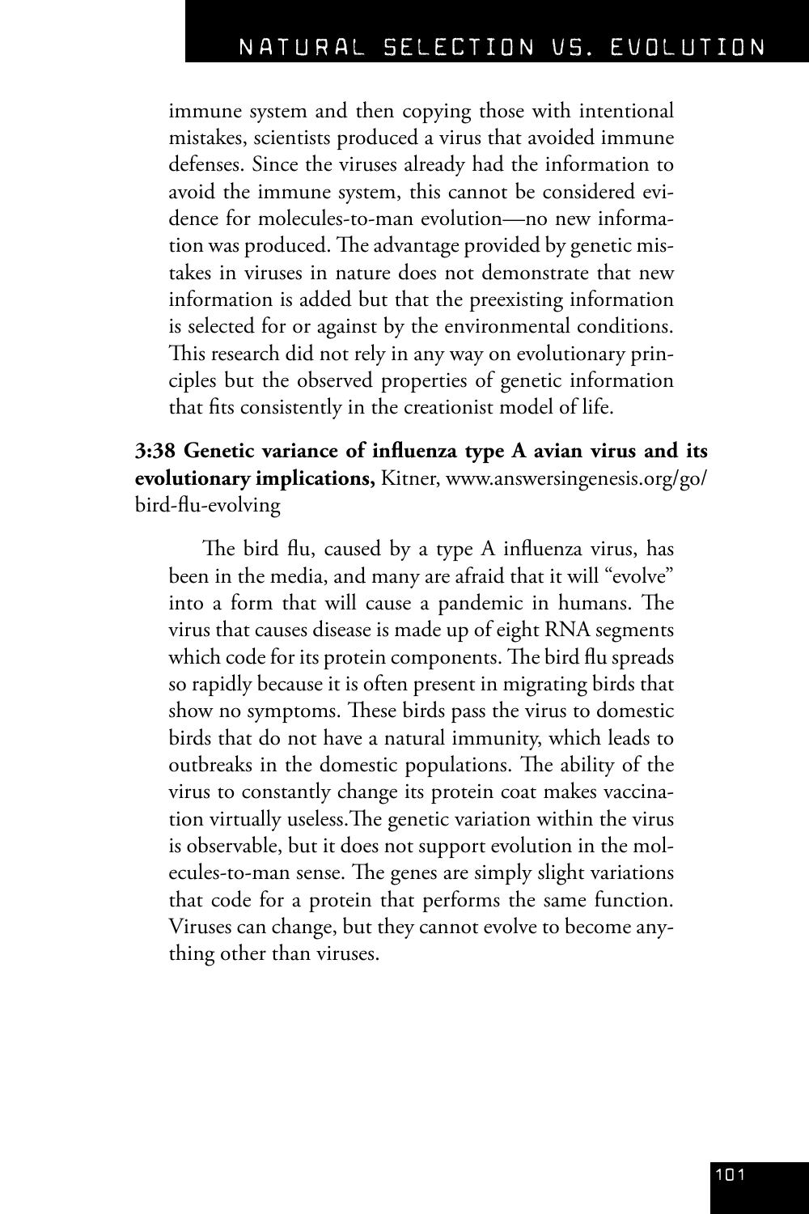immune system and then copying those with intentional mistakes, scientists produced a virus that avoided immune defenses. Since the viruses already had the information to avoid the immune system, this cannot be considered evidence for molecules-to-man evolution—no new information was produced. The advantage provided by genetic mistakes in viruses in nature does not demonstrate that new information is added but that the preexisting information is selected for or against by the environmental conditions. This research did not rely in any way on evolutionary principles but the observed properties of genetic information that fits consistently in the creationist model of life.

**3:38 Genetic variance of influenza type A avian virus and its evolutionary implications,** Kitner, www.answersingenesis.org/go/bird-flu-evolving

The bird flu, caused by a type A influenza virus, has been in the media, and many are afraid that it will "evolve" into a form that will cause a pandemic in humans. The virus that causes disease is made up of eight RNA segments which code for its protein components. The bird flu spreads so rapidly because it is often present in migrating birds that show no symptoms. These birds pass the virus to domestic birds that do not have a natural immunity, which leads to outbreaks in the domestic populations. The ability of the virus to constantly change its protein coat makes vaccination virtually useless.The genetic variation within the virus is observable, but it does not support evolution in the molecules-to-man sense. The genes are simply slight variations that code for a protein that performs the same function. Viruses can change, but they cannot evolve to become anything other than viruses.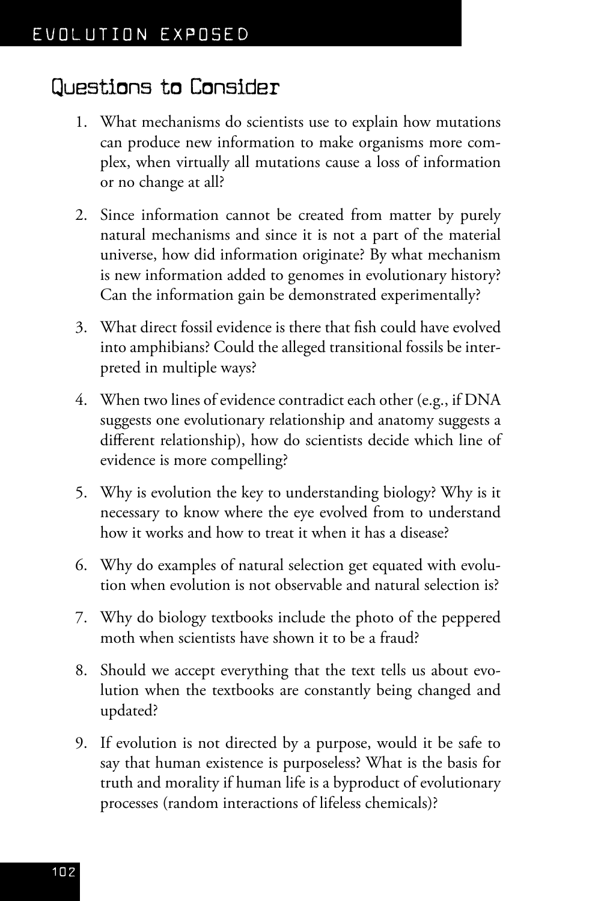## Questions to Consider

1. What mechanisms do scientists use to explain how mutations can produce new information to make organisms more complex, when virtually all mutations cause a loss of information or no change at all?

2. Since information cannot be created from matter by purely natural mechanisms and since it is not a part of the material universe, how did information originate? By what mechanism is new information added to genomes in evolutionary history? Can the information gain be demonstrated experimentally?

3. What direct fossil evidence is there that fish could have evolved into amphibians? Could the alleged transitional fossils be interpreted in multiple ways?

4. When two lines of evidence contradict each other (e.g., if DNA suggests one evolutionary relationship and anatomy suggests a different relationship), how do scientists decide which line of evidence is more compelling?

5. Why is evolution the key to understanding biology? Why is it necessary to know where the eye evolved from to understand how it works and how to treat it when it has a disease?

6. Why do examples of natural selection get equated with evolution when evolution is not observable and natural selection is?

7. Why do biology textbooks include the photo of the peppered moth when scientists have shown it to be a fraud?

8. Should we accept everything that the text tells us about evolution when the textbooks are constantly being changed and updated?

9. If evolution is not directed by a purpose, would it be safe to say that human existence is purposeless? What is the basis for truth and morality if human life is a byproduct of evolutionary processes (random interactions of lifeless chemicals)?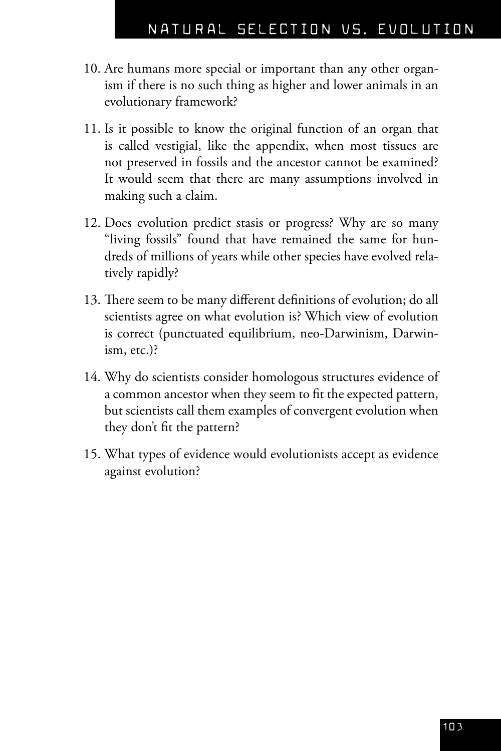10. Are humans more special or important than any other organism if there is no such thing as higher and lower animals in an evolutionary framework?

11. Is it possible to know the original function of an organ that is called vestigial, like the appendix, when most tissues are not preserved in fossils and the ancestor cannot be examined? It would seem that there are many assumptions involved in making such a claim.

12. Does evolution predict stasis or progress? Why are so many "living fossils" found that have remained the same for hundreds of millions of years while other species have evolved relatively rapidly?

13. There seem to be many different definitions of evolution; do all scientists agree on what evolution is? Which view of evolution is correct (punctuated equilibrium, neo-Darwinism, Darwinism, etc.)?

14. Why do scientists consider homologous structures evidence of a common ancestor when they seem to fit the expected pattern, but scientists call them examples of convergent evolution when they don't fit the pattern?

15. What types of evidence would evolutionists accept as evidence against evolution?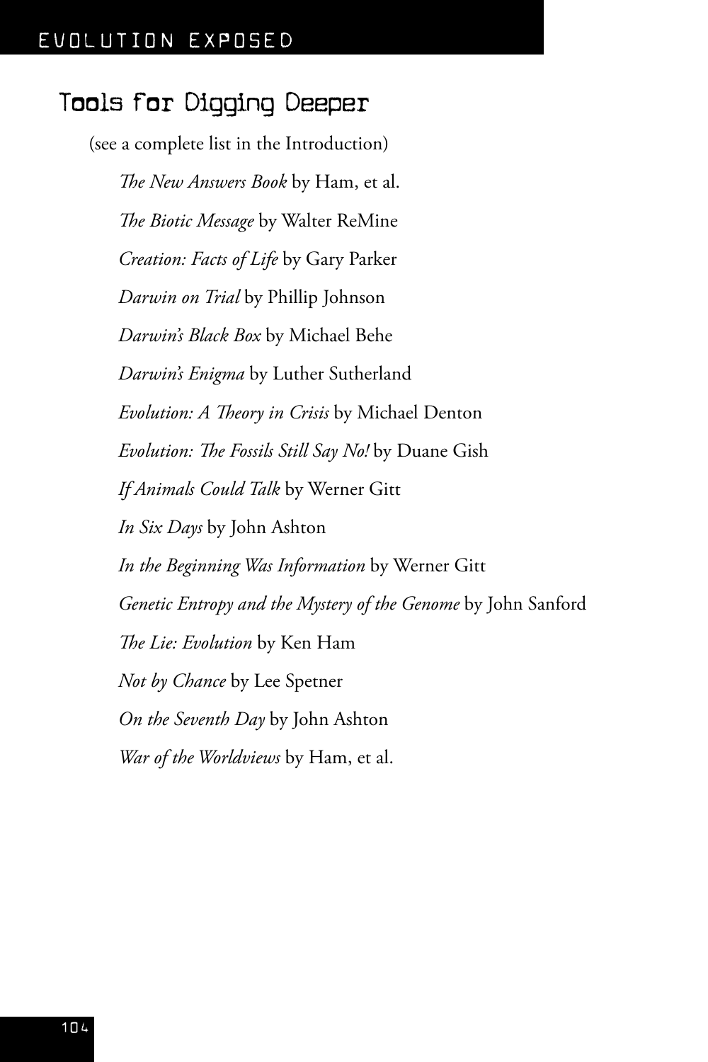## Tools for Digging Deeper

(see a complete list in the Introduction)

*The New Answers Book* by Ham, et al.

*The Biotic Message* by Walter ReMine

*Creation: Facts of Life* by Gary Parker

*Darwin on Trial* by Phillip Johnson

*Darwin's Black Box* by Michael Behe

*Darwin's Enigma* by Luther Sutherland

*Evolution: A Theory in Crisis* by Michael Denton

*Evolution: The Fossils Still Say No!* by Duane Gish

*If Animals Could Talk* by Werner Gitt

*In Six Days* by John Ashton

*In the Beginning Was Information* by Werner Gitt

*Genetic Entropy and the Mystery of the Genome* by John Sanford

*The Lie: Evolution* by Ken Ham

*Not by Chance* by Lee Spetner

*On the Seventh Day* by John Ashton

*War of the Worldviews* by Ham, et al.